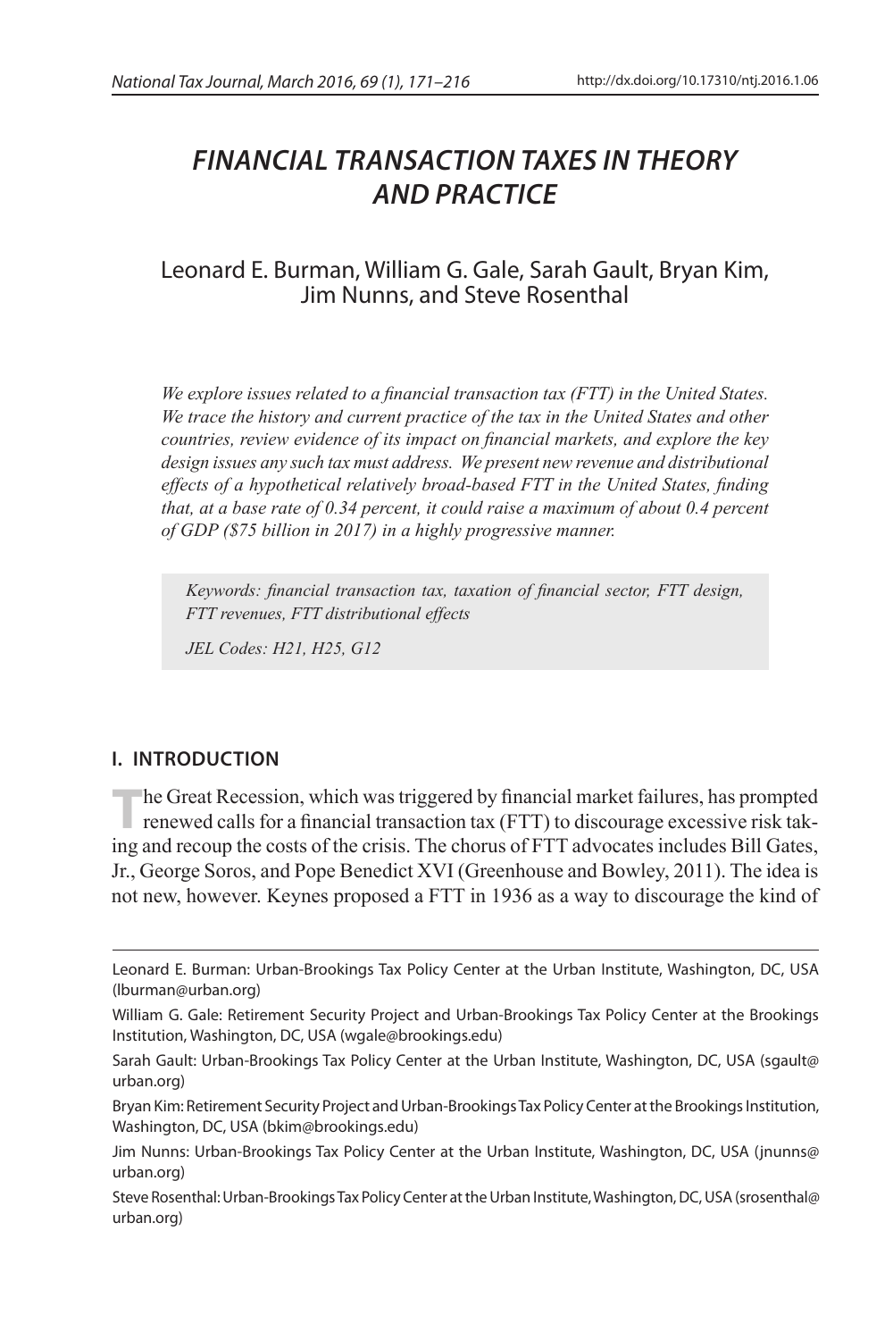# FINANCIAL TRANSACTION TAXES IN THEORY AND PRACTICE

Leonard E. Burman, William G. Gale, Sarah Gault, Bryan Kim, Jim Nunns, and Steve Rosenthal

*We explore issues related to a financial transaction tax (FTT) in the United States. We trace the history and current practice of the tax in the United States and other countries, review evidence of its impact on financial markets, and explore the key design issues any such tax must address. We present new revenue and distributional effects of a hypothetical relatively broad-based FTT in the United States, finding that, at a base rate of 0.34 percent, it could raise a maximum of about 0.4 percent of GDP ($75 billion in 2017) in a highly progressive manner.*

*Keywords: financial transaction tax, taxation of financial sector, FTT design, FTT revenues, FTT distributional effects*

*JEL Codes: H21, H25, G12*

## I. INTRODUCTION

The Great Recession, which was triggered by financial market failures, has prompted renewed calls for a financial transaction tax (FTT) to discourage excessive risk taking and recoup the costs of the crisis. The chorus of FTT advocates includes Bill Gates, Jr., George Soros, and Pope Benedict XVI (Greenhouse and Bowley, 2011). The idea is not new, however. Keynes proposed a FTT in 1936 as a way to discourage the kind of

---

Leonard E. Burman: Urban-Brookings Tax Policy Center at the Urban Institute, Washington, DC, USA (lburman@urban.org)

William G. Gale: Retirement Security Project and Urban-Brookings Tax Policy Center at the Brookings Institution, Washington, DC, USA (wgale@brookings.edu)

Sarah Gault: Urban-Brookings Tax Policy Center at the Urban Institute, Washington, DC, USA (sgault@urban.org)

Bryan Kim: Retirement Security Project and Urban-Brookings Tax Policy Center at the Brookings Institution, Washington, DC, USA (bkim@brookings.edu)

Jim Nunns: Urban-Brookings Tax Policy Center at the Urban Institute, Washington, DC, USA (jnunns@urban.org)

Steve Rosenthal: Urban-Brookings Tax Policy Center at the Urban Institute, Washington, DC, USA (srosenthal@urban.org)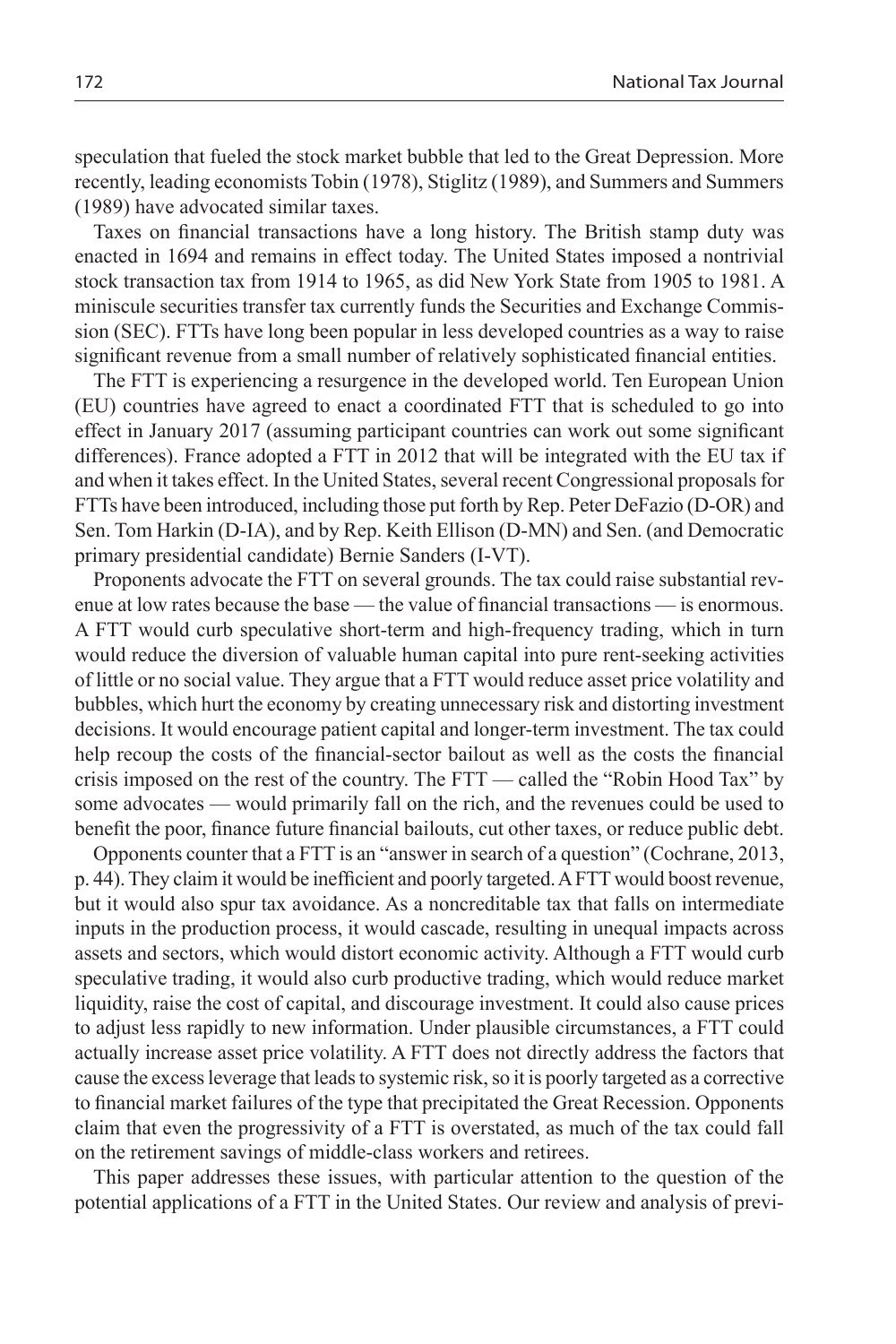speculation that fueled the stock market bubble that led to the Great Depression. More recently, leading economists Tobin (1978), Stiglitz (1989), and Summers and Summers (1989) have advocated similar taxes.

Taxes on financial transactions have a long history. The British stamp duty was enacted in 1694 and remains in effect today. The United States imposed a nontrivial stock transaction tax from 1914 to 1965, as did New York State from 1905 to 1981. A miniscule securities transfer tax currently funds the Securities and Exchange Commission (SEC). FTTs have long been popular in less developed countries as a way to raise significant revenue from a small number of relatively sophisticated financial entities.

The FTT is experiencing a resurgence in the developed world. Ten European Union (EU) countries have agreed to enact a coordinated FTT that is scheduled to go into effect in January 2017 (assuming participant countries can work out some significant differences). France adopted a FTT in 2012 that will be integrated with the EU tax if and when it takes effect. In the United States, several recent Congressional proposals for FTTs have been introduced, including those put forth by Rep. Peter DeFazio (D-OR) and Sen. Tom Harkin (D-IA), and by Rep. Keith Ellison (D-MN) and Sen. (and Democratic primary presidential candidate) Bernie Sanders (I-VT).

Proponents advocate the FTT on several grounds. The tax could raise substantial revenue at low rates because the base — the value of financial transactions — is enormous. A FTT would curb speculative short-term and high-frequency trading, which in turn would reduce the diversion of valuable human capital into pure rent-seeking activities of little or no social value. They argue that a FTT would reduce asset price volatility and bubbles, which hurt the economy by creating unnecessary risk and distorting investment decisions. It would encourage patient capital and longer-term investment. The tax could help recoup the costs of the financial-sector bailout as well as the costs the financial crisis imposed on the rest of the country. The FTT — called the "Robin Hood Tax" by some advocates — would primarily fall on the rich, and the revenues could be used to benefit the poor, finance future financial bailouts, cut other taxes, or reduce public debt.

Opponents counter that a FTT is an "answer in search of a question" (Cochrane, 2013, p. 44). They claim it would be inefficient and poorly targeted. A FTT would boost revenue, but it would also spur tax avoidance. As a noncreditable tax that falls on intermediate inputs in the production process, it would cascade, resulting in unequal impacts across assets and sectors, which would distort economic activity. Although a FTT would curb speculative trading, it would also curb productive trading, which would reduce market liquidity, raise the cost of capital, and discourage investment. It could also cause prices to adjust less rapidly to new information. Under plausible circumstances, a FTT could actually increase asset price volatility. A FTT does not directly address the factors that cause the excess leverage that leads to systemic risk, so it is poorly targeted as a corrective to financial market failures of the type that precipitated the Great Recession. Opponents claim that even the progressivity of a FTT is overstated, as much of the tax could fall on the retirement savings of middle-class workers and retirees.

This paper addresses these issues, with particular attention to the question of the potential applications of a FTT in the United States. Our review and analysis of previ-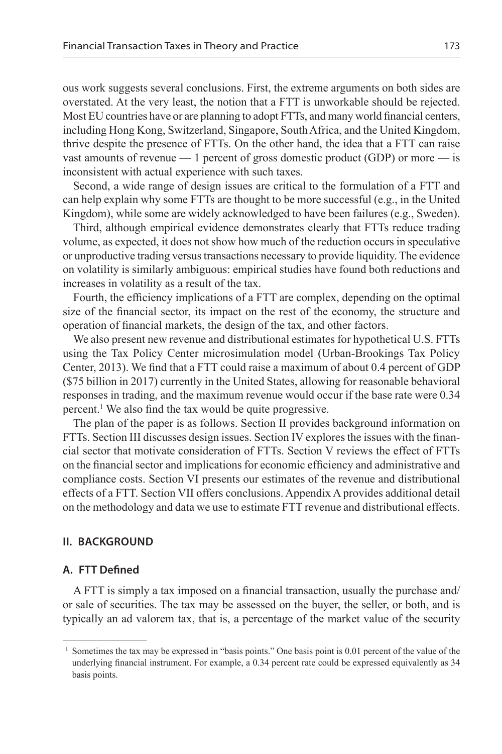ous work suggests several conclusions. First, the extreme arguments on both sides are overstated. At the very least, the notion that a FTT is unworkable should be rejected. Most EU countries have or are planning to adopt FTTs, and many world financial centers, including Hong Kong, Switzerland, Singapore, South Africa, and the United Kingdom, thrive despite the presence of FTTs. On the other hand, the idea that a FTT can raise vast amounts of revenue — 1 percent of gross domestic product (GDP) or more — is inconsistent with actual experience with such taxes.

Second, a wide range of design issues are critical to the formulation of a FTT and can help explain why some FTTs are thought to be more successful (e.g., in the United Kingdom), while some are widely acknowledged to have been failures (e.g., Sweden).

Third, although empirical evidence demonstrates clearly that FTTs reduce trading volume, as expected, it does not show how much of the reduction occurs in speculative or unproductive trading versus transactions necessary to provide liquidity. The evidence on volatility is similarly ambiguous: empirical studies have found both reductions and increases in volatility as a result of the tax.

Fourth, the efficiency implications of a FTT are complex, depending on the optimal size of the financial sector, its impact on the rest of the economy, the structure and operation of financial markets, the design of the tax, and other factors.

We also present new revenue and distributional estimates for hypothetical U.S. FTTs using the Tax Policy Center microsimulation model (Urban-Brookings Tax Policy Center, 2013). We find that a FTT could raise a maximum of about 0.4 percent of GDP ($75 billion in 2017) currently in the United States, allowing for reasonable behavioral responses in trading, and the maximum revenue would occur if the base rate were 0.34 percent.[1] We also find the tax would be quite progressive.

The plan of the paper is as follows. Section II provides background information on FTTs. Section III discusses design issues. Section IV explores the issues with the financial sector that motivate consideration of FTTs. Section V reviews the effect of FTTs on the financial sector and implications for economic efficiency and administrative and compliance costs. Section VI presents our estimates of the revenue and distributional effects of a FTT. Section VII offers conclusions. Appendix A provides additional detail on the methodology and data we use to estimate FTT revenue and distributional effects.

## II. BACKGROUND

### A. FTT Defined

A FTT is simply a tax imposed on a financial transaction, usually the purchase and/or sale of securities. The tax may be assessed on the buyer, the seller, or both, and is typically an ad valorem tax, that is, a percentage of the market value of the security

[1] Sometimes the tax may be expressed in "basis points." One basis point is 0.01 percent of the value of the underlying financial instrument. For example, a 0.34 percent rate could be expressed equivalently as 34 basis points.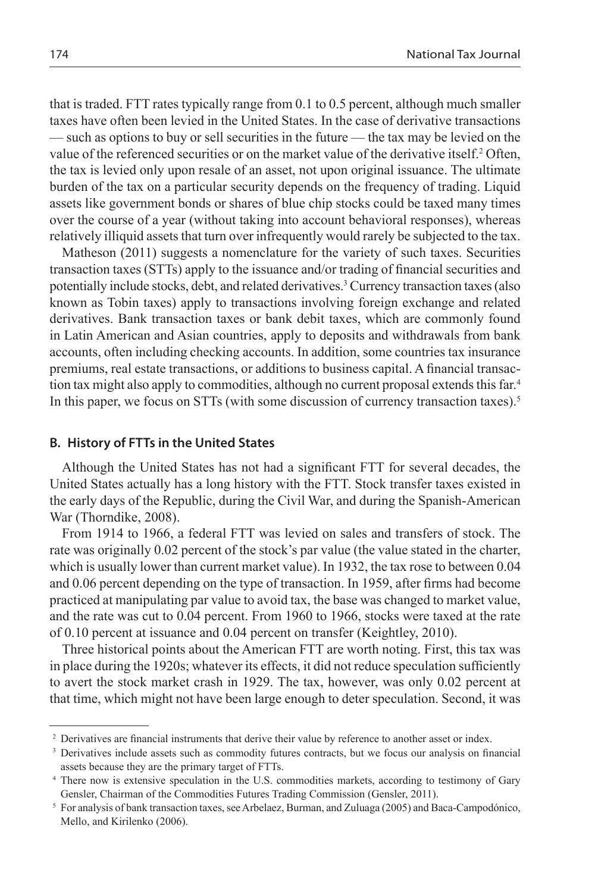that is traded. FTT rates typically range from 0.1 to 0.5 percent, although much smaller taxes have often been levied in the United States. In the case of derivative transactions — such as options to buy or sell securities in the future — the tax may be levied on the value of the referenced securities or on the market value of the derivative itself.[2] Often, the tax is levied only upon resale of an asset, not upon original issuance. The ultimate burden of the tax on a particular security depends on the frequency of trading. Liquid assets like government bonds or shares of blue chip stocks could be taxed many times over the course of a year (without taking into account behavioral responses), whereas relatively illiquid assets that turn over infrequently would rarely be subjected to the tax.

Matheson (2011) suggests a nomenclature for the variety of such taxes. Securities transaction taxes (STTs) apply to the issuance and/or trading of financial securities and potentially include stocks, debt, and related derivatives.[3] Currency transaction taxes (also known as Tobin taxes) apply to transactions involving foreign exchange and related derivatives. Bank transaction taxes or bank debit taxes, which are commonly found in Latin American and Asian countries, apply to deposits and withdrawals from bank accounts, often including checking accounts. In addition, some countries tax insurance premiums, real estate transactions, or additions to business capital. A financial transaction tax might also apply to commodities, although no current proposal extends this far.[4] In this paper, we focus on STTs (with some discussion of currency transaction taxes).[5]

### B. History of FTTs in the United States

Although the United States has not had a significant FTT for several decades, the United States actually has a long history with the FTT. Stock transfer taxes existed in the early days of the Republic, during the Civil War, and during the Spanish-American War (Thorndike, 2008).

From 1914 to 1966, a federal FTT was levied on sales and transfers of stock. The rate was originally 0.02 percent of the stock's par value (the value stated in the charter, which is usually lower than current market value). In 1932, the tax rose to between 0.04 and 0.06 percent depending on the type of transaction. In 1959, after firms had become practiced at manipulating par value to avoid tax, the base was changed to market value, and the rate was cut to 0.04 percent. From 1960 to 1966, stocks were taxed at the rate of 0.10 percent at issuance and 0.04 percent on transfer (Keightley, 2010).

Three historical points about the American FTT are worth noting. First, this tax was in place during the 1920s; whatever its effects, it did not reduce speculation sufficiently to avert the stock market crash in 1929. The tax, however, was only 0.02 percent at that time, which might not have been large enough to deter speculation. Second, it was

---

[2] Derivatives are financial instruments that derive their value by reference to another asset or index.

[3] Derivatives include assets such as commodity futures contracts, but we focus our analysis on financial assets because they are the primary target of FTTs.

[4] There now is extensive speculation in the U.S. commodities markets, according to testimony of Gary Gensler, Chairman of the Commodities Futures Trading Commission (Gensler, 2011).

[5] For analysis of bank transaction taxes, see Arbelaez, Burman, and Zuluaga (2005) and Baca-Campodónico, Mello, and Kirilenko (2006).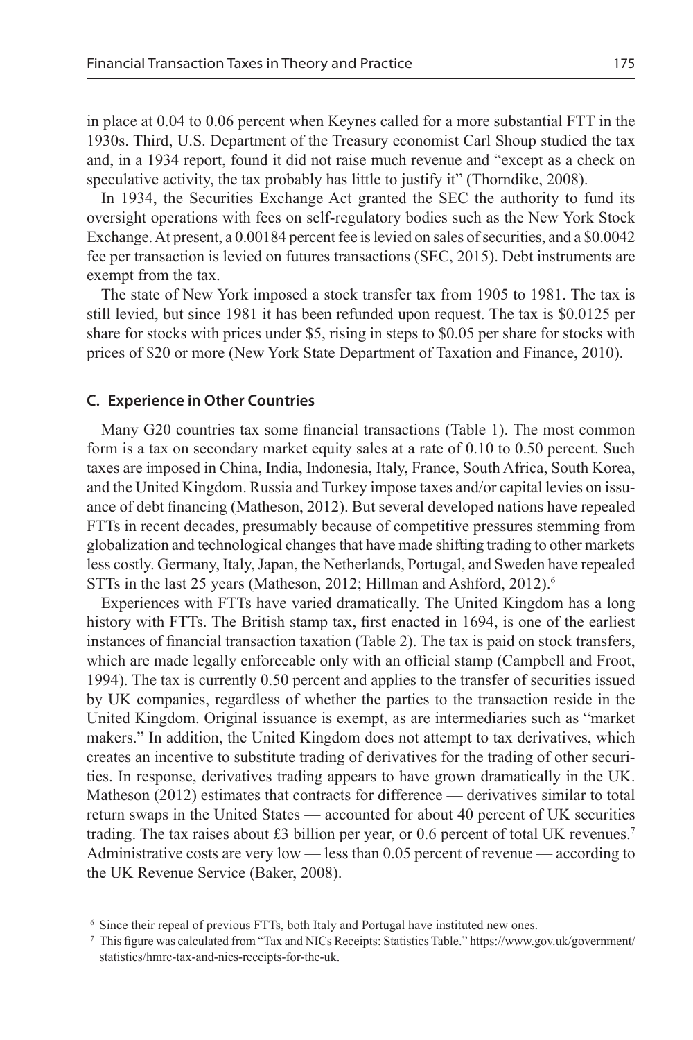in place at 0.04 to 0.06 percent when Keynes called for a more substantial FTT in the 1930s. Third, U.S. Department of the Treasury economist Carl Shoup studied the tax and, in a 1934 report, found it did not raise much revenue and "except as a check on speculative activity, the tax probably has little to justify it" (Thorndike, 2008).

In 1934, the Securities Exchange Act granted the SEC the authority to fund its oversight operations with fees on self-regulatory bodies such as the New York Stock Exchange. At present, a 0.00184 percent fee is levied on sales of securities, and a \$0.0042 fee per transaction is levied on futures transactions (SEC, 2015). Debt instruments are exempt from the tax.

The state of New York imposed a stock transfer tax from 1905 to 1981. The tax is still levied, but since 1981 it has been refunded upon request. The tax is \$0.0125 per share for stocks with prices under \$5, rising in steps to \$0.05 per share for stocks with prices of \$20 or more (New York State Department of Taxation and Finance, 2010).

### C. Experience in Other Countries

Many G20 countries tax some financial transactions (Table 1). The most common form is a tax on secondary market equity sales at a rate of 0.10 to 0.50 percent. Such taxes are imposed in China, India, Indonesia, Italy, France, South Africa, South Korea, and the United Kingdom. Russia and Turkey impose taxes and/or capital levies on issuance of debt financing (Matheson, 2012). But several developed nations have repealed FTTs in recent decades, presumably because of competitive pressures stemming from globalization and technological changes that have made shifting trading to other markets less costly. Germany, Italy, Japan, the Netherlands, Portugal, and Sweden have repealed STTs in the last 25 years (Matheson, 2012; Hillman and Ashford, 2012).[6]

Experiences with FTTs have varied dramatically. The United Kingdom has a long history with FTTs. The British stamp tax, first enacted in 1694, is one of the earliest instances of financial transaction taxation (Table 2). The tax is paid on stock transfers, which are made legally enforceable only with an official stamp (Campbell and Froot, 1994). The tax is currently 0.50 percent and applies to the transfer of securities issued by UK companies, regardless of whether the parties to the transaction reside in the United Kingdom. Original issuance is exempt, as are intermediaries such as "market makers." In addition, the United Kingdom does not attempt to tax derivatives, which creates an incentive to substitute trading of derivatives for the trading of other securities. In response, derivatives trading appears to have grown dramatically in the UK. Matheson (2012) estimates that contracts for difference — derivatives similar to total return swaps in the United States — accounted for about 40 percent of UK securities trading. The tax raises about £3 billion per year, or 0.6 percent of total UK revenues.[7] Administrative costs are very low — less than 0.05 percent of revenue — according to the UK Revenue Service (Baker, 2008).

---

[6] Since their repeal of previous FTTs, both Italy and Portugal have instituted new ones.

[7] This figure was calculated from "Tax and NICs Receipts: Statistics Table." https://www.gov.uk/government/statistics/hmrc-tax-and-nics-receipts-for-the-uk.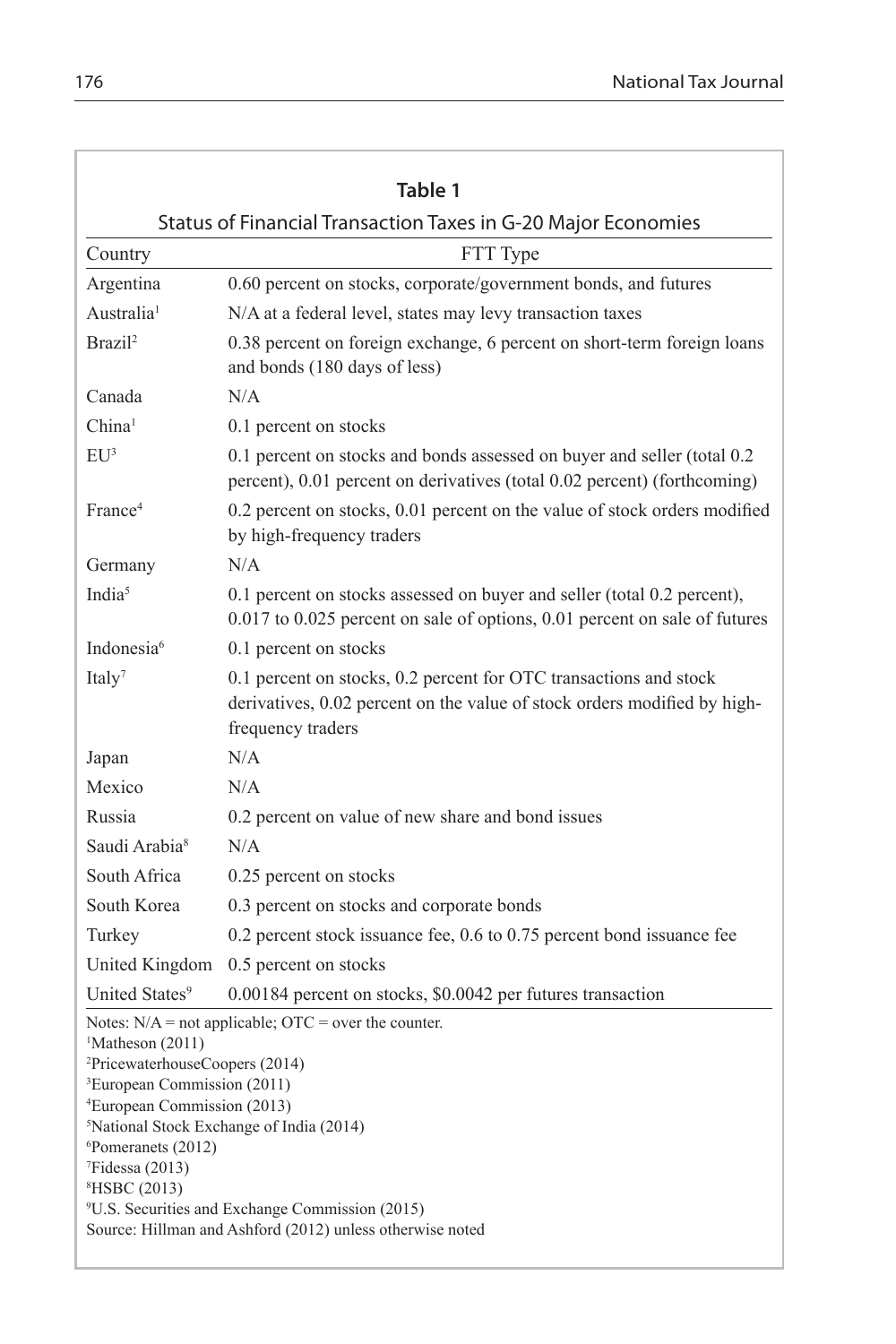**Table 1**

Status of Financial Transaction Taxes in G-20 Major Economies

| Country | FTT Type |
|---|---|
| Argentina | 0.60 percent on stocks, corporate/government bonds, and futures |
| Australia[1] | N/A at a federal level, states may levy transaction taxes |
| Brazil[2] | 0.38 percent on foreign exchange, 6 percent on short-term foreign loans and bonds (180 days of less) |
| Canada | N/A |
| China[1] | 0.1 percent on stocks |
| EU[3] | 0.1 percent on stocks and bonds assessed on buyer and seller (total 0.2 percent), 0.01 percent on derivatives (total 0.02 percent) (forthcoming) |
| France[4] | 0.2 percent on stocks, 0.01 percent on the value of stock orders modified by high-frequency traders |
| Germany | N/A |
| India[5] | 0.1 percent on stocks assessed on buyer and seller (total 0.2 percent), 0.017 to 0.025 percent on sale of options, 0.01 percent on sale of futures |
| Indonesia[6] | 0.1 percent on stocks |
| Italy[7] | 0.1 percent on stocks, 0.2 percent for OTC transactions and stock derivatives, 0.02 percent on the value of stock orders modified by high-frequency traders |
| Japan | N/A |
| Mexico | N/A |
| Russia | 0.2 percent on value of new share and bond issues |
| Saudi Arabia[8] | N/A |
| South Africa | 0.25 percent on stocks |
| South Korea | 0.3 percent on stocks and corporate bonds |
| Turkey | 0.2 percent stock issuance fee, 0.6 to 0.75 percent bond issuance fee |
| United Kingdom | 0.5 percent on stocks |
| United States[9] | 0.00184 percent on stocks, $0.0042 per futures transaction |

Notes: N/A = not applicable; OTC = over the counter.
[1]Matheson (2011)
[2]PricewaterhouseCoopers (2014)
[3]European Commission (2011)
[4]European Commission (2013)
[5]National Stock Exchange of India (2014)
[6]Pomeranets (2012)
[7]Fidessa (2013)
[8]HSBC (2013)
[9]U.S. Securities and Exchange Commission (2015)
Source: Hillman and Ashford (2012) unless otherwise noted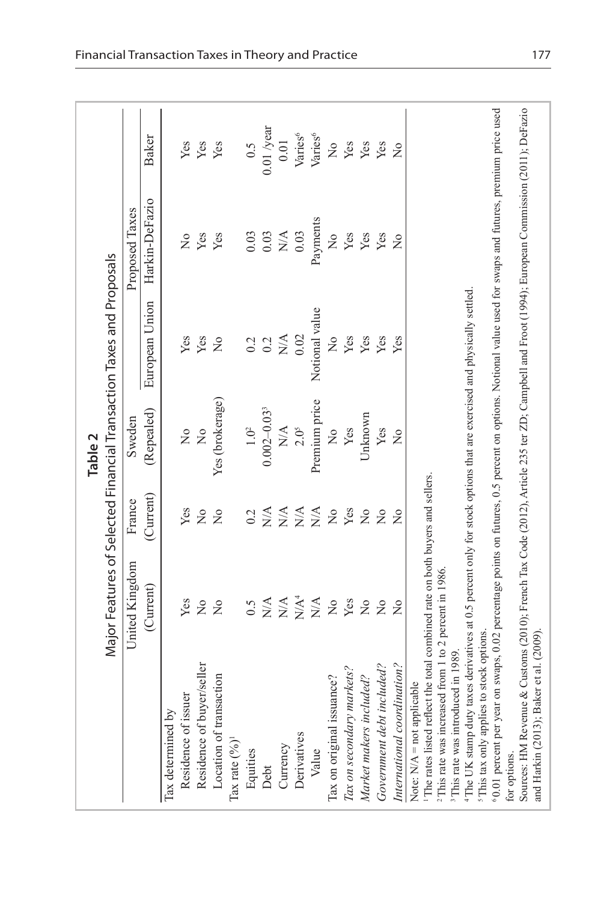**Table 2**

**Major Features of Selected Financial Transaction Taxes and Proposals**

| | United Kingdom (Current) | France (Current) | Sweden (Repealed) | Proposed Taxes | | |
|---|---|---|---|---|---|---|
| | | | | European Union | Harkin-DeFazio | Baker |
| Tax determined by | | | | | | |
| Residence of issuer | Yes | Yes | No | Yes | No | Yes |
| Residence of buyer/seller | No | No | No | Yes | Yes | Yes |
| Location of transaction | No | No | Yes (brokerage) | No | Yes | Yes |
| Tax rate (%)[1] | | | | | | |
| Equities | 0.5 | 0.2 | 1.0[2] | 0.2 | 0.03 | 0.5 |
| Debt | N/A | N/A | 0.002–0.03[3] | 0.2 | 0.03 | 0.01 /year |
| Currency | N/A | N/A | N/A | N/A | N/A | 0.01 |
| Derivatives | N/A[4] | N/A | 2.0[5] | 0.02 | 0.03 | Varies[6] |
| Value | N/A | N/A | Premium price | Notional value | Payments | Varies[6] |
| Tax on original issuance? | No | No | No | No | No | No |
| *Tax on secondary markets?* | Yes | Yes | Yes | Yes | Yes | Yes |
| *Market makers included?* | No | No | Unknown | Yes | Yes | Yes |
| *Government debt included?* | No | No | Yes | Yes | Yes | Yes |
| *International coordination?* | No | No | No | Yes | No | No |

Note: N/A = not applicable

[1] The rates listed reflect the total combined rate on both buyers and sellers.

[2] This rate was increased from 1 to 2 percent in 1986.

[3] This rate was introduced in 1989.

[4] The UK stamp duty taxes derivatives at 0.5 percent only for stock options that are exercised and physically settled.

[5] This tax only applies to stock options.

[6] 0.01 percent per year on swaps, 0.02 percentage points on futures, 0.5 percent on options. Notional value used for swaps and futures, premium price used for options.

Sources: HM Revenue & Customs (2010); French Tax Code (2012), Article 235 ter ZD; Campbell and Froot (1994); European Commission (2011); DeFazio and Harkin (2013); Baker et al. (2009).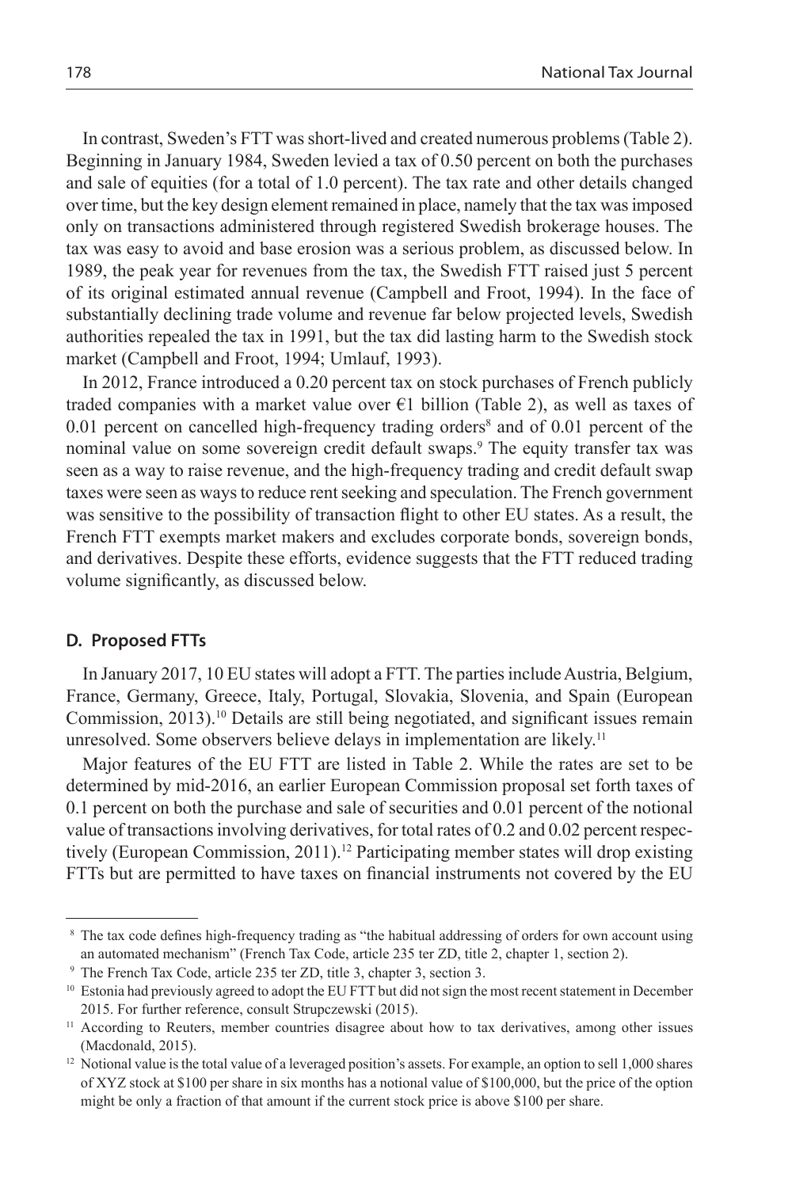In contrast, Sweden's FTT was short-lived and created numerous problems (Table 2). Beginning in January 1984, Sweden levied a tax of 0.50 percent on both the purchases and sale of equities (for a total of 1.0 percent). The tax rate and other details changed over time, but the key design element remained in place, namely that the tax was imposed only on transactions administered through registered Swedish brokerage houses. The tax was easy to avoid and base erosion was a serious problem, as discussed below. In 1989, the peak year for revenues from the tax, the Swedish FTT raised just 5 percent of its original estimated annual revenue (Campbell and Froot, 1994). In the face of substantially declining trade volume and revenue far below projected levels, Swedish authorities repealed the tax in 1991, but the tax did lasting harm to the Swedish stock market (Campbell and Froot, 1994; Umlauf, 1993).

In 2012, France introduced a 0.20 percent tax on stock purchases of French publicly traded companies with a market value over €1 billion (Table 2), as well as taxes of 0.01 percent on cancelled high-frequency trading orders[8] and of 0.01 percent of the nominal value on some sovereign credit default swaps.[9] The equity transfer tax was seen as a way to raise revenue, and the high-frequency trading and credit default swap taxes were seen as ways to reduce rent seeking and speculation. The French government was sensitive to the possibility of transaction flight to other EU states. As a result, the French FTT exempts market makers and excludes corporate bonds, sovereign bonds, and derivatives. Despite these efforts, evidence suggests that the FTT reduced trading volume significantly, as discussed below.

### D. Proposed FTTs

In January 2017, 10 EU states will adopt a FTT. The parties include Austria, Belgium, France, Germany, Greece, Italy, Portugal, Slovakia, Slovenia, and Spain (European Commission, 2013).[10] Details are still being negotiated, and significant issues remain unresolved. Some observers believe delays in implementation are likely.[11]

Major features of the EU FTT are listed in Table 2. While the rates are set to be determined by mid-2016, an earlier European Commission proposal set forth taxes of 0.1 percent on both the purchase and sale of securities and 0.01 percent of the notional value of transactions involving derivatives, for total rates of 0.2 and 0.02 percent respectively (European Commission, 2011).[12] Participating member states will drop existing FTTs but are permitted to have taxes on financial instruments not covered by the EU

---

[8] The tax code defines high-frequency trading as "the habitual addressing of orders for own account using an automated mechanism" (French Tax Code, article 235 ter ZD, title 2, chapter 1, section 2).

[9] The French Tax Code, article 235 ter ZD, title 3, chapter 3, section 3.

[10] Estonia had previously agreed to adopt the EU FTT but did not sign the most recent statement in December 2015. For further reference, consult Strupczewski (2015).

[11] According to Reuters, member countries disagree about how to tax derivatives, among other issues (Macdonald, 2015).

[12] Notional value is the total value of a leveraged position's assets. For example, an option to sell 1,000 shares of XYZ stock at $100 per share in six months has a notional value of $100,000, but the price of the option might be only a fraction of that amount if the current stock price is above $100 per share.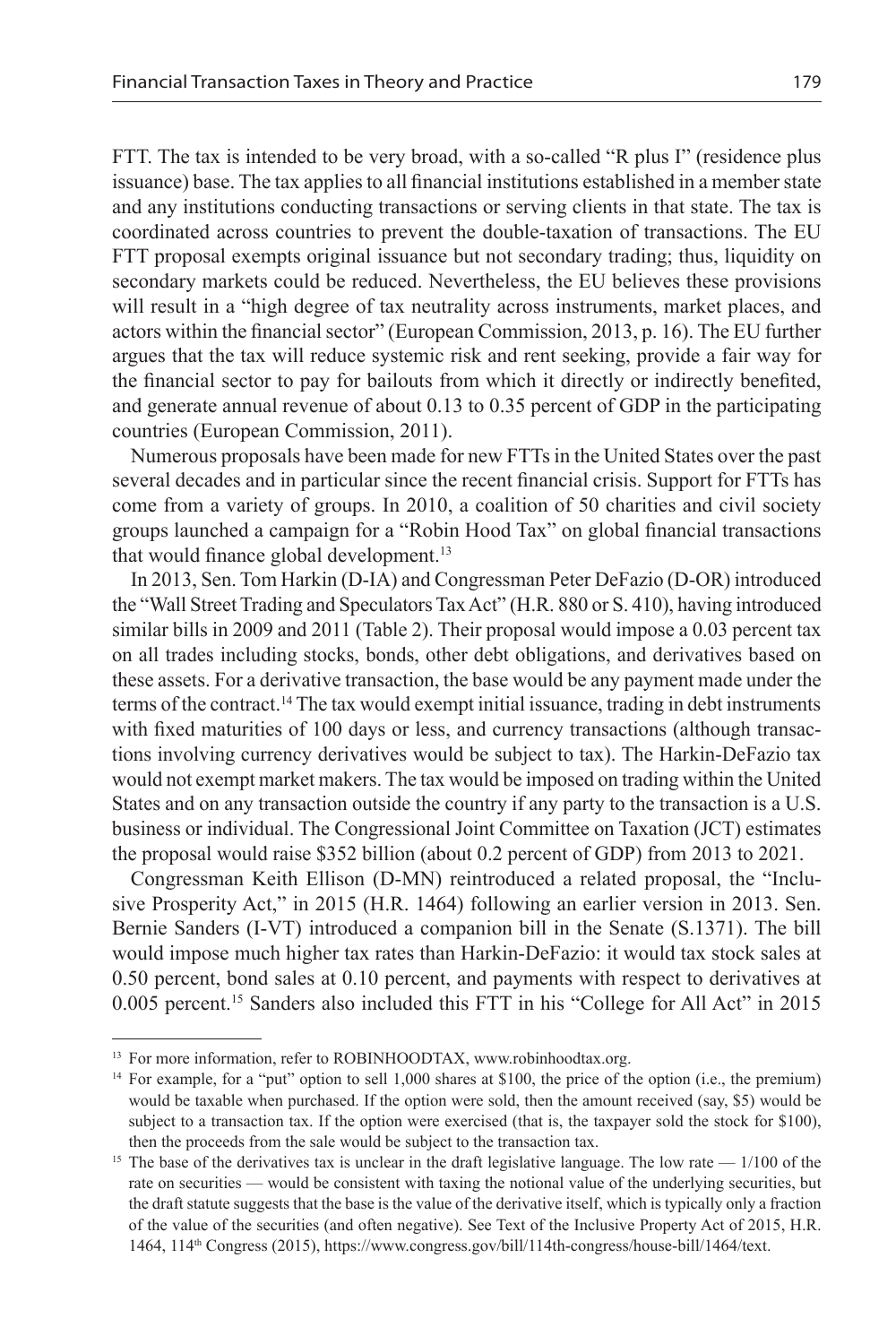FTT. The tax is intended to be very broad, with a so-called "R plus I" (residence plus issuance) base. The tax applies to all financial institutions established in a member state and any institutions conducting transactions or serving clients in that state. The tax is coordinated across countries to prevent the double-taxation of transactions. The EU FTT proposal exempts original issuance but not secondary trading; thus, liquidity on secondary markets could be reduced. Nevertheless, the EU believes these provisions will result in a "high degree of tax neutrality across instruments, market places, and actors within the financial sector" (European Commission, 2013, p. 16). The EU further argues that the tax will reduce systemic risk and rent seeking, provide a fair way for the financial sector to pay for bailouts from which it directly or indirectly benefited, and generate annual revenue of about 0.13 to 0.35 percent of GDP in the participating countries (European Commission, 2011).

Numerous proposals have been made for new FTTs in the United States over the past several decades and in particular since the recent financial crisis. Support for FTTs has come from a variety of groups. In 2010, a coalition of 50 charities and civil society groups launched a campaign for a "Robin Hood Tax" on global financial transactions that would finance global development.[13]

In 2013, Sen. Tom Harkin (D-IA) and Congressman Peter DeFazio (D-OR) introduced the "Wall Street Trading and Speculators Tax Act" (H.R. 880 or S. 410), having introduced similar bills in 2009 and 2011 (Table 2). Their proposal would impose a 0.03 percent tax on all trades including stocks, bonds, other debt obligations, and derivatives based on these assets. For a derivative transaction, the base would be any payment made under the terms of the contract.[14] The tax would exempt initial issuance, trading in debt instruments with fixed maturities of 100 days or less, and currency transactions (although transactions involving currency derivatives would be subject to tax). The Harkin-DeFazio tax would not exempt market makers. The tax would be imposed on trading within the United States and on any transaction outside the country if any party to the transaction is a U.S. business or individual. The Congressional Joint Committee on Taxation (JCT) estimates the proposal would raise \$352 billion (about 0.2 percent of GDP) from 2013 to 2021.

Congressman Keith Ellison (D-MN) reintroduced a related proposal, the "Inclusive Prosperity Act," in 2015 (H.R. 1464) following an earlier version in 2013. Sen. Bernie Sanders (I-VT) introduced a companion bill in the Senate (S.1371). The bill would impose much higher tax rates than Harkin-DeFazio: it would tax stock sales at 0.50 percent, bond sales at 0.10 percent, and payments with respect to derivatives at 0.005 percent.[15] Sanders also included this FTT in his "College for All Act" in 2015

---

[13] For more information, refer to ROBINHOODTAX, www.robinhoodtax.org.

[14] For example, for a "put" option to sell 1,000 shares at \$100, the price of the option (i.e., the premium) would be taxable when purchased. If the option were sold, then the amount received (say, \$5) would be subject to a transaction tax. If the option were exercised (that is, the taxpayer sold the stock for \$100), then the proceeds from the sale would be subject to the transaction tax.

[15] The base of the derivatives tax is unclear in the draft legislative language. The low rate — 1/100 of the rate on securities — would be consistent with taxing the notional value of the underlying securities, but the draft statute suggests that the base is the value of the derivative itself, which is typically only a fraction of the value of the securities (and often negative). See Text of the Inclusive Property Act of 2015, H.R. 1464, 114th Congress (2015), https://www.congress.gov/bill/114th-congress/house-bill/1464/text.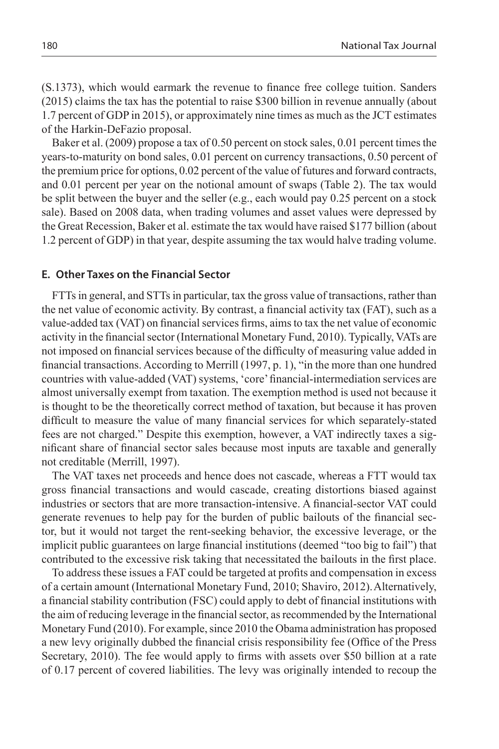(S.1373), which would earmark the revenue to finance free college tuition. Sanders (2015) claims the tax has the potential to raise $300 billion in revenue annually (about 1.7 percent of GDP in 2015), or approximately nine times as much as the JCT estimates of the Harkin-DeFazio proposal.

Baker et al. (2009) propose a tax of 0.50 percent on stock sales, 0.01 percent times the years-to-maturity on bond sales, 0.01 percent on currency transactions, 0.50 percent of the premium price for options, 0.02 percent of the value of futures and forward contracts, and 0.01 percent per year on the notional amount of swaps (Table 2). The tax would be split between the buyer and the seller (e.g., each would pay 0.25 percent on a stock sale). Based on 2008 data, when trading volumes and asset values were depressed by the Great Recession, Baker et al. estimate the tax would have raised $177 billion (about 1.2 percent of GDP) in that year, despite assuming the tax would halve trading volume.

### E. Other Taxes on the Financial Sector

FTTs in general, and STTs in particular, tax the gross value of transactions, rather than the net value of economic activity. By contrast, a financial activity tax (FAT), such as a value-added tax (VAT) on financial services firms, aims to tax the net value of economic activity in the financial sector (International Monetary Fund, 2010). Typically, VATs are not imposed on financial services because of the difficulty of measuring value added in financial transactions. According to Merrill (1997, p. 1), "in the more than one hundred countries with value-added (VAT) systems, 'core' financial-intermediation services are almost universally exempt from taxation. The exemption method is used not because it is thought to be the theoretically correct method of taxation, but because it has proven difficult to measure the value of many financial services for which separately-stated fees are not charged." Despite this exemption, however, a VAT indirectly taxes a significant share of financial sector sales because most inputs are taxable and generally not creditable (Merrill, 1997).

The VAT taxes net proceeds and hence does not cascade, whereas a FTT would tax gross financial transactions and would cascade, creating distortions biased against industries or sectors that are more transaction-intensive. A financial-sector VAT could generate revenues to help pay for the burden of public bailouts of the financial sector, but it would not target the rent-seeking behavior, the excessive leverage, or the implicit public guarantees on large financial institutions (deemed "too big to fail") that contributed to the excessive risk taking that necessitated the bailouts in the first place.

To address these issues a FAT could be targeted at profits and compensation in excess of a certain amount (International Monetary Fund, 2010; Shaviro, 2012). Alternatively, a financial stability contribution (FSC) could apply to debt of financial institutions with the aim of reducing leverage in the financial sector, as recommended by the International Monetary Fund (2010). For example, since 2010 the Obama administration has proposed a new levy originally dubbed the financial crisis responsibility fee (Office of the Press Secretary, 2010). The fee would apply to firms with assets over $50 billion at a rate of 0.17 percent of covered liabilities. The levy was originally intended to recoup the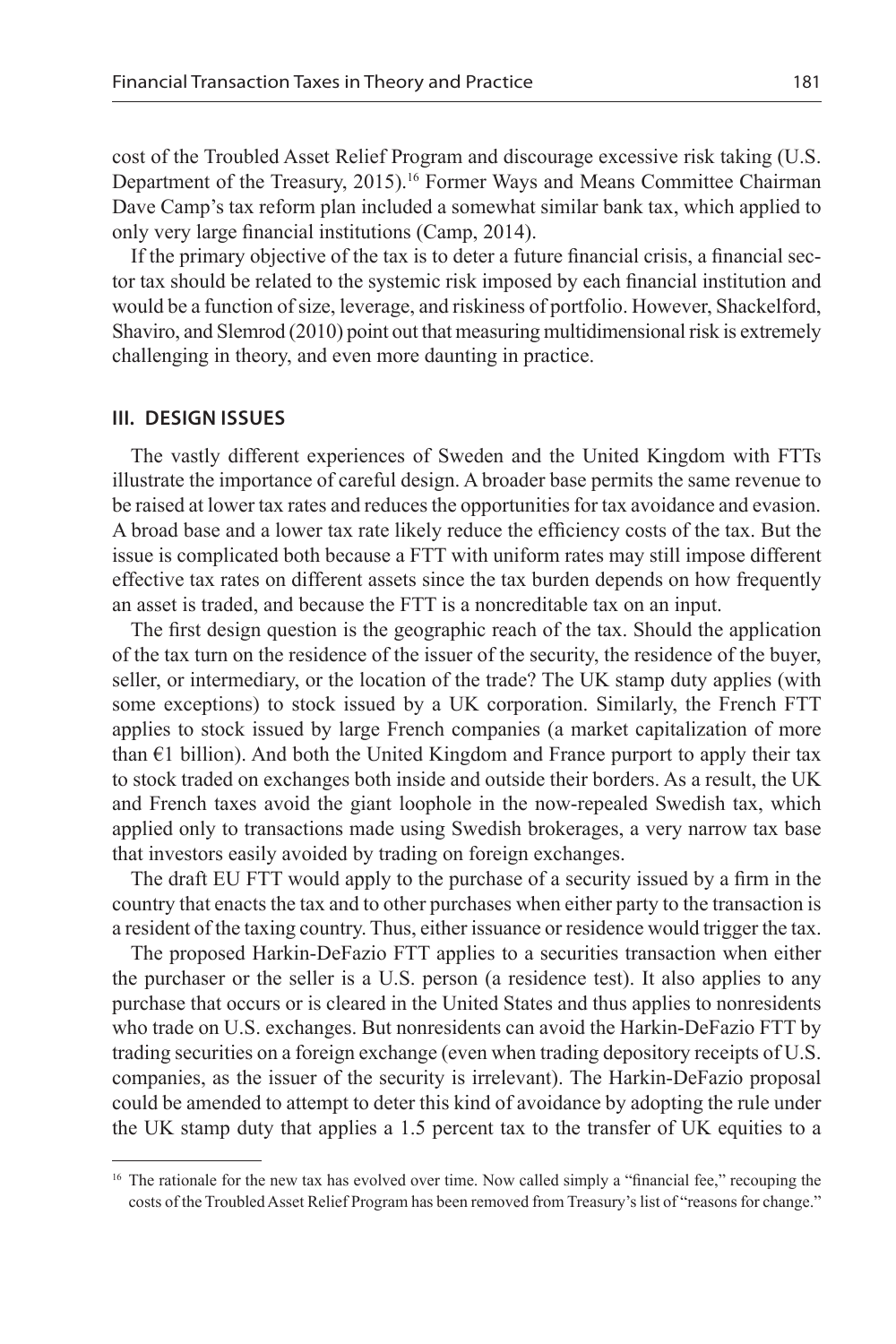cost of the Troubled Asset Relief Program and discourage excessive risk taking (U.S. Department of the Treasury, 2015).[16] Former Ways and Means Committee Chairman Dave Camp's tax reform plan included a somewhat similar bank tax, which applied to only very large financial institutions (Camp, 2014).

If the primary objective of the tax is to deter a future financial crisis, a financial sector tax should be related to the systemic risk imposed by each financial institution and would be a function of size, leverage, and riskiness of portfolio. However, Shackelford, Shaviro, and Slemrod (2010) point out that measuring multidimensional risk is extremely challenging in theory, and even more daunting in practice.

## III. DESIGN ISSUES

The vastly different experiences of Sweden and the United Kingdom with FTTs illustrate the importance of careful design. A broader base permits the same revenue to be raised at lower tax rates and reduces the opportunities for tax avoidance and evasion. A broad base and a lower tax rate likely reduce the efficiency costs of the tax. But the issue is complicated both because a FTT with uniform rates may still impose different effective tax rates on different assets since the tax burden depends on how frequently an asset is traded, and because the FTT is a noncreditable tax on an input.

The first design question is the geographic reach of the tax. Should the application of the tax turn on the residence of the issuer of the security, the residence of the buyer, seller, or intermediary, or the location of the trade? The UK stamp duty applies (with some exceptions) to stock issued by a UK corporation. Similarly, the French FTT applies to stock issued by large French companies (a market capitalization of more than €1 billion). And both the United Kingdom and France purport to apply their tax to stock traded on exchanges both inside and outside their borders. As a result, the UK and French taxes avoid the giant loophole in the now-repealed Swedish tax, which applied only to transactions made using Swedish brokerages, a very narrow tax base that investors easily avoided by trading on foreign exchanges.

The draft EU FTT would apply to the purchase of a security issued by a firm in the country that enacts the tax and to other purchases when either party to the transaction is a resident of the taxing country. Thus, either issuance or residence would trigger the tax.

The proposed Harkin-DeFazio FTT applies to a securities transaction when either the purchaser or the seller is a U.S. person (a residence test). It also applies to any purchase that occurs or is cleared in the United States and thus applies to nonresidents who trade on U.S. exchanges. But nonresidents can avoid the Harkin-DeFazio FTT by trading securities on a foreign exchange (even when trading depository receipts of U.S. companies, as the issuer of the security is irrelevant). The Harkin-DeFazio proposal could be amended to attempt to deter this kind of avoidance by adopting the rule under the UK stamp duty that applies a 1.5 percent tax to the transfer of UK equities to a

[16] The rationale for the new tax has evolved over time. Now called simply a "financial fee," recouping the costs of the Troubled Asset Relief Program has been removed from Treasury's list of "reasons for change."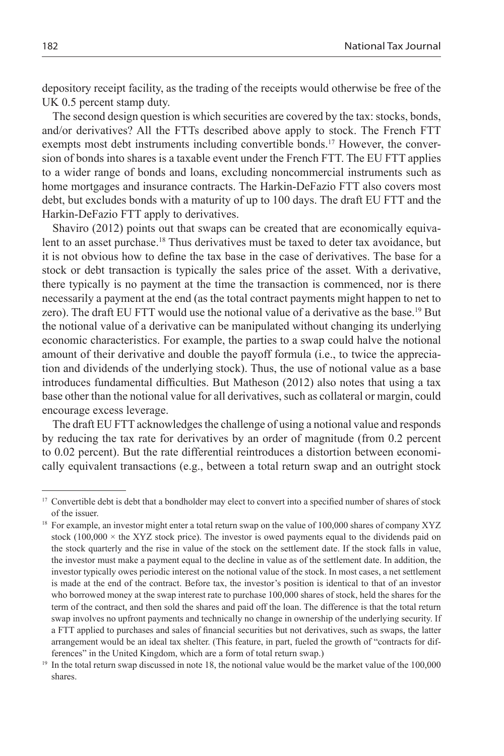depository receipt facility, as the trading of the receipts would otherwise be free of the UK 0.5 percent stamp duty.

The second design question is which securities are covered by the tax: stocks, bonds, and/or derivatives? All the FTTs described above apply to stock. The French FTT exempts most debt instruments including convertible bonds.[17] However, the conversion of bonds into shares is a taxable event under the French FTT. The EU FTT applies to a wider range of bonds and loans, excluding noncommercial instruments such as home mortgages and insurance contracts. The Harkin-DeFazio FTT also covers most debt, but excludes bonds with a maturity of up to 100 days. The draft EU FTT and the Harkin-DeFazio FTT apply to derivatives.

Shaviro (2012) points out that swaps can be created that are economically equivalent to an asset purchase.[18] Thus derivatives must be taxed to deter tax avoidance, but it is not obvious how to define the tax base in the case of derivatives. The base for a stock or debt transaction is typically the sales price of the asset. With a derivative, there typically is no payment at the time the transaction is commenced, nor is there necessarily a payment at the end (as the total contract payments might happen to net to zero). The draft EU FTT would use the notional value of a derivative as the base.[19] But the notional value of a derivative can be manipulated without changing its underlying economic characteristics. For example, the parties to a swap could halve the notional amount of their derivative and double the payoff formula (i.e., to twice the appreciation and dividends of the underlying stock). Thus, the use of notional value as a base introduces fundamental difficulties. But Matheson (2012) also notes that using a tax base other than the notional value for all derivatives, such as collateral or margin, could encourage excess leverage.

The draft EU FTT acknowledges the challenge of using a notional value and responds by reducing the tax rate for derivatives by an order of magnitude (from 0.2 percent to 0.02 percent). But the rate differential reintroduces a distortion between economically equivalent transactions (e.g., between a total return swap and an outright stock

---

[17] Convertible debt is debt that a bondholder may elect to convert into a specified number of shares of stock of the issuer.

[18] For example, an investor might enter a total return swap on the value of 100,000 shares of company XYZ stock (100,000 × the XYZ stock price). The investor is owed payments equal to the dividends paid on the stock quarterly and the rise in value of the stock on the settlement date. If the stock falls in value, the investor must make a payment equal to the decline in value as of the settlement date. In addition, the investor typically owes periodic interest on the notional value of the stock. In most cases, a net settlement is made at the end of the contract. Before tax, the investor's position is identical to that of an investor who borrowed money at the swap interest rate to purchase 100,000 shares of stock, held the shares for the term of the contract, and then sold the shares and paid off the loan. The difference is that the total return swap involves no upfront payments and technically no change in ownership of the underlying security. If a FTT applied to purchases and sales of financial securities but not derivatives, such as swaps, the latter arrangement would be an ideal tax shelter. (This feature, in part, fueled the growth of "contracts for differences" in the United Kingdom, which are a form of total return swap.)

[19] In the total return swap discussed in note 18, the notional value would be the market value of the 100,000 shares.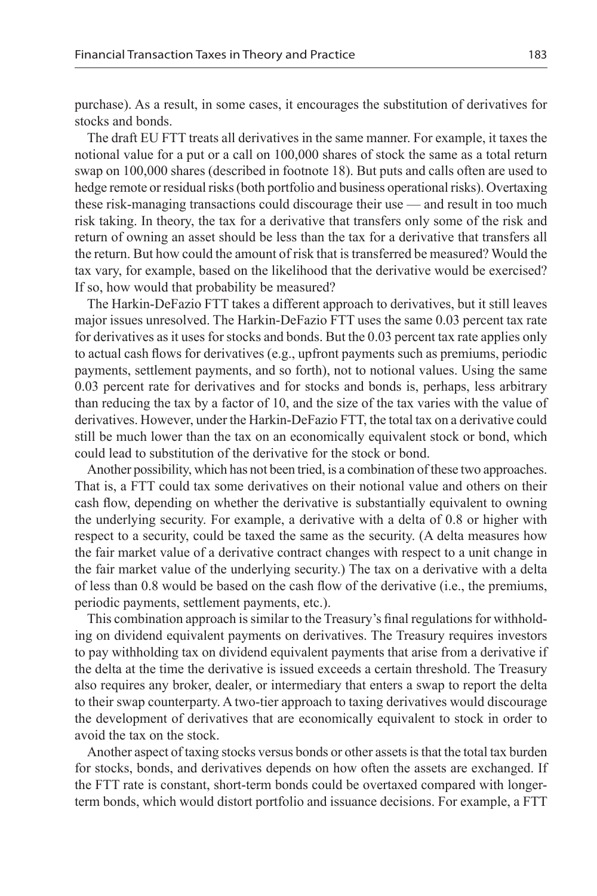purchase). As a result, in some cases, it encourages the substitution of derivatives for stocks and bonds.

The draft EU FTT treats all derivatives in the same manner. For example, it taxes the notional value for a put or a call on 100,000 shares of stock the same as a total return swap on 100,000 shares (described in footnote 18). But puts and calls often are used to hedge remote or residual risks (both portfolio and business operational risks). Overtaxing these risk-managing transactions could discourage their use — and result in too much risk taking. In theory, the tax for a derivative that transfers only some of the risk and return of owning an asset should be less than the tax for a derivative that transfers all the return. But how could the amount of risk that is transferred be measured? Would the tax vary, for example, based on the likelihood that the derivative would be exercised? If so, how would that probability be measured?

The Harkin-DeFazio FTT takes a different approach to derivatives, but it still leaves major issues unresolved. The Harkin-DeFazio FTT uses the same 0.03 percent tax rate for derivatives as it uses for stocks and bonds. But the 0.03 percent tax rate applies only to actual cash flows for derivatives (e.g., upfront payments such as premiums, periodic payments, settlement payments, and so forth), not to notional values. Using the same 0.03 percent rate for derivatives and for stocks and bonds is, perhaps, less arbitrary than reducing the tax by a factor of 10, and the size of the tax varies with the value of derivatives. However, under the Harkin-DeFazio FTT, the total tax on a derivative could still be much lower than the tax on an economically equivalent stock or bond, which could lead to substitution of the derivative for the stock or bond.

Another possibility, which has not been tried, is a combination of these two approaches. That is, a FTT could tax some derivatives on their notional value and others on their cash flow, depending on whether the derivative is substantially equivalent to owning the underlying security. For example, a derivative with a delta of 0.8 or higher with respect to a security, could be taxed the same as the security. (A delta measures how the fair market value of a derivative contract changes with respect to a unit change in the fair market value of the underlying security.) The tax on a derivative with a delta of less than 0.8 would be based on the cash flow of the derivative (i.e., the premiums, periodic payments, settlement payments, etc.).

This combination approach is similar to the Treasury's final regulations for withholding on dividend equivalent payments on derivatives. The Treasury requires investors to pay withholding tax on dividend equivalent payments that arise from a derivative if the delta at the time the derivative is issued exceeds a certain threshold. The Treasury also requires any broker, dealer, or intermediary that enters a swap to report the delta to their swap counterparty. A two-tier approach to taxing derivatives would discourage the development of derivatives that are economically equivalent to stock in order to avoid the tax on the stock.

Another aspect of taxing stocks versus bonds or other assets is that the total tax burden for stocks, bonds, and derivatives depends on how often the assets are exchanged. If the FTT rate is constant, short-term bonds could be overtaxed compared with longer-term bonds, which would distort portfolio and issuance decisions. For example, a FTT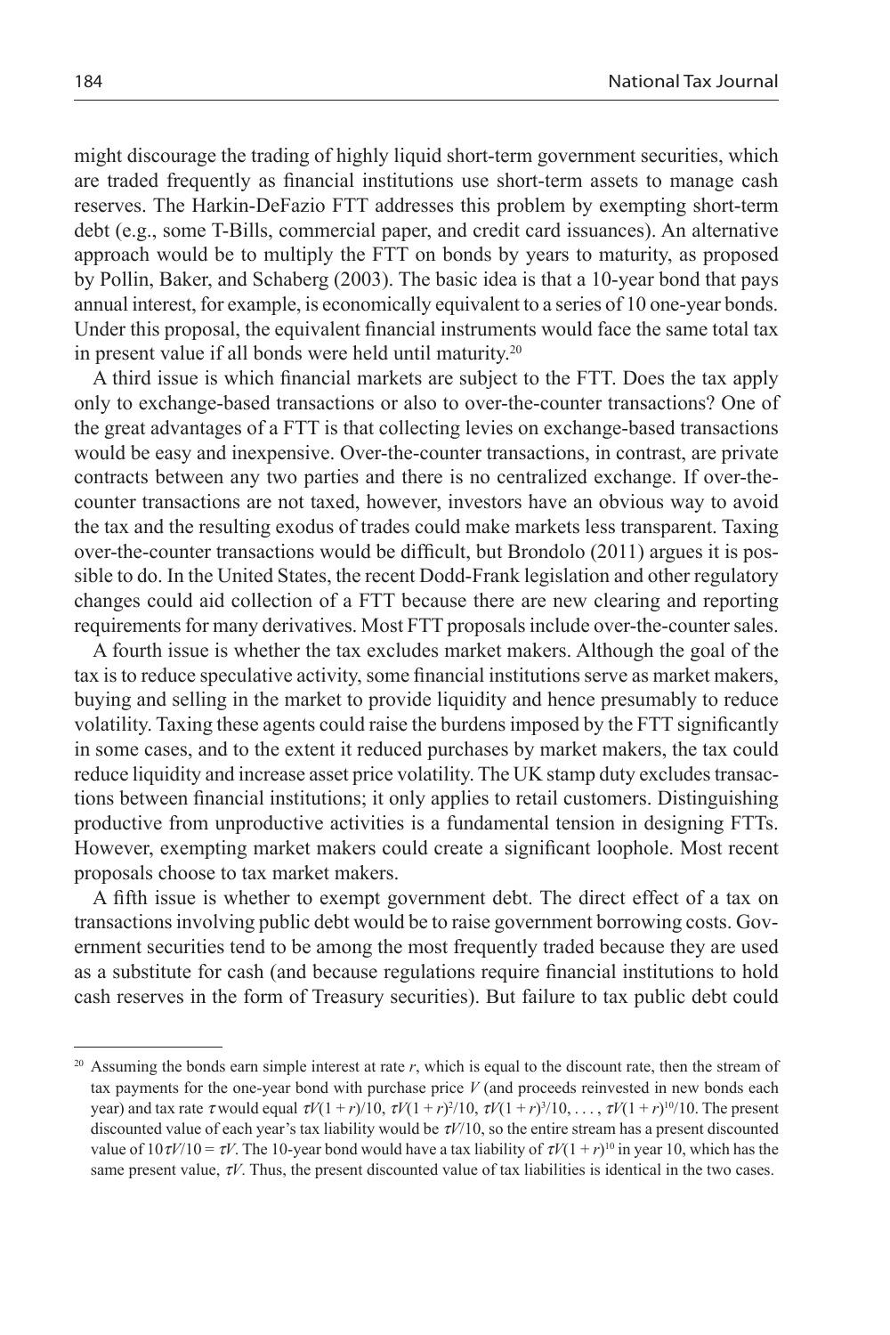might discourage the trading of highly liquid short-term government securities, which are traded frequently as financial institutions use short-term assets to manage cash reserves. The Harkin-DeFazio FTT addresses this problem by exempting short-term debt (e.g., some T-Bills, commercial paper, and credit card issuances). An alternative approach would be to multiply the FTT on bonds by years to maturity, as proposed by Pollin, Baker, and Schaberg (2003). The basic idea is that a 10-year bond that pays annual interest, for example, is economically equivalent to a series of 10 one-year bonds. Under this proposal, the equivalent financial instruments would face the same total tax in present value if all bonds were held until maturity.[20]

A third issue is which financial markets are subject to the FTT. Does the tax apply only to exchange-based transactions or also to over-the-counter transactions? One of the great advantages of a FTT is that collecting levies on exchange-based transactions would be easy and inexpensive. Over-the-counter transactions, in contrast, are private contracts between any two parties and there is no centralized exchange. If over-the-counter transactions are not taxed, however, investors have an obvious way to avoid the tax and the resulting exodus of trades could make markets less transparent. Taxing over-the-counter transactions would be difficult, but Brondolo (2011) argues it is possible to do. In the United States, the recent Dodd-Frank legislation and other regulatory changes could aid collection of a FTT because there are new clearing and reporting requirements for many derivatives. Most FTT proposals include over-the-counter sales.

A fourth issue is whether the tax excludes market makers. Although the goal of the tax is to reduce speculative activity, some financial institutions serve as market makers, buying and selling in the market to provide liquidity and hence presumably to reduce volatility. Taxing these agents could raise the burdens imposed by the FTT significantly in some cases, and to the extent it reduced purchases by market makers, the tax could reduce liquidity and increase asset price volatility. The UK stamp duty excludes transactions between financial institutions; it only applies to retail customers. Distinguishing productive from unproductive activities is a fundamental tension in designing FTTs. However, exempting market makers could create a significant loophole. Most recent proposals choose to tax market makers.

A fifth issue is whether to exempt government debt. The direct effect of a tax on transactions involving public debt would be to raise government borrowing costs. Government securities tend to be among the most frequently traded because they are used as a substitute for cash (and because regulations require financial institutions to hold cash reserves in the form of Treasury securities). But failure to tax public debt could

---

[20] Assuming the bonds earn simple interest at rate $r$, which is equal to the discount rate, then the stream of tax payments for the one-year bond with purchase price $V$ (and proceeds reinvested in new bonds each year) and tax rate $\tau$ would equal $\tau V(1 + r)/10$, $\tau V(1 + r)^2/10$, $\tau V(1 + r)^3/10$, . . . , $\tau V(1 + r)^{10}/10$. The present discounted value of each year's tax liability would be $\tau V/10$, so the entire stream has a present discounted value of $10\tau V/10 = \tau V$. The 10-year bond would have a tax liability of $\tau V(1 + r)^{10}$ in year 10, which has the same present value, $\tau V$. Thus, the present discounted value of tax liabilities is identical in the two cases.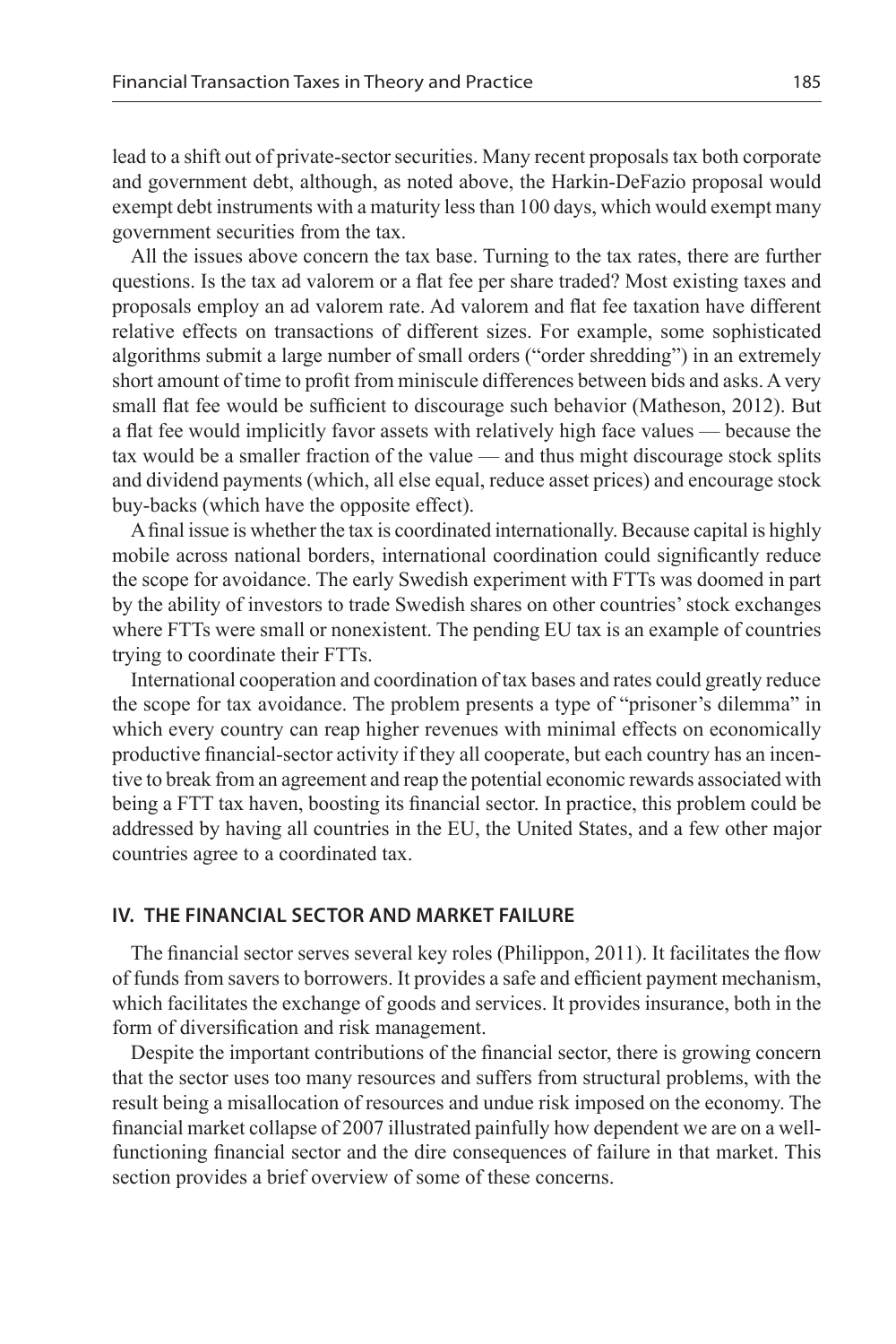lead to a shift out of private-sector securities. Many recent proposals tax both corporate and government debt, although, as noted above, the Harkin-DeFazio proposal would exempt debt instruments with a maturity less than 100 days, which would exempt many government securities from the tax.

All the issues above concern the tax base. Turning to the tax rates, there are further questions. Is the tax ad valorem or a flat fee per share traded? Most existing taxes and proposals employ an ad valorem rate. Ad valorem and flat fee taxation have different relative effects on transactions of different sizes. For example, some sophisticated algorithms submit a large number of small orders ("order shredding") in an extremely short amount of time to profit from miniscule differences between bids and asks. A very small flat fee would be sufficient to discourage such behavior (Matheson, 2012). But a flat fee would implicitly favor assets with relatively high face values — because the tax would be a smaller fraction of the value — and thus might discourage stock splits and dividend payments (which, all else equal, reduce asset prices) and encourage stock buy-backs (which have the opposite effect).

A final issue is whether the tax is coordinated internationally. Because capital is highly mobile across national borders, international coordination could significantly reduce the scope for avoidance. The early Swedish experiment with FTTs was doomed in part by the ability of investors to trade Swedish shares on other countries' stock exchanges where FTTs were small or nonexistent. The pending EU tax is an example of countries trying to coordinate their FTTs.

International cooperation and coordination of tax bases and rates could greatly reduce the scope for tax avoidance. The problem presents a type of "prisoner's dilemma" in which every country can reap higher revenues with minimal effects on economically productive financial-sector activity if they all cooperate, but each country has an incentive to break from an agreement and reap the potential economic rewards associated with being a FTT tax haven, boosting its financial sector. In practice, this problem could be addressed by having all countries in the EU, the United States, and a few other major countries agree to a coordinated tax.

## IV. THE FINANCIAL SECTOR AND MARKET FAILURE

The financial sector serves several key roles (Philippon, 2011). It facilitates the flow of funds from savers to borrowers. It provides a safe and efficient payment mechanism, which facilitates the exchange of goods and services. It provides insurance, both in the form of diversification and risk management.

Despite the important contributions of the financial sector, there is growing concern that the sector uses too many resources and suffers from structural problems, with the result being a misallocation of resources and undue risk imposed on the economy. The financial market collapse of 2007 illustrated painfully how dependent we are on a well-functioning financial sector and the dire consequences of failure in that market. This section provides a brief overview of some of these concerns.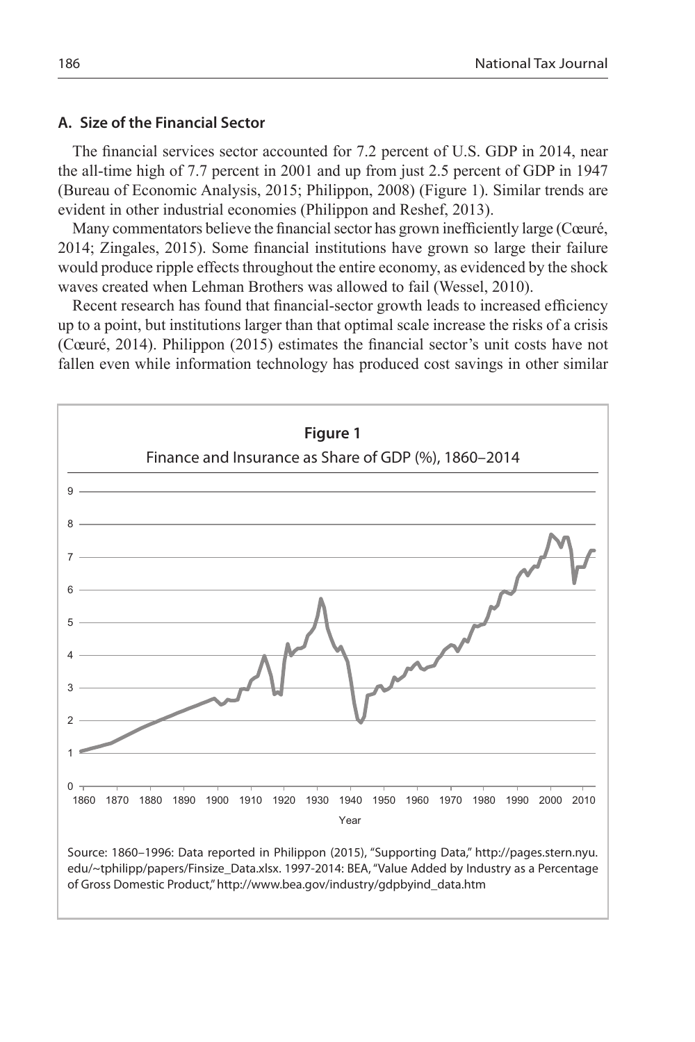### A. Size of the Financial Sector

The financial services sector accounted for 7.2 percent of U.S. GDP in 2014, near the all-time high of 7.7 percent in 2001 and up from just 2.5 percent of GDP in 1947 (Bureau of Economic Analysis, 2015; Philippon, 2008) (Figure 1). Similar trends are evident in other industrial economies (Philippon and Reshef, 2013).

Many commentators believe the financial sector has grown inefficiently large (Cœuré, 2014; Zingales, 2015). Some financial institutions have grown so large their failure would produce ripple effects throughout the entire economy, as evidenced by the shock waves created when Lehman Brothers was allowed to fail (Wessel, 2010).

Recent research has found that financial-sector growth leads to increased efficiency up to a point, but institutions larger than that optimal scale increase the risks of a crisis (Cœuré, 2014). Philippon (2015) estimates the financial sector's unit costs have not fallen even while information technology has produced cost savings in other similar

**Figure 1**

Finance and Insurance as Share of GDP (%), 1860–2014

Source: 1860–1996: Data reported in Philippon (2015), "Supporting Data," http://pages.stern.nyu.edu/~tphilipp/papers/Finsize_Data.xlsx. 1997-2014: BEA, "Value Added by Industry as a Percentage of Gross Domestic Product," http://www.bea.gov/industry/gdpbyind_data.htm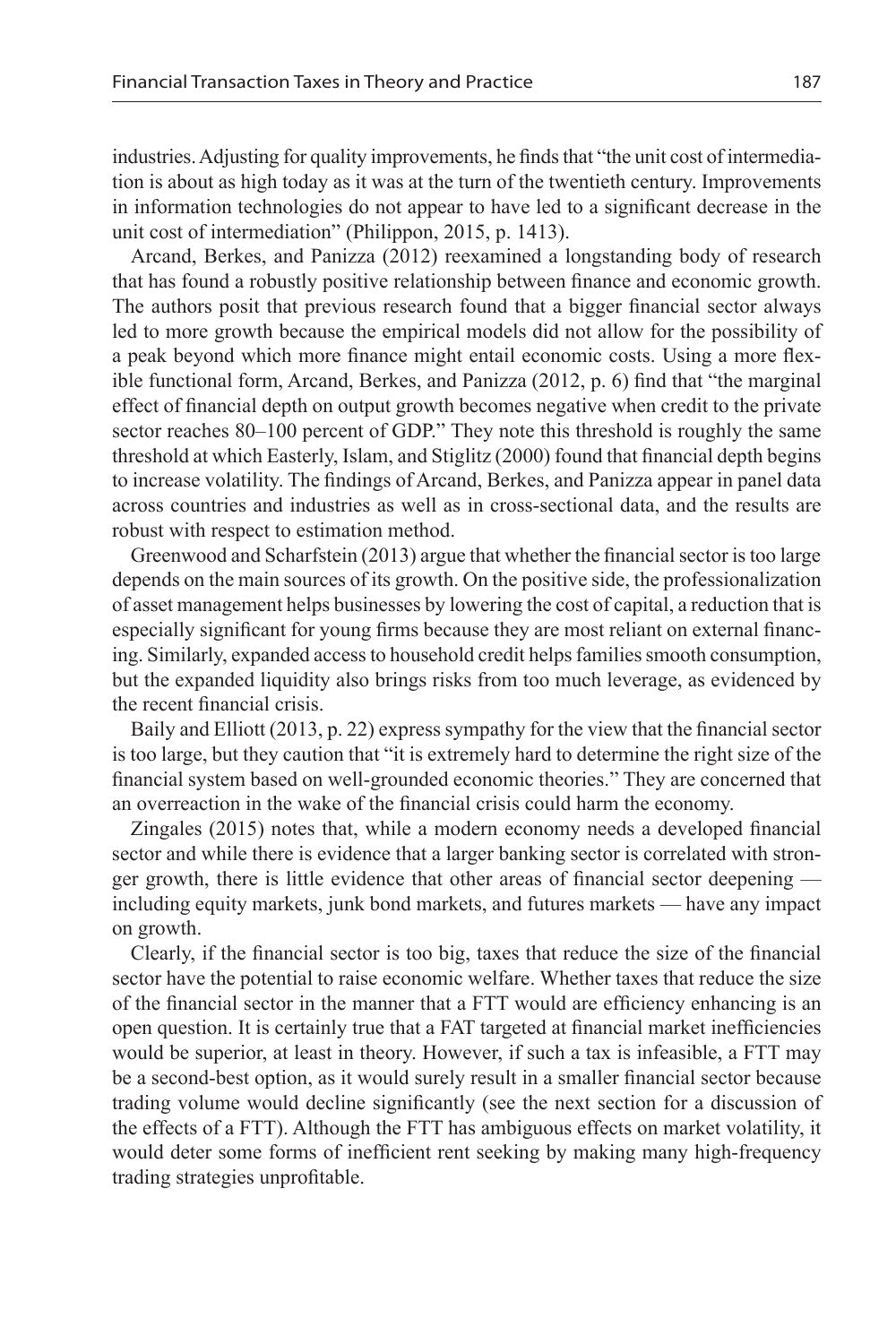industries. Adjusting for quality improvements, he finds that "the unit cost of intermediation is about as high today as it was at the turn of the twentieth century. Improvements in information technologies do not appear to have led to a significant decrease in the unit cost of intermediation" (Philippon, 2015, p. 1413).

Arcand, Berkes, and Panizza (2012) reexamined a longstanding body of research that has found a robustly positive relationship between finance and economic growth. The authors posit that previous research found that a bigger financial sector always led to more growth because the empirical models did not allow for the possibility of a peak beyond which more finance might entail economic costs. Using a more flexible functional form, Arcand, Berkes, and Panizza (2012, p. 6) find that "the marginal effect of financial depth on output growth becomes negative when credit to the private sector reaches 80–100 percent of GDP." They note this threshold is roughly the same threshold at which Easterly, Islam, and Stiglitz (2000) found that financial depth begins to increase volatility. The findings of Arcand, Berkes, and Panizza appear in panel data across countries and industries as well as in cross-sectional data, and the results are robust with respect to estimation method.

Greenwood and Scharfstein (2013) argue that whether the financial sector is too large depends on the main sources of its growth. On the positive side, the professionalization of asset management helps businesses by lowering the cost of capital, a reduction that is especially significant for young firms because they are most reliant on external financing. Similarly, expanded access to household credit helps families smooth consumption, but the expanded liquidity also brings risks from too much leverage, as evidenced by the recent financial crisis.

Baily and Elliott (2013, p. 22) express sympathy for the view that the financial sector is too large, but they caution that "it is extremely hard to determine the right size of the financial system based on well-grounded economic theories." They are concerned that an overreaction in the wake of the financial crisis could harm the economy.

Zingales (2015) notes that, while a modern economy needs a developed financial sector and while there is evidence that a larger banking sector is correlated with stronger growth, there is little evidence that other areas of financial sector deepening — including equity markets, junk bond markets, and futures markets — have any impact on growth.

Clearly, if the financial sector is too big, taxes that reduce the size of the financial sector have the potential to raise economic welfare. Whether taxes that reduce the size of the financial sector in the manner that a FTT would are efficiency enhancing is an open question. It is certainly true that a FAT targeted at financial market inefficiencies would be superior, at least in theory. However, if such a tax is infeasible, a FTT may be a second-best option, as it would surely result in a smaller financial sector because trading volume would decline significantly (see the next section for a discussion of the effects of a FTT). Although the FTT has ambiguous effects on market volatility, it would deter some forms of inefficient rent seeking by making many high-frequency trading strategies unprofitable.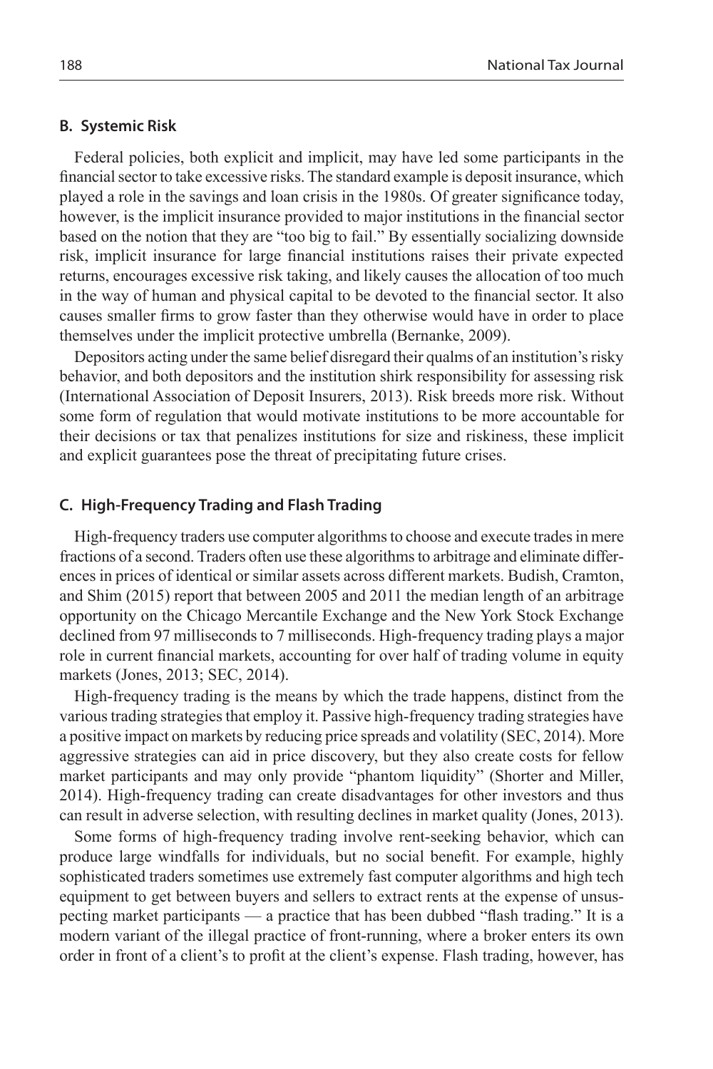### B. Systemic Risk

Federal policies, both explicit and implicit, may have led some participants in the financial sector to take excessive risks. The standard example is deposit insurance, which played a role in the savings and loan crisis in the 1980s. Of greater significance today, however, is the implicit insurance provided to major institutions in the financial sector based on the notion that they are "too big to fail." By essentially socializing downside risk, implicit insurance for large financial institutions raises their private expected returns, encourages excessive risk taking, and likely causes the allocation of too much in the way of human and physical capital to be devoted to the financial sector. It also causes smaller firms to grow faster than they otherwise would have in order to place themselves under the implicit protective umbrella (Bernanke, 2009).

Depositors acting under the same belief disregard their qualms of an institution's risky behavior, and both depositors and the institution shirk responsibility for assessing risk (International Association of Deposit Insurers, 2013). Risk breeds more risk. Without some form of regulation that would motivate institutions to be more accountable for their decisions or tax that penalizes institutions for size and riskiness, these implicit and explicit guarantees pose the threat of precipitating future crises.

### C. High-Frequency Trading and Flash Trading

High-frequency traders use computer algorithms to choose and execute trades in mere fractions of a second. Traders often use these algorithms to arbitrage and eliminate differences in prices of identical or similar assets across different markets. Budish, Cramton, and Shim (2015) report that between 2005 and 2011 the median length of an arbitrage opportunity on the Chicago Mercantile Exchange and the New York Stock Exchange declined from 97 milliseconds to 7 milliseconds. High-frequency trading plays a major role in current financial markets, accounting for over half of trading volume in equity markets (Jones, 2013; SEC, 2014).

High-frequency trading is the means by which the trade happens, distinct from the various trading strategies that employ it. Passive high-frequency trading strategies have a positive impact on markets by reducing price spreads and volatility (SEC, 2014). More aggressive strategies can aid in price discovery, but they also create costs for fellow market participants and may only provide "phantom liquidity" (Shorter and Miller, 2014). High-frequency trading can create disadvantages for other investors and thus can result in adverse selection, with resulting declines in market quality (Jones, 2013).

Some forms of high-frequency trading involve rent-seeking behavior, which can produce large windfalls for individuals, but no social benefit. For example, highly sophisticated traders sometimes use extremely fast computer algorithms and high tech equipment to get between buyers and sellers to extract rents at the expense of unsuspecting market participants — a practice that has been dubbed "flash trading." It is a modern variant of the illegal practice of front-running, where a broker enters its own order in front of a client's to profit at the client's expense. Flash trading, however, has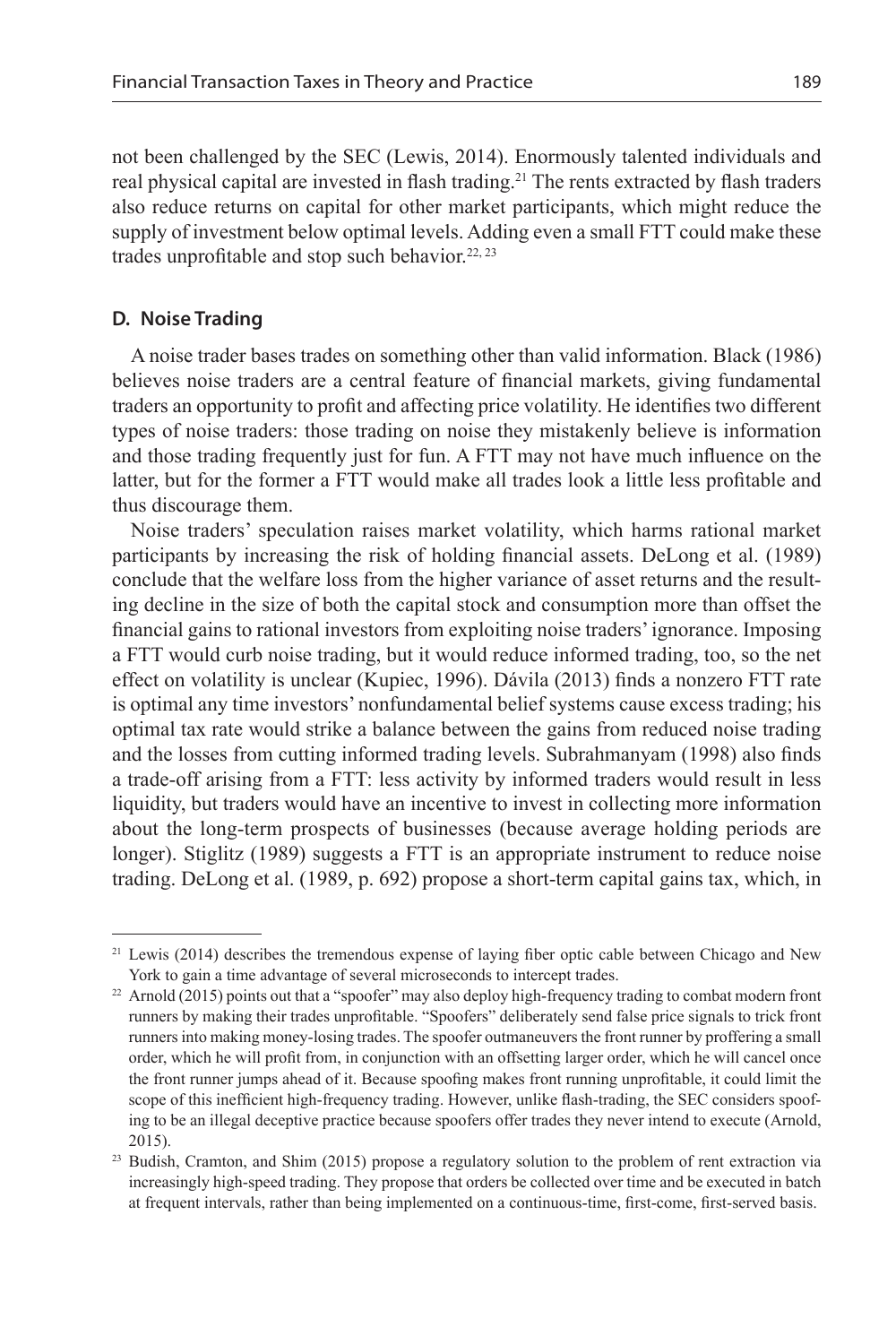not been challenged by the SEC (Lewis, 2014). Enormously talented individuals and real physical capital are invested in flash trading.[21] The rents extracted by flash traders also reduce returns on capital for other market participants, which might reduce the supply of investment below optimal levels. Adding even a small FTT could make these trades unprofitable and stop such behavior.[22, 23]

### D. Noise Trading

A noise trader bases trades on something other than valid information. Black (1986) believes noise traders are a central feature of financial markets, giving fundamental traders an opportunity to profit and affecting price volatility. He identifies two different types of noise traders: those trading on noise they mistakenly believe is information and those trading frequently just for fun. A FTT may not have much influence on the latter, but for the former a FTT would make all trades look a little less profitable and thus discourage them.

Noise traders' speculation raises market volatility, which harms rational market participants by increasing the risk of holding financial assets. DeLong et al. (1989) conclude that the welfare loss from the higher variance of asset returns and the resulting decline in the size of both the capital stock and consumption more than offset the financial gains to rational investors from exploiting noise traders' ignorance. Imposing a FTT would curb noise trading, but it would reduce informed trading, too, so the net effect on volatility is unclear (Kupiec, 1996). Dávila (2013) finds a nonzero FTT rate is optimal any time investors' nonfundamental belief systems cause excess trading; his optimal tax rate would strike a balance between the gains from reduced noise trading and the losses from cutting informed trading levels. Subrahmanyam (1998) also finds a trade-off arising from a FTT: less activity by informed traders would result in less liquidity, but traders would have an incentive to invest in collecting more information about the long-term prospects of businesses (because average holding periods are longer). Stiglitz (1989) suggests a FTT is an appropriate instrument to reduce noise trading. DeLong et al. (1989, p. 692) propose a short-term capital gains tax, which, in

---

[21] Lewis (2014) describes the tremendous expense of laying fiber optic cable between Chicago and New York to gain a time advantage of several microseconds to intercept trades.

[22] Arnold (2015) points out that a "spoofer" may also deploy high-frequency trading to combat modern front runners by making their trades unprofitable. "Spoofers" deliberately send false price signals to trick front runners into making money-losing trades. The spoofer outmaneuvers the front runner by proffering a small order, which he will profit from, in conjunction with an offsetting larger order, which he will cancel once the front runner jumps ahead of it. Because spoofing makes front running unprofitable, it could limit the scope of this inefficient high-frequency trading. However, unlike flash-trading, the SEC considers spoofing to be an illegal deceptive practice because spoofers offer trades they never intend to execute (Arnold, 2015).

[23] Budish, Cramton, and Shim (2015) propose a regulatory solution to the problem of rent extraction via increasingly high-speed trading. They propose that orders be collected over time and be executed in batch at frequent intervals, rather than being implemented on a continuous-time, first-come, first-served basis.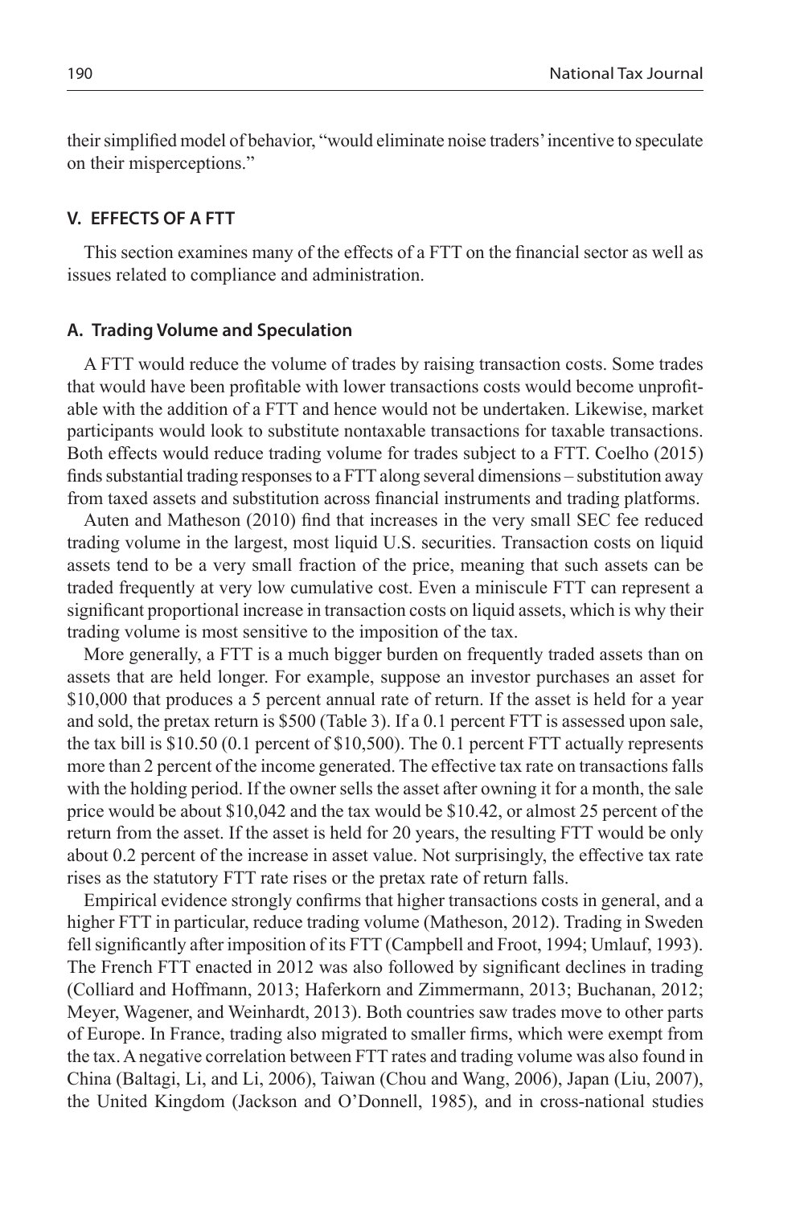their simplified model of behavior, "would eliminate noise traders' incentive to speculate on their misperceptions."

## V. EFFECTS OF A FTT

This section examines many of the effects of a FTT on the financial sector as well as issues related to compliance and administration.

### A. Trading Volume and Speculation

A FTT would reduce the volume of trades by raising transaction costs. Some trades that would have been profitable with lower transactions costs would become unprofitable with the addition of a FTT and hence would not be undertaken. Likewise, market participants would look to substitute nontaxable transactions for taxable transactions. Both effects would reduce trading volume for trades subject to a FTT. Coelho (2015) finds substantial trading responses to a FTT along several dimensions – substitution away from taxed assets and substitution across financial instruments and trading platforms.

Auten and Matheson (2010) find that increases in the very small SEC fee reduced trading volume in the largest, most liquid U.S. securities. Transaction costs on liquid assets tend to be a very small fraction of the price, meaning that such assets can be traded frequently at very low cumulative cost. Even a miniscule FTT can represent a significant proportional increase in transaction costs on liquid assets, which is why their trading volume is most sensitive to the imposition of the tax.

More generally, a FTT is a much bigger burden on frequently traded assets than on assets that are held longer. For example, suppose an investor purchases an asset for \$10,000 that produces a 5 percent annual rate of return. If the asset is held for a year and sold, the pretax return is \$500 (Table 3). If a 0.1 percent FTT is assessed upon sale, the tax bill is \$10.50 (0.1 percent of \$10,500). The 0.1 percent FTT actually represents more than 2 percent of the income generated. The effective tax rate on transactions falls with the holding period. If the owner sells the asset after owning it for a month, the sale price would be about \$10,042 and the tax would be \$10.42, or almost 25 percent of the return from the asset. If the asset is held for 20 years, the resulting FTT would be only about 0.2 percent of the increase in asset value. Not surprisingly, the effective tax rate rises as the statutory FTT rate rises or the pretax rate of return falls.

Empirical evidence strongly confirms that higher transactions costs in general, and a higher FTT in particular, reduce trading volume (Matheson, 2012). Trading in Sweden fell significantly after imposition of its FTT (Campbell and Froot, 1994; Umlauf, 1993). The French FTT enacted in 2012 was also followed by significant declines in trading (Colliard and Hoffmann, 2013; Haferkorn and Zimmermann, 2013; Buchanan, 2012; Meyer, Wagener, and Weinhardt, 2013). Both countries saw trades move to other parts of Europe. In France, trading also migrated to smaller firms, which were exempt from the tax. A negative correlation between FTT rates and trading volume was also found in China (Baltagi, Li, and Li, 2006), Taiwan (Chou and Wang, 2006), Japan (Liu, 2007), the United Kingdom (Jackson and O'Donnell, 1985), and in cross-national studies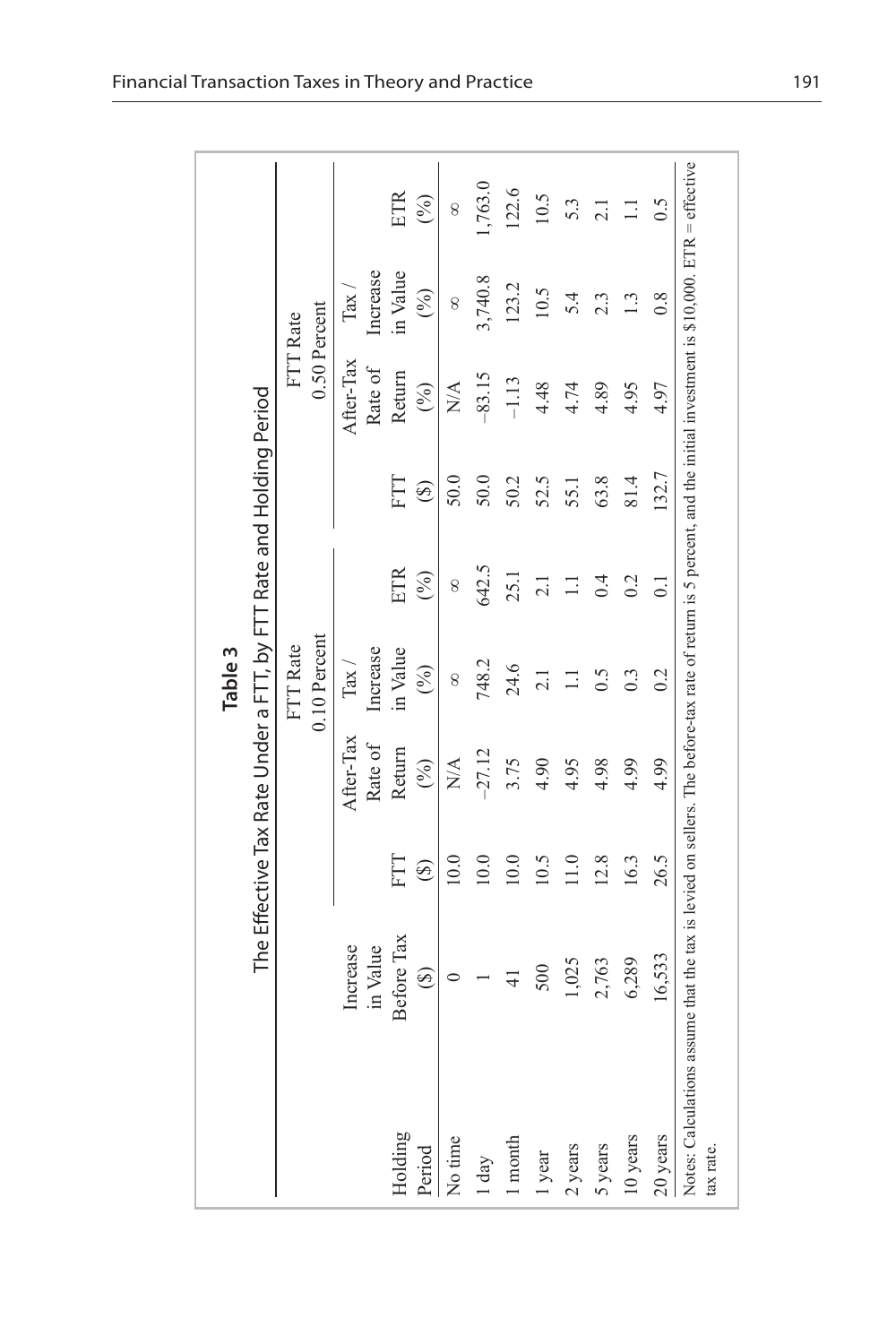**Table 3**

The Effective Tax Rate Under a FTT, by FTT Rate and Holding Period

| Holding Period | Increase in Value Before Tax ($) | FTT Rate 0.10 Percent | | | | FTT Rate 0.50 Percent | | | |
|---|---|---|---|---|---|---|---|---|---|
| | | FTT ($) | After-Tax Rate of Return (%) | Tax / Increase in Value (%) | ETR (%) | FTT ($) | After-Tax Rate of Return (%) | Tax / Increase in Value (%) | ETR (%) |
| No time | 0 | 10.0 | N/A | ∞ | ∞ | 50.0 | N/A | ∞ | ∞ |
| 1 day | 1 | 10.0 | −27.12 | 748.2 | 642.5 | 50.0 | −83.15 | 3,740.8 | 1,763.0 |
| 1 month | 41 | 10.0 | 3.75 | 24.6 | 25.1 | 50.2 | −1.13 | 123.2 | 122.6 |
| 1 year | 500 | 10.5 | 4.90 | 2.1 | 2.1 | 52.5 | 4.48 | 10.5 | 10.5 |
| 2 years | 1,025 | 11.0 | 4.95 | 1.1 | 1.1 | 55.1 | 4.74 | 5.4 | 5.3 |
| 5 years | 2,763 | 12.8 | 4.98 | 0.5 | 0.4 | 63.8 | 4.89 | 2.3 | 2.1 |
| 10 years | 6,289 | 16.3 | 4.99 | 0.3 | 0.2 | 81.4 | 4.95 | 1.3 | 1.1 |
| 20 years | 16,533 | 26.5 | 4.99 | 0.2 | 0.1 | 132.7 | 4.97 | 0.8 | 0.5 |

Notes: Calculations assume that the tax is levied on sellers. The before-tax rate of return is 5 percent, and the initial investment is $10,000. ETR = effective tax rate.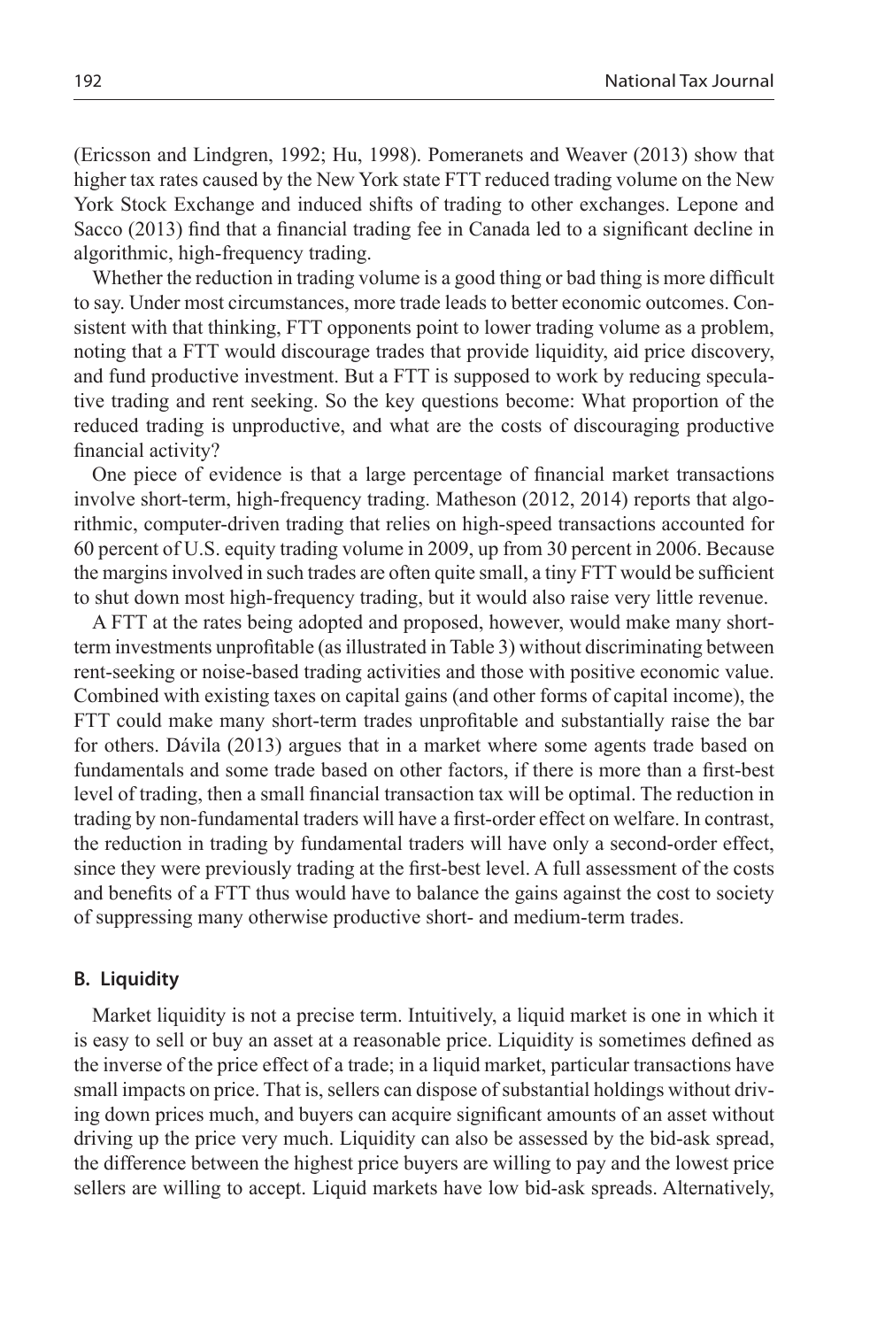(Ericsson and Lindgren, 1992; Hu, 1998). Pomeranets and Weaver (2013) show that higher tax rates caused by the New York state FTT reduced trading volume on the New York Stock Exchange and induced shifts of trading to other exchanges. Lepone and Sacco (2013) find that a financial trading fee in Canada led to a significant decline in algorithmic, high-frequency trading.

Whether the reduction in trading volume is a good thing or bad thing is more difficult to say. Under most circumstances, more trade leads to better economic outcomes. Consistent with that thinking, FTT opponents point to lower trading volume as a problem, noting that a FTT would discourage trades that provide liquidity, aid price discovery, and fund productive investment. But a FTT is supposed to work by reducing speculative trading and rent seeking. So the key questions become: What proportion of the reduced trading is unproductive, and what are the costs of discouraging productive financial activity?

One piece of evidence is that a large percentage of financial market transactions involve short-term, high-frequency trading. Matheson (2012, 2014) reports that algorithmic, computer-driven trading that relies on high-speed transactions accounted for 60 percent of U.S. equity trading volume in 2009, up from 30 percent in 2006. Because the margins involved in such trades are often quite small, a tiny FTT would be sufficient to shut down most high-frequency trading, but it would also raise very little revenue.

A FTT at the rates being adopted and proposed, however, would make many short-term investments unprofitable (as illustrated in Table 3) without discriminating between rent-seeking or noise-based trading activities and those with positive economic value. Combined with existing taxes on capital gains (and other forms of capital income), the FTT could make many short-term trades unprofitable and substantially raise the bar for others. Dávila (2013) argues that in a market where some agents trade based on fundamentals and some trade based on other factors, if there is more than a first-best level of trading, then a small financial transaction tax will be optimal. The reduction in trading by non-fundamental traders will have a first-order effect on welfare. In contrast, the reduction in trading by fundamental traders will have only a second-order effect, since they were previously trading at the first-best level. A full assessment of the costs and benefits of a FTT thus would have to balance the gains against the cost to society of suppressing many otherwise productive short- and medium-term trades.

### B. Liquidity

Market liquidity is not a precise term. Intuitively, a liquid market is one in which it is easy to sell or buy an asset at a reasonable price. Liquidity is sometimes defined as the inverse of the price effect of a trade; in a liquid market, particular transactions have small impacts on price. That is, sellers can dispose of substantial holdings without driving down prices much, and buyers can acquire significant amounts of an asset without driving up the price very much. Liquidity can also be assessed by the bid-ask spread, the difference between the highest price buyers are willing to pay and the lowest price sellers are willing to accept. Liquid markets have low bid-ask spreads. Alternatively,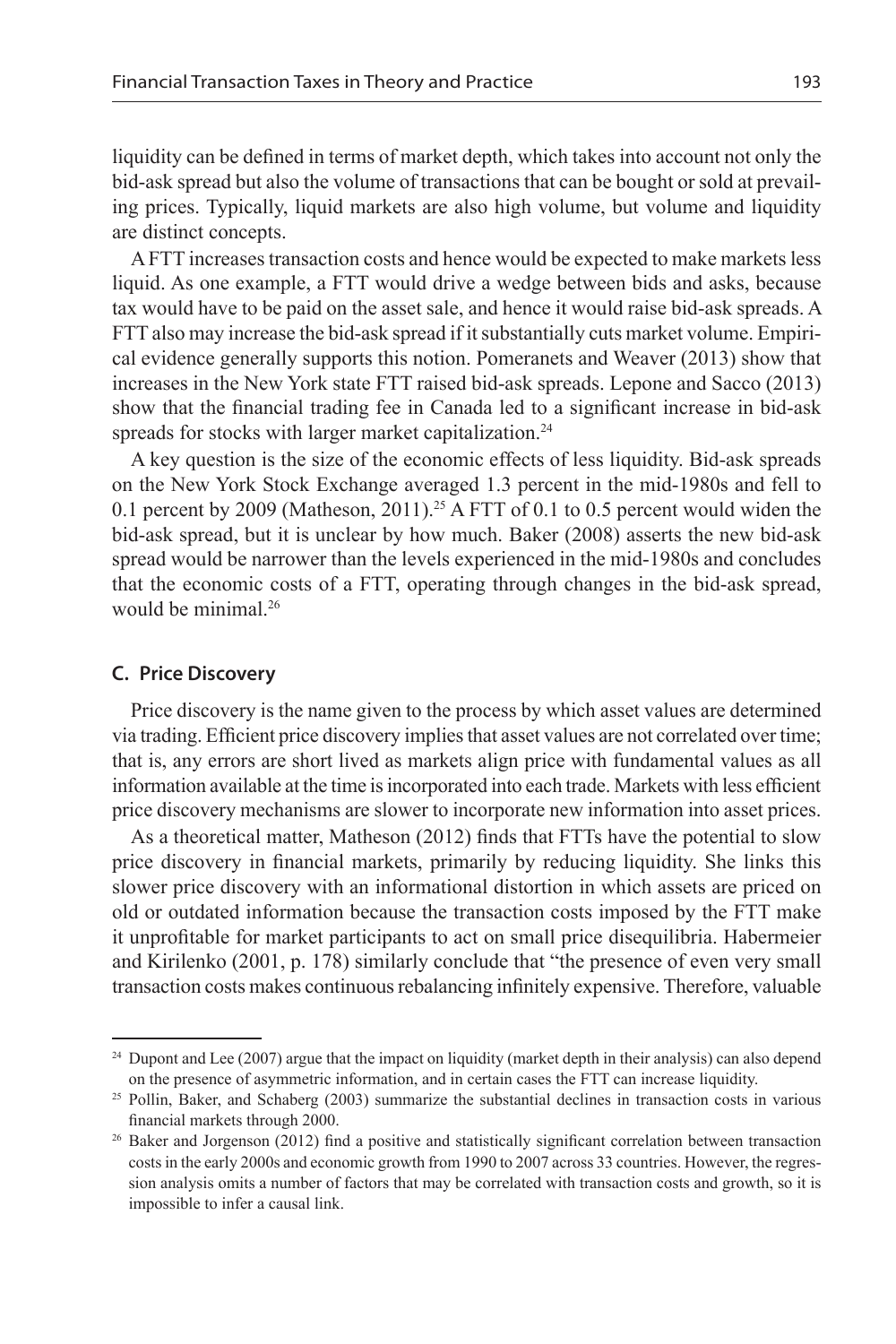liquidity can be defined in terms of market depth, which takes into account not only the bid-ask spread but also the volume of transactions that can be bought or sold at prevailing prices. Typically, liquid markets are also high volume, but volume and liquidity are distinct concepts.

A FTT increases transaction costs and hence would be expected to make markets less liquid. As one example, a FTT would drive a wedge between bids and asks, because tax would have to be paid on the asset sale, and hence it would raise bid-ask spreads. A FTT also may increase the bid-ask spread if it substantially cuts market volume. Empirical evidence generally supports this notion. Pomeranets and Weaver (2013) show that increases in the New York state FTT raised bid-ask spreads. Lepone and Sacco (2013) show that the financial trading fee in Canada led to a significant increase in bid-ask spreads for stocks with larger market capitalization.[24]

A key question is the size of the economic effects of less liquidity. Bid-ask spreads on the New York Stock Exchange averaged 1.3 percent in the mid-1980s and fell to 0.1 percent by 2009 (Matheson, 2011).[25] A FTT of 0.1 to 0.5 percent would widen the bid-ask spread, but it is unclear by how much. Baker (2008) asserts the new bid-ask spread would be narrower than the levels experienced in the mid-1980s and concludes that the economic costs of a FTT, operating through changes in the bid-ask spread, would be minimal.[26]

### C. Price Discovery

Price discovery is the name given to the process by which asset values are determined via trading. Efficient price discovery implies that asset values are not correlated over time; that is, any errors are short lived as markets align price with fundamental values as all information available at the time is incorporated into each trade. Markets with less efficient price discovery mechanisms are slower to incorporate new information into asset prices.

As a theoretical matter, Matheson (2012) finds that FTTs have the potential to slow price discovery in financial markets, primarily by reducing liquidity. She links this slower price discovery with an informational distortion in which assets are priced on old or outdated information because the transaction costs imposed by the FTT make it unprofitable for market participants to act on small price disequilibria. Habermeier and Kirilenko (2001, p. 178) similarly conclude that "the presence of even very small transaction costs makes continuous rebalancing infinitely expensive. Therefore, valuable

---

[24] Dupont and Lee (2007) argue that the impact on liquidity (market depth in their analysis) can also depend on the presence of asymmetric information, and in certain cases the FTT can increase liquidity.

[25] Pollin, Baker, and Schaberg (2003) summarize the substantial declines in transaction costs in various financial markets through 2000.

[26] Baker and Jorgenson (2012) find a positive and statistically significant correlation between transaction costs in the early 2000s and economic growth from 1990 to 2007 across 33 countries. However, the regression analysis omits a number of factors that may be correlated with transaction costs and growth, so it is impossible to infer a causal link.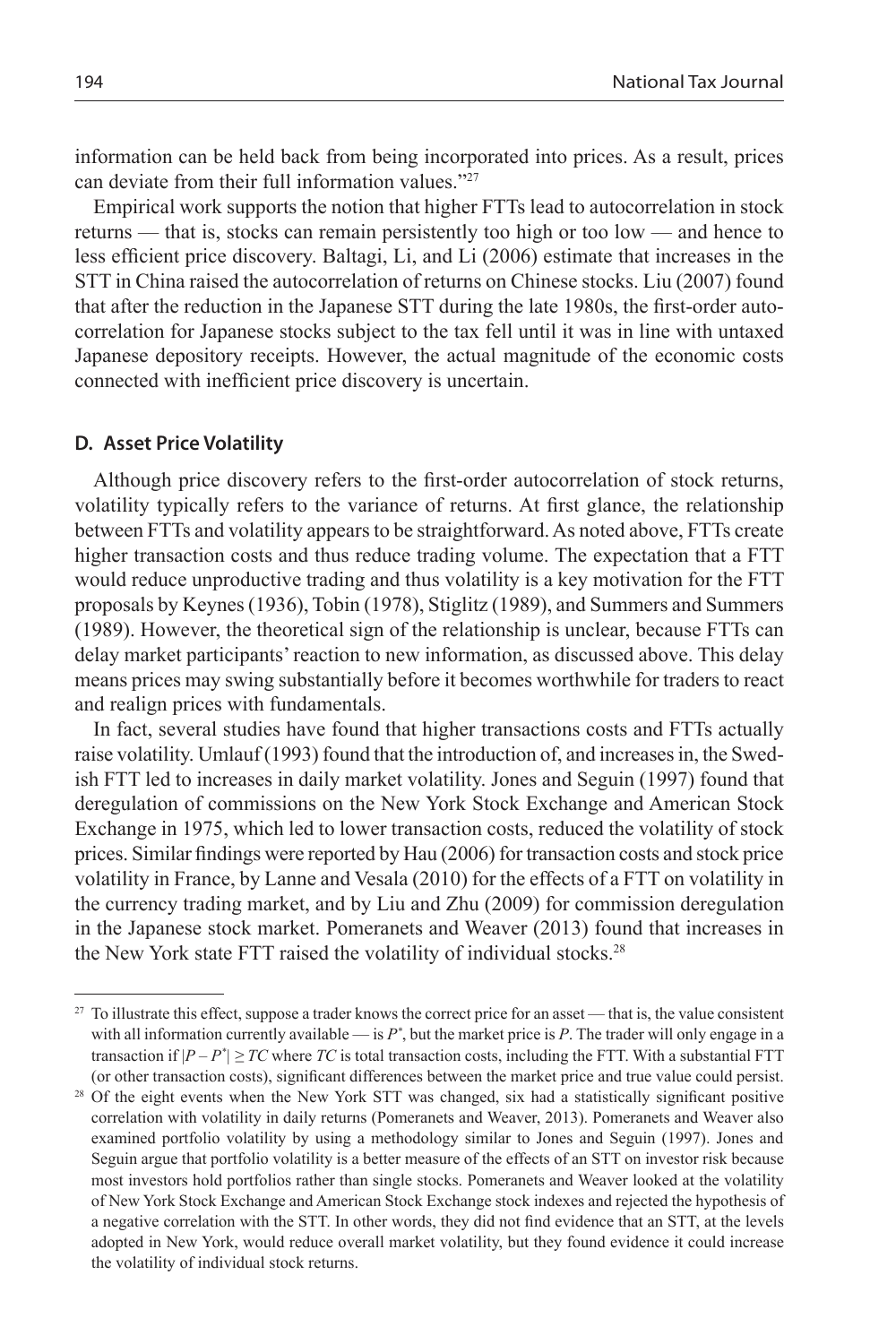information can be held back from being incorporated into prices. As a result, prices can deviate from their full information values."[27]

Empirical work supports the notion that higher FTTs lead to autocorrelation in stock returns — that is, stocks can remain persistently too high or too low — and hence to less efficient price discovery. Baltagi, Li, and Li (2006) estimate that increases in the STT in China raised the autocorrelation of returns on Chinese stocks. Liu (2007) found that after the reduction in the Japanese STT during the late 1980s, the first-order autocorrelation for Japanese stocks subject to the tax fell until it was in line with untaxed Japanese depository receipts. However, the actual magnitude of the economic costs connected with inefficient price discovery is uncertain.

### D. Asset Price Volatility

Although price discovery refers to the first-order autocorrelation of stock returns, volatility typically refers to the variance of returns. At first glance, the relationship between FTTs and volatility appears to be straightforward. As noted above, FTTs create higher transaction costs and thus reduce trading volume. The expectation that a FTT would reduce unproductive trading and thus volatility is a key motivation for the FTT proposals by Keynes (1936), Tobin (1978), Stiglitz (1989), and Summers and Summers (1989). However, the theoretical sign of the relationship is unclear, because FTTs can delay market participants' reaction to new information, as discussed above. This delay means prices may swing substantially before it becomes worthwhile for traders to react and realign prices with fundamentals.

In fact, several studies have found that higher transactions costs and FTTs actually raise volatility. Umlauf (1993) found that the introduction of, and increases in, the Swedish FTT led to increases in daily market volatility. Jones and Seguin (1997) found that deregulation of commissions on the New York Stock Exchange and American Stock Exchange in 1975, which led to lower transaction costs, reduced the volatility of stock prices. Similar findings were reported by Hau (2006) for transaction costs and stock price volatility in France, by Lanne and Vesala (2010) for the effects of a FTT on volatility in the currency trading market, and by Liu and Zhu (2009) for commission deregulation in the Japanese stock market. Pomeranets and Weaver (2013) found that increases in the New York state FTT raised the volatility of individual stocks.[28]

---

[27] To illustrate this effect, suppose a trader knows the correct price for an asset — that is, the value consistent with all information currently available — is $P^*$, but the market price is $P$. The trader will only engage in a transaction if $|P - P^*| \geq TC$ where $TC$ is total transaction costs, including the FTT. With a substantial FTT (or other transaction costs), significant differences between the market price and true value could persist.

[28] Of the eight events when the New York STT was changed, six had a statistically significant positive correlation with volatility in daily returns (Pomeranets and Weaver, 2013). Pomeranets and Weaver also examined portfolio volatility by using a methodology similar to Jones and Seguin (1997). Jones and Seguin argue that portfolio volatility is a better measure of the effects of an STT on investor risk because most investors hold portfolios rather than single stocks. Pomeranets and Weaver looked at the volatility of New York Stock Exchange and American Stock Exchange stock indexes and rejected the hypothesis of a negative correlation with the STT. In other words, they did not find evidence that an STT, at the levels adopted in New York, would reduce overall market volatility, but they found evidence it could increase the volatility of individual stock returns.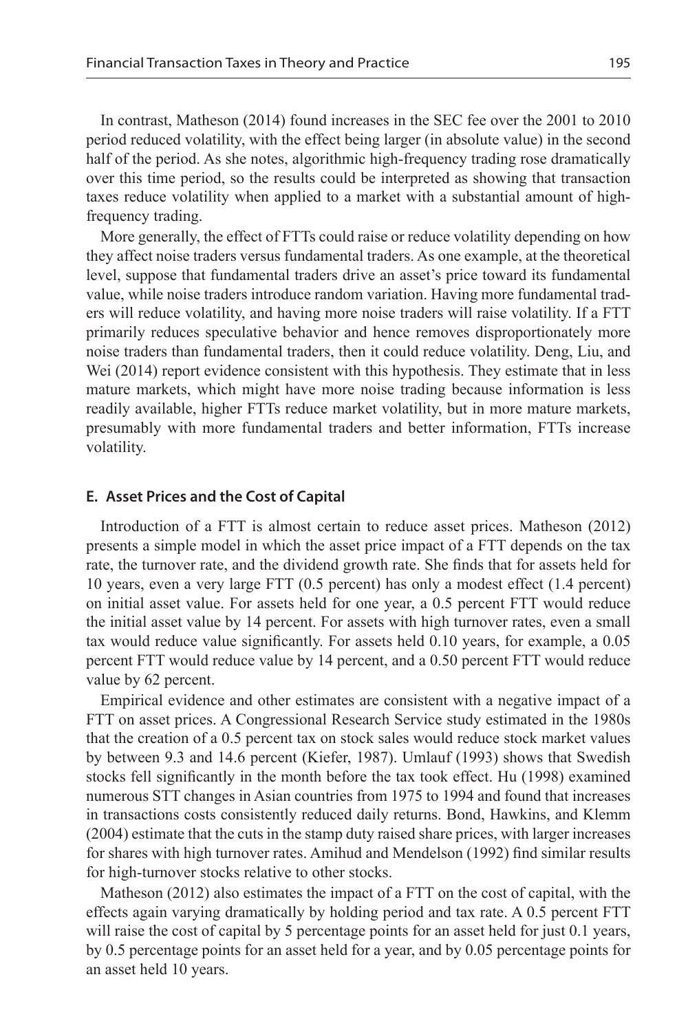In contrast, Matheson (2014) found increases in the SEC fee over the 2001 to 2010 period reduced volatility, with the effect being larger (in absolute value) in the second half of the period. As she notes, algorithmic high-frequency trading rose dramatically over this time period, so the results could be interpreted as showing that transaction taxes reduce volatility when applied to a market with a substantial amount of high-frequency trading.

More generally, the effect of FTTs could raise or reduce volatility depending on how they affect noise traders versus fundamental traders. As one example, at the theoretical level, suppose that fundamental traders drive an asset's price toward its fundamental value, while noise traders introduce random variation. Having more fundamental traders will reduce volatility, and having more noise traders will raise volatility. If a FTT primarily reduces speculative behavior and hence removes disproportionately more noise traders than fundamental traders, then it could reduce volatility. Deng, Liu, and Wei (2014) report evidence consistent with this hypothesis. They estimate that in less mature markets, which might have more noise trading because information is less readily available, higher FTTs reduce market volatility, but in more mature markets, presumably with more fundamental traders and better information, FTTs increase volatility.

### E. Asset Prices and the Cost of Capital

Introduction of a FTT is almost certain to reduce asset prices. Matheson (2012) presents a simple model in which the asset price impact of a FTT depends on the tax rate, the turnover rate, and the dividend growth rate. She finds that for assets held for 10 years, even a very large FTT (0.5 percent) has only a modest effect (1.4 percent) on initial asset value. For assets held for one year, a 0.5 percent FTT would reduce the initial asset value by 14 percent. For assets with high turnover rates, even a small tax would reduce value significantly. For assets held 0.10 years, for example, a 0.05 percent FTT would reduce value by 14 percent, and a 0.50 percent FTT would reduce value by 62 percent.

Empirical evidence and other estimates are consistent with a negative impact of a FTT on asset prices. A Congressional Research Service study estimated in the 1980s that the creation of a 0.5 percent tax on stock sales would reduce stock market values by between 9.3 and 14.6 percent (Kiefer, 1987). Umlauf (1993) shows that Swedish stocks fell significantly in the month before the tax took effect. Hu (1998) examined numerous STT changes in Asian countries from 1975 to 1994 and found that increases in transactions costs consistently reduced daily returns. Bond, Hawkins, and Klemm (2004) estimate that the cuts in the stamp duty raised share prices, with larger increases for shares with high turnover rates. Amihud and Mendelson (1992) find similar results for high-turnover stocks relative to other stocks.

Matheson (2012) also estimates the impact of a FTT on the cost of capital, with the effects again varying dramatically by holding period and tax rate. A 0.5 percent FTT will raise the cost of capital by 5 percentage points for an asset held for just 0.1 years, by 0.5 percentage points for an asset held for a year, and by 0.05 percentage points for an asset held 10 years.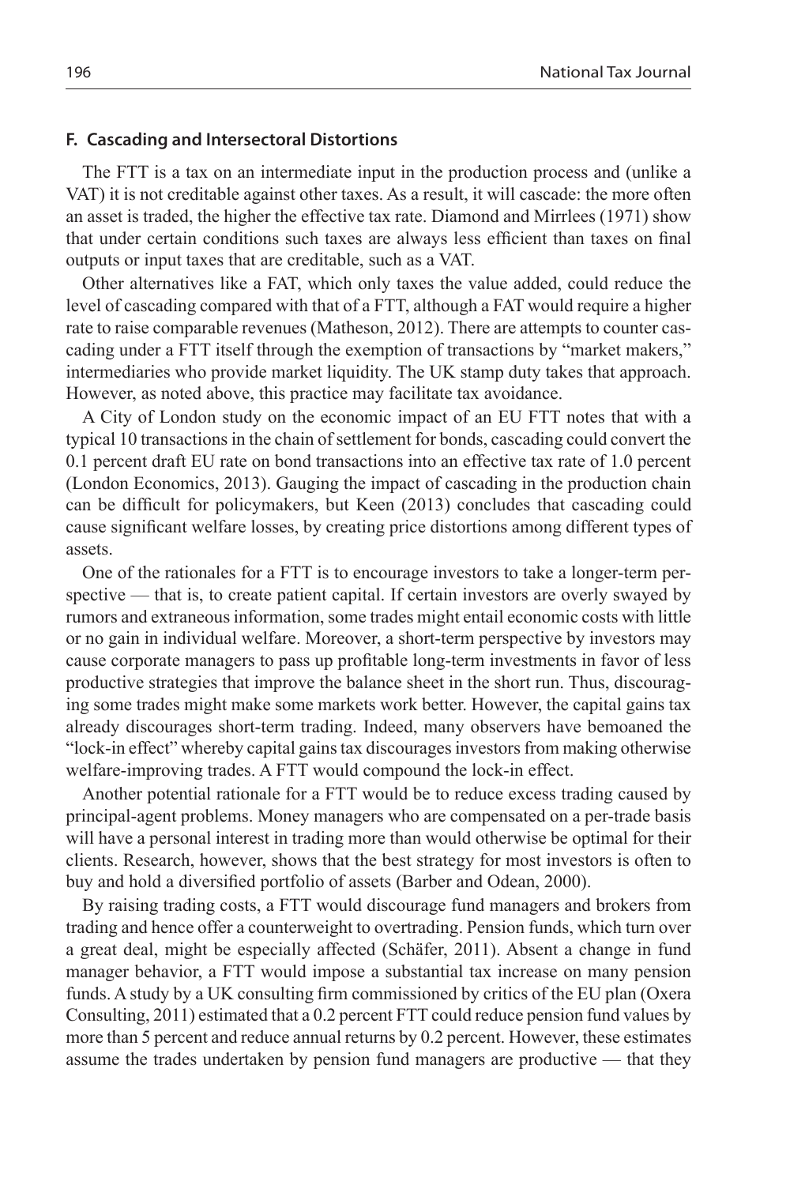### F. Cascading and Intersectoral Distortions

The FTT is a tax on an intermediate input in the production process and (unlike a VAT) it is not creditable against other taxes. As a result, it will cascade: the more often an asset is traded, the higher the effective tax rate. Diamond and Mirrlees (1971) show that under certain conditions such taxes are always less efficient than taxes on final outputs or input taxes that are creditable, such as a VAT.

Other alternatives like a FAT, which only taxes the value added, could reduce the level of cascading compared with that of a FTT, although a FAT would require a higher rate to raise comparable revenues (Matheson, 2012). There are attempts to counter cascading under a FTT itself through the exemption of transactions by "market makers," intermediaries who provide market liquidity. The UK stamp duty takes that approach. However, as noted above, this practice may facilitate tax avoidance.

A City of London study on the economic impact of an EU FTT notes that with a typical 10 transactions in the chain of settlement for bonds, cascading could convert the 0.1 percent draft EU rate on bond transactions into an effective tax rate of 1.0 percent (London Economics, 2013). Gauging the impact of cascading in the production chain can be difficult for policymakers, but Keen (2013) concludes that cascading could cause significant welfare losses, by creating price distortions among different types of assets.

One of the rationales for a FTT is to encourage investors to take a longer-term perspective — that is, to create patient capital. If certain investors are overly swayed by rumors and extraneous information, some trades might entail economic costs with little or no gain in individual welfare. Moreover, a short-term perspective by investors may cause corporate managers to pass up profitable long-term investments in favor of less productive strategies that improve the balance sheet in the short run. Thus, discouraging some trades might make some markets work better. However, the capital gains tax already discourages short-term trading. Indeed, many observers have bemoaned the "lock-in effect" whereby capital gains tax discourages investors from making otherwise welfare-improving trades. A FTT would compound the lock-in effect.

Another potential rationale for a FTT would be to reduce excess trading caused by principal-agent problems. Money managers who are compensated on a per-trade basis will have a personal interest in trading more than would otherwise be optimal for their clients. Research, however, shows that the best strategy for most investors is often to buy and hold a diversified portfolio of assets (Barber and Odean, 2000).

By raising trading costs, a FTT would discourage fund managers and brokers from trading and hence offer a counterweight to overtrading. Pension funds, which turn over a great deal, might be especially affected (Schäfer, 2011). Absent a change in fund manager behavior, a FTT would impose a substantial tax increase on many pension funds. A study by a UK consulting firm commissioned by critics of the EU plan (Oxera Consulting, 2011) estimated that a 0.2 percent FTT could reduce pension fund values by more than 5 percent and reduce annual returns by 0.2 percent. However, these estimates assume the trades undertaken by pension fund managers are productive — that they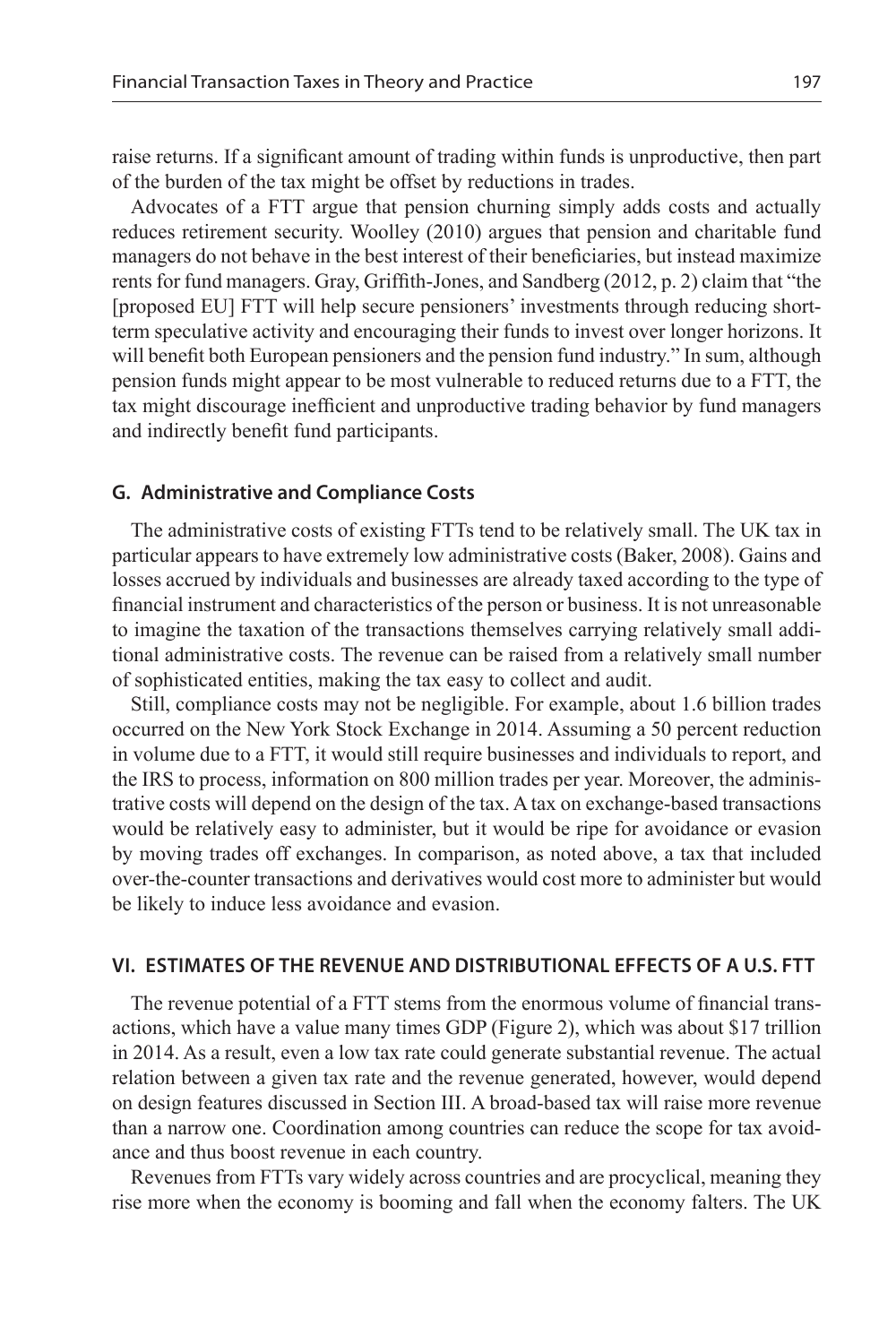raise returns. If a significant amount of trading within funds is unproductive, then part of the burden of the tax might be offset by reductions in trades.

Advocates of a FTT argue that pension churning simply adds costs and actually reduces retirement security. Woolley (2010) argues that pension and charitable fund managers do not behave in the best interest of their beneficiaries, but instead maximize rents for fund managers. Gray, Griffith-Jones, and Sandberg (2012, p. 2) claim that "the [proposed EU] FTT will help secure pensioners' investments through reducing short-term speculative activity and encouraging their funds to invest over longer horizons. It will benefit both European pensioners and the pension fund industry." In sum, although pension funds might appear to be most vulnerable to reduced returns due to a FTT, the tax might discourage inefficient and unproductive trading behavior by fund managers and indirectly benefit fund participants.

### G. Administrative and Compliance Costs

The administrative costs of existing FTTs tend to be relatively small. The UK tax in particular appears to have extremely low administrative costs (Baker, 2008). Gains and losses accrued by individuals and businesses are already taxed according to the type of financial instrument and characteristics of the person or business. It is not unreasonable to imagine the taxation of the transactions themselves carrying relatively small additional administrative costs. The revenue can be raised from a relatively small number of sophisticated entities, making the tax easy to collect and audit.

Still, compliance costs may not be negligible. For example, about 1.6 billion trades occurred on the New York Stock Exchange in 2014. Assuming a 50 percent reduction in volume due to a FTT, it would still require businesses and individuals to report, and the IRS to process, information on 800 million trades per year. Moreover, the administrative costs will depend on the design of the tax. A tax on exchange-based transactions would be relatively easy to administer, but it would be ripe for avoidance or evasion by moving trades off exchanges. In comparison, as noted above, a tax that included over-the-counter transactions and derivatives would cost more to administer but would be likely to induce less avoidance and evasion.

## VI. ESTIMATES OF THE REVENUE AND DISTRIBUTIONAL EFFECTS OF A U.S. FTT

The revenue potential of a FTT stems from the enormous volume of financial transactions, which have a value many times GDP (Figure 2), which was about $17 trillion in 2014. As a result, even a low tax rate could generate substantial revenue. The actual relation between a given tax rate and the revenue generated, however, would depend on design features discussed in Section III. A broad-based tax will raise more revenue than a narrow one. Coordination among countries can reduce the scope for tax avoidance and thus boost revenue in each country.

Revenues from FTTs vary widely across countries and are procyclical, meaning they rise more when the economy is booming and fall when the economy falters. The UK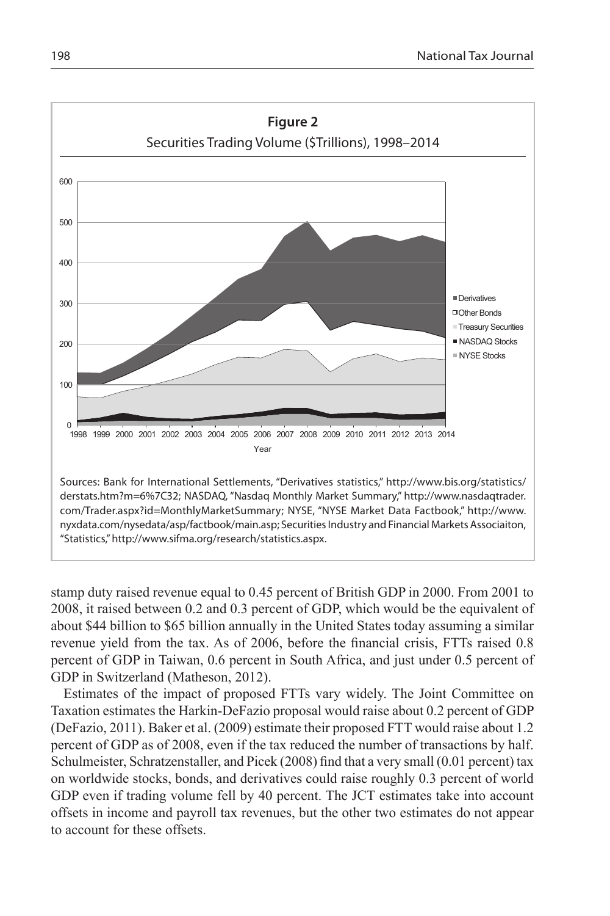**Figure 2**

Securities Trading Volume ($Trillions), 1998–2014

Sources: Bank for International Settlements, "Derivatives statistics," http://www.bis.org/statistics/derstats.htm?m=6%7C32; NASDAQ, "Nasdaq Monthly Market Summary," http://www.nasdaqtrader.com/Trader.aspx?id=MonthlyMarketSummary; NYSE, "NYSE Market Data Factbook," http://www.nyxdata.com/nysedata/asp/factbook/main.asp; Securities Industry and Financial Markets Associaiton, "Statistics," http://www.sifma.org/research/statistics.aspx.

stamp duty raised revenue equal to 0.45 percent of British GDP in 2000. From 2001 to 2008, it raised between 0.2 and 0.3 percent of GDP, which would be the equivalent of about $44 billion to $65 billion annually in the United States today assuming a similar revenue yield from the tax. As of 2006, before the financial crisis, FTTs raised 0.8 percent of GDP in Taiwan, 0.6 percent in South Africa, and just under 0.5 percent of GDP in Switzerland (Matheson, 2012).

Estimates of the impact of proposed FTTs vary widely. The Joint Committee on Taxation estimates the Harkin-DeFazio proposal would raise about 0.2 percent of GDP (DeFazio, 2011). Baker et al. (2009) estimate their proposed FTT would raise about 1.2 percent of GDP as of 2008, even if the tax reduced the number of transactions by half. Schulmeister, Schratzenstaller, and Picek (2008) find that a very small (0.01 percent) tax on worldwide stocks, bonds, and derivatives could raise roughly 0.3 percent of world GDP even if trading volume fell by 40 percent. The JCT estimates take into account offsets in income and payroll tax revenues, but the other two estimates do not appear to account for these offsets.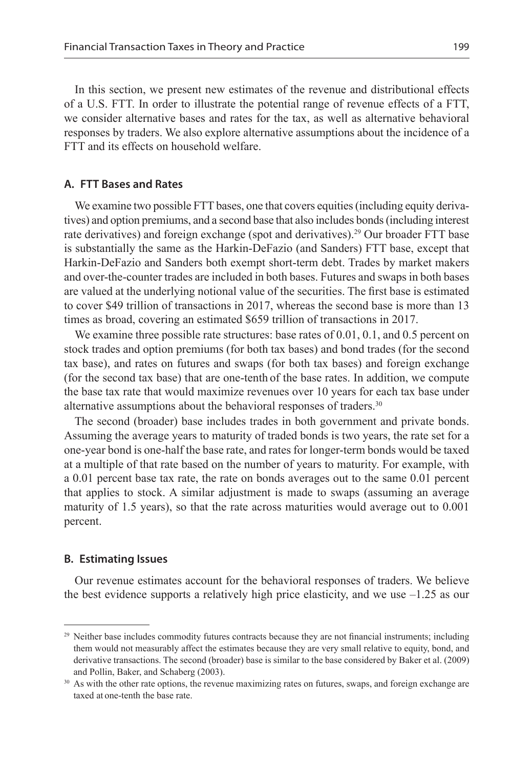In this section, we present new estimates of the revenue and distributional effects of a U.S. FTT. In order to illustrate the potential range of revenue effects of a FTT, we consider alternative bases and rates for the tax, as well as alternative behavioral responses by traders. We also explore alternative assumptions about the incidence of a FTT and its effects on household welfare.

### A. FTT Bases and Rates

We examine two possible FTT bases, one that covers equities (including equity derivatives) and option premiums, and a second base that also includes bonds (including interest rate derivatives) and foreign exchange (spot and derivatives).[29] Our broader FTT base is substantially the same as the Harkin-DeFazio (and Sanders) FTT base, except that Harkin-DeFazio and Sanders both exempt short-term debt. Trades by market makers and over-the-counter trades are included in both bases. Futures and swaps in both bases are valued at the underlying notional value of the securities. The first base is estimated to cover \$49 trillion of transactions in 2017, whereas the second base is more than 13 times as broad, covering an estimated \$659 trillion of transactions in 2017.

We examine three possible rate structures: base rates of 0.01, 0.1, and 0.5 percent on stock trades and option premiums (for both tax bases) and bond trades (for the second tax base), and rates on futures and swaps (for both tax bases) and foreign exchange (for the second tax base) that are one-tenth of the base rates. In addition, we compute the base tax rate that would maximize revenues over 10 years for each tax base under alternative assumptions about the behavioral responses of traders.[30]

The second (broader) base includes trades in both government and private bonds. Assuming the average years to maturity of traded bonds is two years, the rate set for a one-year bond is one-half the base rate, and rates for longer-term bonds would be taxed at a multiple of that rate based on the number of years to maturity. For example, with a 0.01 percent base tax rate, the rate on bonds averages out to the same 0.01 percent that applies to stock. A similar adjustment is made to swaps (assuming an average maturity of 1.5 years), so that the rate across maturities would average out to 0.001 percent.

### B. Estimating Issues

Our revenue estimates account for the behavioral responses of traders. We believe the best evidence supports a relatively high price elasticity, and we use –1.25 as our

---

[29] Neither base includes commodity futures contracts because they are not financial instruments; including them would not measurably affect the estimates because they are very small relative to equity, bond, and derivative transactions. The second (broader) base is similar to the base considered by Baker et al. (2009) and Pollin, Baker, and Schaberg (2003).

[30] As with the other rate options, the revenue maximizing rates on futures, swaps, and foreign exchange are taxed at one-tenth the base rate.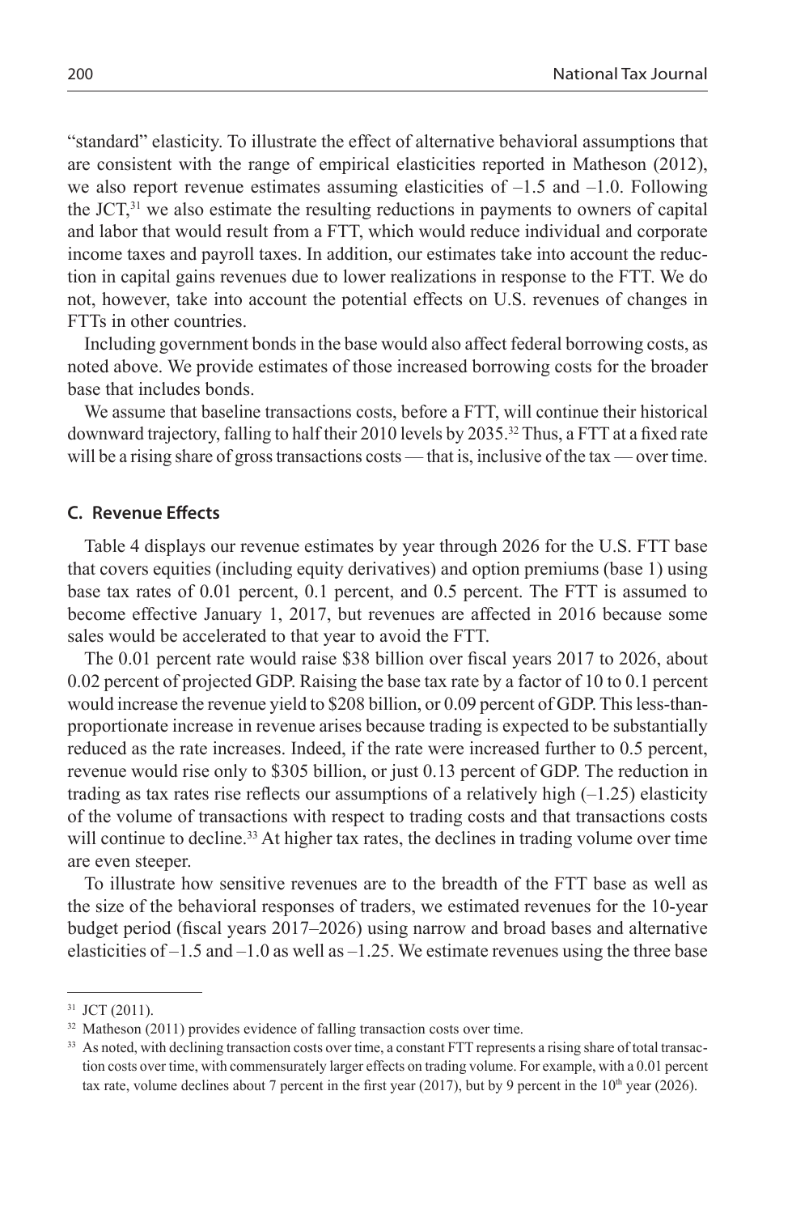"standard" elasticity. To illustrate the effect of alternative behavioral assumptions that are consistent with the range of empirical elasticities reported in Matheson (2012), we also report revenue estimates assuming elasticities of –1.5 and –1.0. Following the JCT,[31] we also estimate the resulting reductions in payments to owners of capital and labor that would result from a FTT, which would reduce individual and corporate income taxes and payroll taxes. In addition, our estimates take into account the reduction in capital gains revenues due to lower realizations in response to the FTT. We do not, however, take into account the potential effects on U.S. revenues of changes in FTTs in other countries.

Including government bonds in the base would also affect federal borrowing costs, as noted above. We provide estimates of those increased borrowing costs for the broader base that includes bonds.

We assume that baseline transactions costs, before a FTT, will continue their historical downward trajectory, falling to half their 2010 levels by 2035.[32] Thus, a FTT at a fixed rate will be a rising share of gross transactions costs — that is, inclusive of the tax — over time.

### C. Revenue Effects

Table 4 displays our revenue estimates by year through 2026 for the U.S. FTT base that covers equities (including equity derivatives) and option premiums (base 1) using base tax rates of 0.01 percent, 0.1 percent, and 0.5 percent. The FTT is assumed to become effective January 1, 2017, but revenues are affected in 2016 because some sales would be accelerated to that year to avoid the FTT.

The 0.01 percent rate would raise \$38 billion over fiscal years 2017 to 2026, about 0.02 percent of projected GDP. Raising the base tax rate by a factor of 10 to 0.1 percent would increase the revenue yield to \$208 billion, or 0.09 percent of GDP. This less-than-proportionate increase in revenue arises because trading is expected to be substantially reduced as the rate increases. Indeed, if the rate were increased further to 0.5 percent, revenue would rise only to \$305 billion, or just 0.13 percent of GDP. The reduction in trading as tax rates rise reflects our assumptions of a relatively high (–1.25) elasticity of the volume of transactions with respect to trading costs and that transactions costs will continue to decline.[33] At higher tax rates, the declines in trading volume over time are even steeper.

To illustrate how sensitive revenues are to the breadth of the FTT base as well as the size of the behavioral responses of traders, we estimated revenues for the 10-year budget period (fiscal years 2017–2026) using narrow and broad bases and alternative elasticities of –1.5 and –1.0 as well as –1.25. We estimate revenues using the three base

---

[31] JCT (2011).

[32] Matheson (2011) provides evidence of falling transaction costs over time.

[33] As noted, with declining transaction costs over time, a constant FTT represents a rising share of total transaction costs over time, with commensurately larger effects on trading volume. For example, with a 0.01 percent tax rate, volume declines about 7 percent in the first year (2017), but by 9 percent in the 10th year (2026).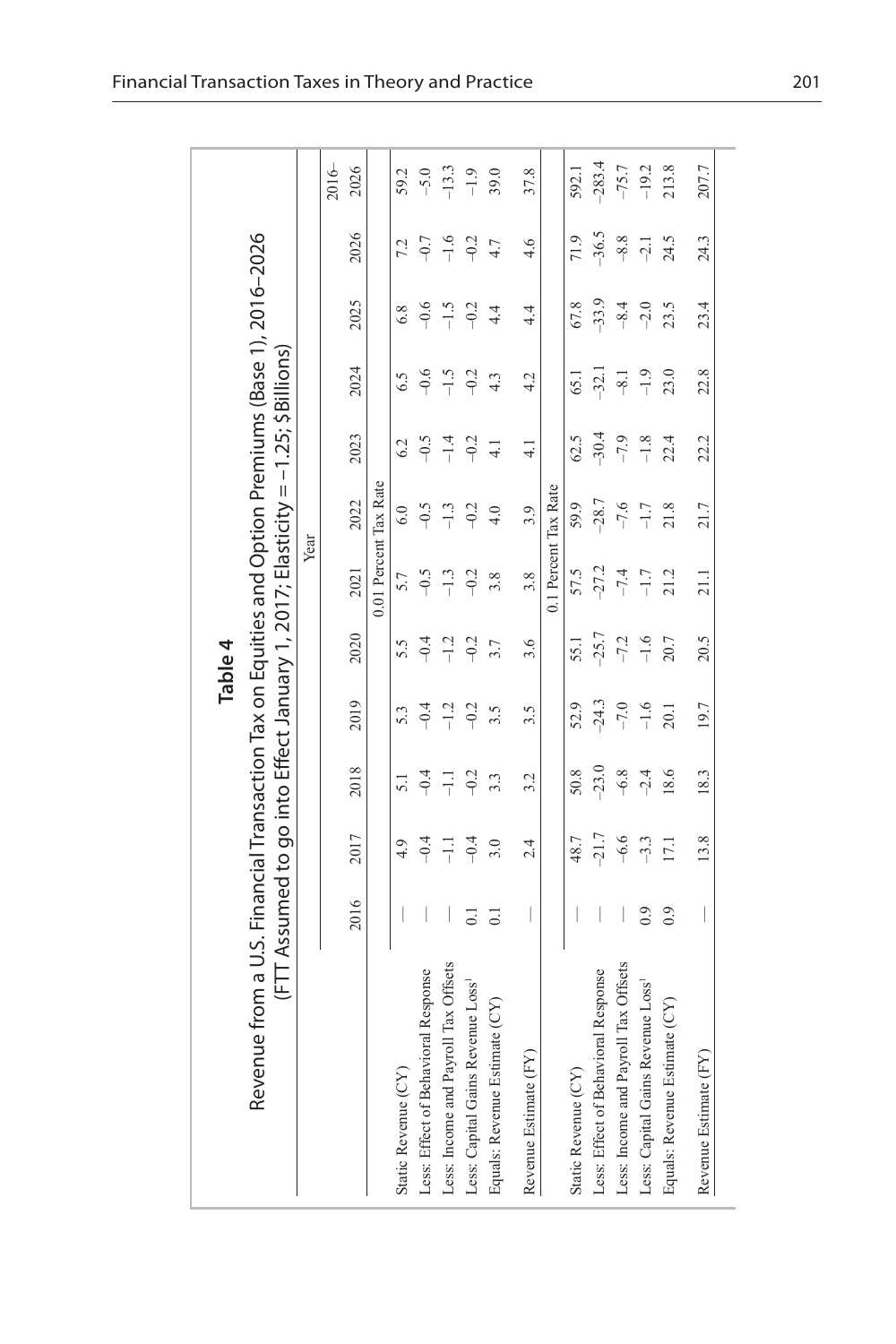**Table 4**

**Revenue from a U.S. Financial Transaction Tax on Equities and Option Premiums (Base 1), 2016–2026**

**(FTT Assumed to go into Effect January 1, 2017; Elasticity = −1.25; $Billions)**

| | 2016 | 2017 | 2018 | 2019 | 2020 | 2021 | 2022 | 2023 | 2024 | 2025 | 2026 | 2016–2026 |
|---|---|---|---|---|---|---|---|---|---|---|---|---|
| **0.01 Percent Tax Rate** | | | | | | | | | | | | |
| Static Revenue (CY) | — | 4.9 | 5.1 | 5.3 | 5.5 | 5.7 | 6.0 | 6.2 | 6.5 | 6.8 | 7.2 | 59.2 |
| Less: Effect of Behavioral Response | — | −0.4 | −0.4 | −0.4 | −0.4 | −0.5 | −0.5 | −0.5 | −0.6 | −0.6 | −0.7 | −5.0 |
| Less: Income and Payroll Tax Offsets | — | −1.1 | −1.1 | −1.2 | −1.2 | −1.3 | −1.3 | −1.4 | −1.5 | −1.5 | −1.6 | −13.3 |
| Less: Capital Gains Revenue Loss[1] | 0.1 | −0.4 | −0.2 | −0.2 | −0.2 | −0.2 | −0.2 | −0.2 | −0.2 | −0.2 | −0.2 | −1.9 |
| Equals: Revenue Estimate (CY) | 0.1 | 3.0 | 3.3 | 3.5 | 3.7 | 3.8 | 4.0 | 4.1 | 4.3 | 4.4 | 4.7 | 39.0 |
| Revenue Estimate (FY) | — | 2.4 | 3.2 | 3.5 | 3.6 | 3.8 | 3.9 | 4.1 | 4.2 | 4.4 | 4.6 | 37.8 |
| **0.1 Percent Tax Rate** | | | | | | | | | | | | |
| Static Revenue (CY) | — | 48.7 | 50.8 | 52.9 | 55.1 | 57.5 | 59.9 | 62.5 | 65.1 | 67.8 | 71.9 | 592.1 |
| Less: Effect of Behavioral Response | — | −21.7 | −23.0 | −24.3 | −25.7 | −27.2 | −28.7 | −30.4 | −32.1 | −33.9 | −36.5 | −283.4 |
| Less: Income and Payroll Tax Offsets | — | −6.6 | −6.8 | −7.0 | −7.2 | −7.4 | −7.6 | −7.9 | −8.1 | −8.4 | −8.8 | −75.7 |
| Less: Capital Gains Revenue Loss[1] | 0.9 | −3.3 | −2.4 | −1.6 | −1.6 | −1.7 | −1.7 | −1.8 | −1.9 | −2.0 | −2.1 | −19.2 |
| Equals: Revenue Estimate (CY) | 0.9 | 17.1 | 18.6 | 20.1 | 20.7 | 21.2 | 21.8 | 22.4 | 23.0 | 23.5 | 24.5 | 213.8 |
| Revenue Estimate (FY) | — | 13.8 | 18.3 | 19.7 | 20.5 | 21.1 | 21.7 | 22.2 | 22.8 | 23.4 | 24.3 | 207.7 |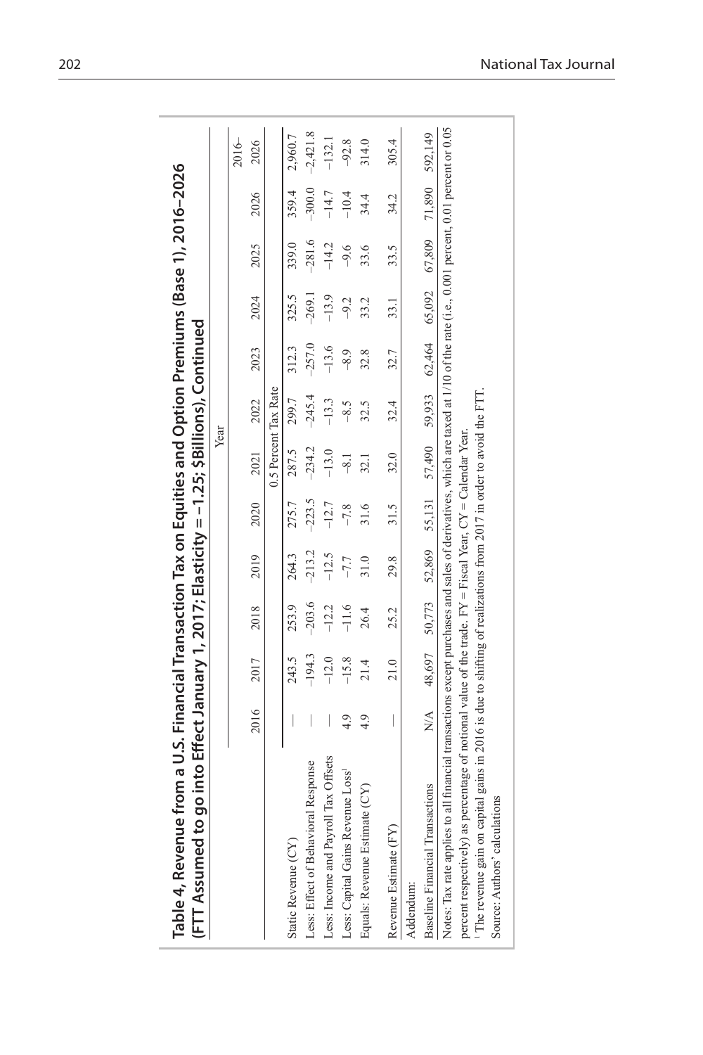**Table 4, Revenue from a U.S. Financial Transaction Tax on Equities and Option Premiums (Base 1), 2016–2026 (FTT Assumed to go into Effect January 1, 2017; Elasticity = –1.25; $Billions), Continued**

| | Year | | | | | | | | | | | |
|---|---|---|---|---|---|---|---|---|---|---|---|---|
| | 2016 | 2017 | 2018 | 2019 | 2020 | 2021 | 2022 | 2023 | 2024 | 2025 | 2026 | 2016–2026 |
| | 0.5 Percent Tax Rate | | | | | | | | | | | |
| Static Revenue (CY) | — | 243.5 | 253.9 | 264.3 | 275.7 | 287.5 | 299.7 | 312.3 | 325.5 | 339.0 | 359.4 | 2,960.7 |
| Less: Effect of Behavioral Response | — | –194.3 | –203.6 | –213.2 | –223.5 | –234.2 | –245.4 | –257.0 | –269.1 | –281.6 | –300.0 | –2,421.8 |
| Less: Income and Payroll Tax Offsets | — | –12.0 | –12.2 | –12.5 | –12.7 | –13.0 | –13.3 | –13.6 | –13.9 | –14.2 | –14.7 | –132.1 |
| Less: Capital Gains Revenue Loss[1] | 4.9 | –15.8 | –11.6 | –7.7 | –7.8 | –8.1 | –8.5 | –8.9 | –9.2 | –9.6 | –10.4 | –92.8 |
| Equals: Revenue Estimate (CY) | 4.9 | 21.4 | 26.4 | 31.0 | 31.6 | 32.1 | 32.5 | 32.8 | 33.2 | 33.6 | 34.4 | 314.0 |
| Revenue Estimate (FY) | — | 21.0 | 25.2 | 29.8 | 31.5 | 32.0 | 32.4 | 32.7 | 33.1 | 33.5 | 34.2 | 305.4 |
| Addendum: | | | | | | | | | | | | |
| Baseline Financial Transactions | N/A | 48,697 | 50,773 | 52,869 | 55,131 | 57,490 | 59,933 | 62,464 | 65,092 | 67,809 | 71,890 | 592,149 |

Notes: Tax rate applies to all financial transactions except purchases and sales of derivatives, which are taxed at 1/10 of the rate (i.e., 0.001 percent, 0.01 percent or 0.05 percent respectively) as percentage of notional value of the trade. FY = Fiscal Year, CY = Calendar Year.

[1] The revenue gain on capital gains in 2016 is due to shifting of realizations from 2017 in order to avoid the FTT.

Source: Authors' calculations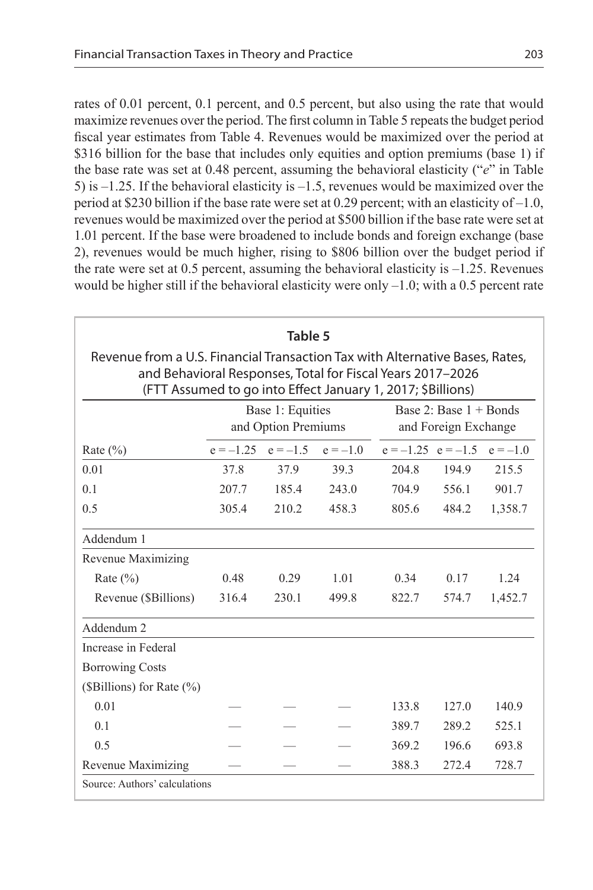rates of 0.01 percent, 0.1 percent, and 0.5 percent, but also using the rate that would maximize revenues over the period. The first column in Table 5 repeats the budget period fiscal year estimates from Table 4. Revenues would be maximized over the period at \$316 billion for the base that includes only equities and option premiums (base 1) if the base rate was set at 0.48 percent, assuming the behavioral elasticity ("*e*" in Table 5) is –1.25. If the behavioral elasticity is –1.5, revenues would be maximized over the period at \$230 billion if the base rate were set at 0.29 percent; with an elasticity of –1.0, revenues would be maximized over the period at \$500 billion if the base rate were set at 1.01 percent. If the base were broadened to include bonds and foreign exchange (base 2), revenues would be much higher, rising to \$806 billion over the budget period if the rate were set at 0.5 percent, assuming the behavioral elasticity is –1.25. Revenues would be higher still if the behavioral elasticity were only –1.0; with a 0.5 percent rate

**Table 5**

Revenue from a U.S. Financial Transaction Tax with Alternative Bases, Rates, and Behavioral Responses, Total for Fiscal Years 2017–2026 (FTT Assumed to go into Effect January 1, 2017; \$Billions)

| | Base 1: Equities and Option Premiums | | | Base 2: Base 1 + Bonds and Foreign Exchange | | |
|---|---|---|---|---|---|---|
| Rate (%) | e = –1.25 | e = –1.5 | e = –1.0 | e = –1.25 | e = –1.5 | e = –1.0 |
| 0.01 | 37.8 | 37.9 | 39.3 | 204.8 | 194.9 | 215.5 |
| 0.1 | 207.7 | 185.4 | 243.0 | 704.9 | 556.1 | 901.7 |
| 0.5 | 305.4 | 210.2 | 458.3 | 805.6 | 484.2 | 1,358.7 |
| Addendum 1 | | | | | | |
| Revenue Maximizing | | | | | | |
| Rate (%) | 0.48 | 0.29 | 1.01 | 0.34 | 0.17 | 1.24 |
| Revenue (\$Billions) | 316.4 | 230.1 | 499.8 | 822.7 | 574.7 | 1,452.7 |
| Addendum 2 | | | | | | |
| Increase in Federal Borrowing Costs (\$Billions) for Rate (%) | | | | | | |
| 0.01 | — | — | — | 133.8 | 127.0 | 140.9 |
| 0.1 | — | — | — | 389.7 | 289.2 | 525.1 |
| 0.5 | — | — | — | 369.2 | 196.6 | 693.8 |
| Revenue Maximizing | — | — | — | 388.3 | 272.4 | 728.7 |

Source: Authors' calculations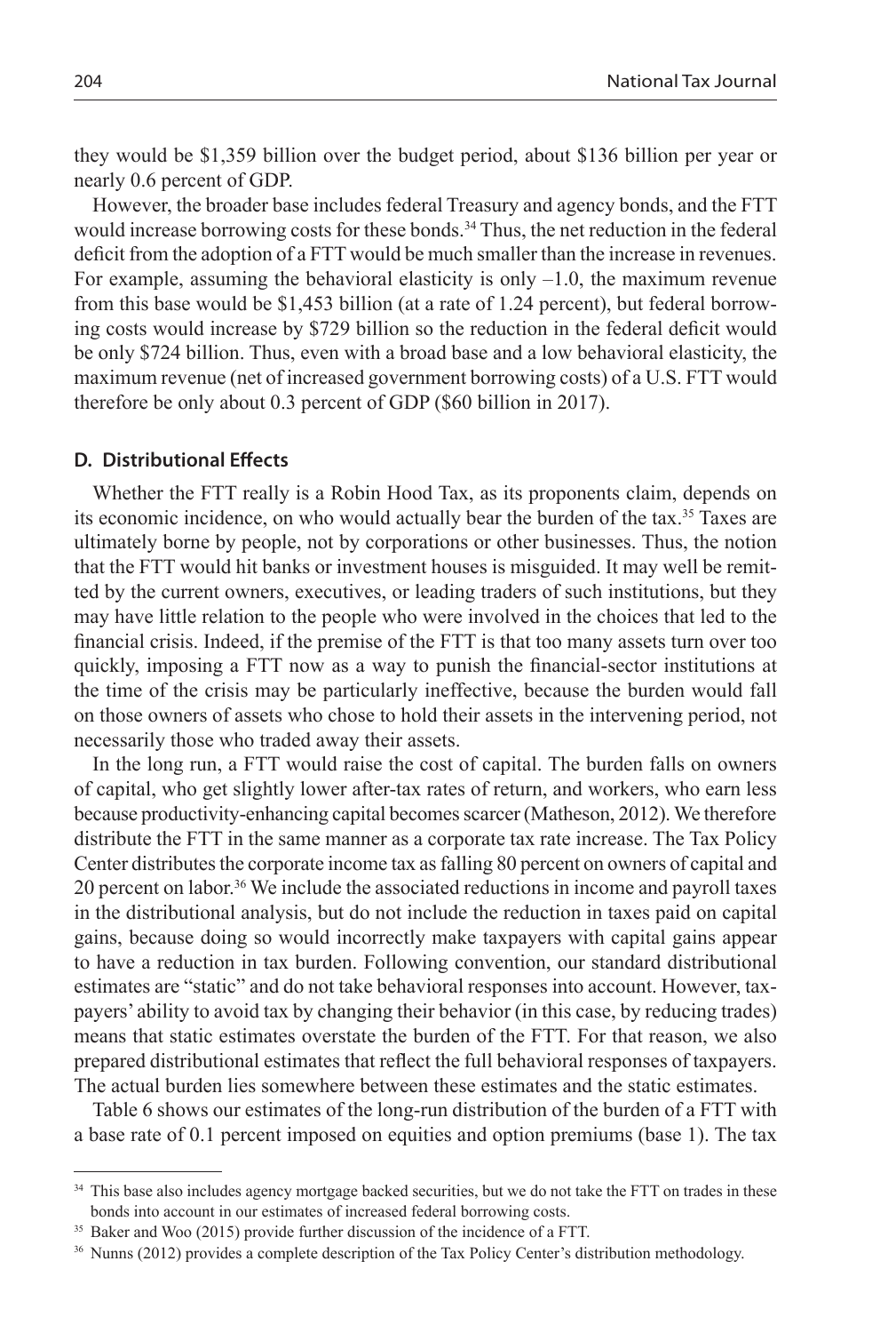they would be $1,359 billion over the budget period, about $136 billion per year or nearly 0.6 percent of GDP.

However, the broader base includes federal Treasury and agency bonds, and the FTT would increase borrowing costs for these bonds.[34] Thus, the net reduction in the federal deficit from the adoption of a FTT would be much smaller than the increase in revenues. For example, assuming the behavioral elasticity is only –1.0, the maximum revenue from this base would be $1,453 billion (at a rate of 1.24 percent), but federal borrowing costs would increase by $729 billion so the reduction in the federal deficit would be only $724 billion. Thus, even with a broad base and a low behavioral elasticity, the maximum revenue (net of increased government borrowing costs) of a U.S. FTT would therefore be only about 0.3 percent of GDP ($60 billion in 2017).

### D. Distributional Effects

Whether the FTT really is a Robin Hood Tax, as its proponents claim, depends on its economic incidence, on who would actually bear the burden of the tax.[35] Taxes are ultimately borne by people, not by corporations or other businesses. Thus, the notion that the FTT would hit banks or investment houses is misguided. It may well be remitted by the current owners, executives, or leading traders of such institutions, but they may have little relation to the people who were involved in the choices that led to the financial crisis. Indeed, if the premise of the FTT is that too many assets turn over too quickly, imposing a FTT now as a way to punish the financial-sector institutions at the time of the crisis may be particularly ineffective, because the burden would fall on those owners of assets who chose to hold their assets in the intervening period, not necessarily those who traded away their assets.

In the long run, a FTT would raise the cost of capital. The burden falls on owners of capital, who get slightly lower after-tax rates of return, and workers, who earn less because productivity-enhancing capital becomes scarcer (Matheson, 2012). We therefore distribute the FTT in the same manner as a corporate tax rate increase. The Tax Policy Center distributes the corporate income tax as falling 80 percent on owners of capital and 20 percent on labor.[36] We include the associated reductions in income and payroll taxes in the distributional analysis, but do not include the reduction in taxes paid on capital gains, because doing so would incorrectly make taxpayers with capital gains appear to have a reduction in tax burden. Following convention, our standard distributional estimates are "static" and do not take behavioral responses into account. However, taxpayers' ability to avoid tax by changing their behavior (in this case, by reducing trades) means that static estimates overstate the burden of the FTT. For that reason, we also prepared distributional estimates that reflect the full behavioral responses of taxpayers. The actual burden lies somewhere between these estimates and the static estimates.

Table 6 shows our estimates of the long-run distribution of the burden of a FTT with a base rate of 0.1 percent imposed on equities and option premiums (base 1). The tax

---

[34] This base also includes agency mortgage backed securities, but we do not take the FTT on trades in these bonds into account in our estimates of increased federal borrowing costs.

[35] Baker and Woo (2015) provide further discussion of the incidence of a FTT.

[36] Nunns (2012) provides a complete description of the Tax Policy Center's distribution methodology.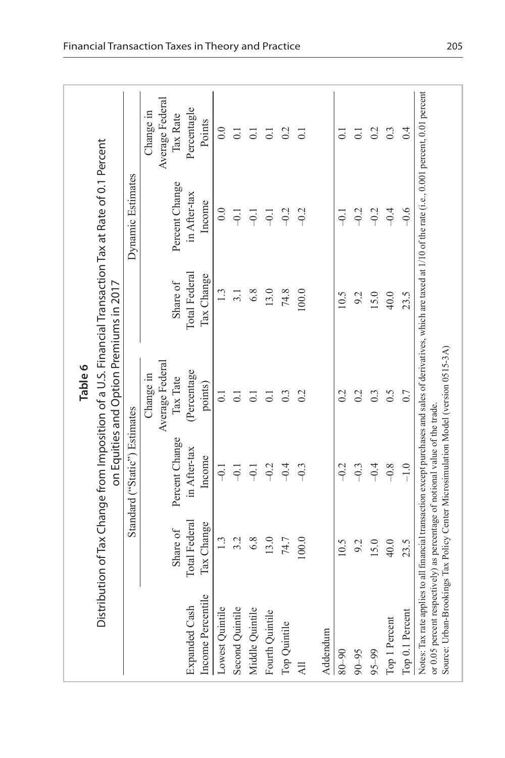**Table 6**

**Distribution of Tax Change from Imposition of a U.S. Financial Transaction Tax at Rate of 0.1 Percent on Equities and Option Premiums in 2017**

| Expanded Cash Income Percentile | Standard ("Static") Estimates: Share of Total Federal Tax Change | Standard ("Static") Estimates: Percent Change in After-tax Income | Standard ("Static") Estimates: Change in Average Federal Tax Tate (Percentage points) | Dynamic Estimates: Share of Total Federal Tax Change | Dynamic Estimates: Percent Change in After-tax Income | Dynamic Estimates: Change in Average Federal Tax Rate Percentagle Points |
|---|---|---|---|---|---|---|
| Lowest Quintile | 1.3 | –0.1 | 0.1 | 1.3 | 0.0 | 0.0 |
| Second Quintile | 3.2 | –0.1 | 0.1 | 3.1 | –0.1 | 0.1 |
| Middle Quintile | 6.8 | –0.1 | 0.1 | 6.8 | –0.1 | 0.1 |
| Fourth Quintile | 13.0 | –0.2 | 0.1 | 13.0 | –0.1 | 0.1 |
| Top Quintile | 74.7 | –0.4 | 0.3 | 74.8 | –0.2 | 0.2 |
| All | 100.0 | –0.3 | 0.2 | 100.0 | –0.2 | 0.1 |
| Addendum | | | | | | |
| 80–90 | 10.5 | –0.2 | 0.2 | 10.5 | –0.1 | 0.1 |
| 90–95 | 9.2 | –0.3 | 0.2 | 9.2 | –0.2 | 0.1 |
| 95–99 | 15.0 | –0.4 | 0.3 | 15.0 | –0.2 | 0.2 |
| Top 1 Percent | 40.0 | –0.8 | 0.5 | 40.0 | –0.4 | 0.3 |
| Top 0.1 Percent | 23.5 | –1.0 | 0.7 | 23.5 | –0.6 | 0.4 |

Notes: Tax rate applies to all financial transaction except purchases and sales of derivatives, which are taxed at 1/10 of the rate (i.e., 0.001 percent, 0.01 percent or 0.05 percent respectively) as percentage of notional value of the trade.

Source: Urban-Brookings Tax Policy Center Microsimulation Model (version 0515-3A)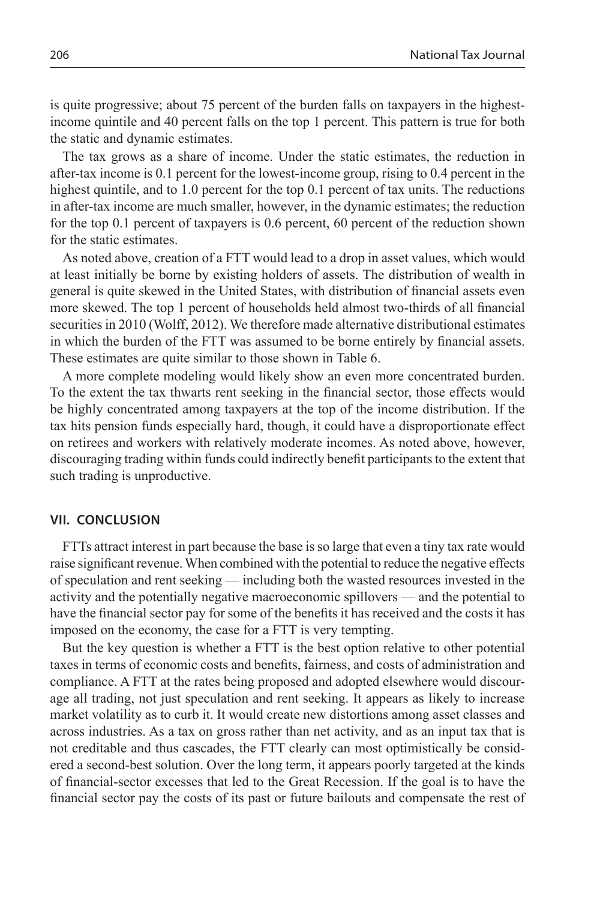is quite progressive; about 75 percent of the burden falls on taxpayers in the highest-income quintile and 40 percent falls on the top 1 percent. This pattern is true for both the static and dynamic estimates.

The tax grows as a share of income. Under the static estimates, the reduction in after-tax income is 0.1 percent for the lowest-income group, rising to 0.4 percent in the highest quintile, and to 1.0 percent for the top 0.1 percent of tax units. The reductions in after-tax income are much smaller, however, in the dynamic estimates; the reduction for the top 0.1 percent of taxpayers is 0.6 percent, 60 percent of the reduction shown for the static estimates.

As noted above, creation of a FTT would lead to a drop in asset values, which would at least initially be borne by existing holders of assets. The distribution of wealth in general is quite skewed in the United States, with distribution of financial assets even more skewed. The top 1 percent of households held almost two-thirds of all financial securities in 2010 (Wolff, 2012). We therefore made alternative distributional estimates in which the burden of the FTT was assumed to be borne entirely by financial assets. These estimates are quite similar to those shown in Table 6.

A more complete modeling would likely show an even more concentrated burden. To the extent the tax thwarts rent seeking in the financial sector, those effects would be highly concentrated among taxpayers at the top of the income distribution. If the tax hits pension funds especially hard, though, it could have a disproportionate effect on retirees and workers with relatively moderate incomes. As noted above, however, discouraging trading within funds could indirectly benefit participants to the extent that such trading is unproductive.

## VII. CONCLUSION

FTTs attract interest in part because the base is so large that even a tiny tax rate would raise significant revenue. When combined with the potential to reduce the negative effects of speculation and rent seeking — including both the wasted resources invested in the activity and the potentially negative macroeconomic spillovers — and the potential to have the financial sector pay for some of the benefits it has received and the costs it has imposed on the economy, the case for a FTT is very tempting.

But the key question is whether a FTT is the best option relative to other potential taxes in terms of economic costs and benefits, fairness, and costs of administration and compliance. A FTT at the rates being proposed and adopted elsewhere would discourage all trading, not just speculation and rent seeking. It appears as likely to increase market volatility as to curb it. It would create new distortions among asset classes and across industries. As a tax on gross rather than net activity, and as an input tax that is not creditable and thus cascades, the FTT clearly can most optimistically be considered a second-best solution. Over the long term, it appears poorly targeted at the kinds of financial-sector excesses that led to the Great Recession. If the goal is to have the financial sector pay the costs of its past or future bailouts and compensate the rest of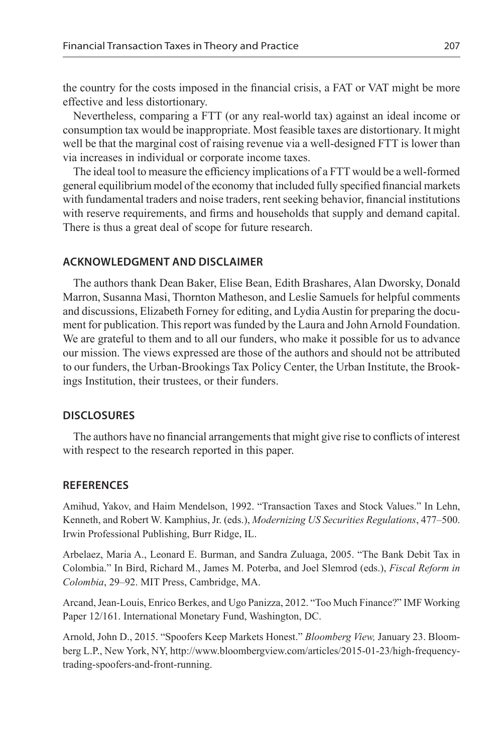the country for the costs imposed in the financial crisis, a FAT or VAT might be more effective and less distortionary.

Nevertheless, comparing a FTT (or any real-world tax) against an ideal income or consumption tax would be inappropriate. Most feasible taxes are distortionary. It might well be that the marginal cost of raising revenue via a well-designed FTT is lower than via increases in individual or corporate income taxes.

The ideal tool to measure the efficiency implications of a FTT would be a well-formed general equilibrium model of the economy that included fully specified financial markets with fundamental traders and noise traders, rent seeking behavior, financial institutions with reserve requirements, and firms and households that supply and demand capital. There is thus a great deal of scope for future research.

## ACKNOWLEDGMENT AND DISCLAIMER

The authors thank Dean Baker, Elise Bean, Edith Brashares, Alan Dworsky, Donald Marron, Susanna Masi, Thornton Matheson, and Leslie Samuels for helpful comments and discussions, Elizabeth Forney for editing, and Lydia Austin for preparing the document for publication. This report was funded by the Laura and John Arnold Foundation. We are grateful to them and to all our funders, who make it possible for us to advance our mission. The views expressed are those of the authors and should not be attributed to our funders, the Urban-Brookings Tax Policy Center, the Urban Institute, the Brookings Institution, their trustees, or their funders.

## DISCLOSURES

The authors have no financial arrangements that might give rise to conflicts of interest with respect to the research reported in this paper.

## REFERENCES

Amihud, Yakov, and Haim Mendelson, 1992. "Transaction Taxes and Stock Values." In Lehn, Kenneth, and Robert W. Kamphius, Jr. (eds.), *Modernizing US Securities Regulations*, 477–500. Irwin Professional Publishing, Burr Ridge, IL.

Arbelaez, Maria A., Leonard E. Burman, and Sandra Zuluaga, 2005. "The Bank Debit Tax in Colombia." In Bird, Richard M., James M. Poterba, and Joel Slemrod (eds.), *Fiscal Reform in Colombia*, 29–92. MIT Press, Cambridge, MA.

Arcand, Jean-Louis, Enrico Berkes, and Ugo Panizza, 2012. "Too Much Finance?" IMF Working Paper 12/161. International Monetary Fund, Washington, DC.

Arnold, John D., 2015. "Spoofers Keep Markets Honest." *Bloomberg View,* January 23. Bloomberg L.P., New York, NY, http://www.bloombergview.com/articles/2015-01-23/high-frequency-trading-spoofers-and-front-running.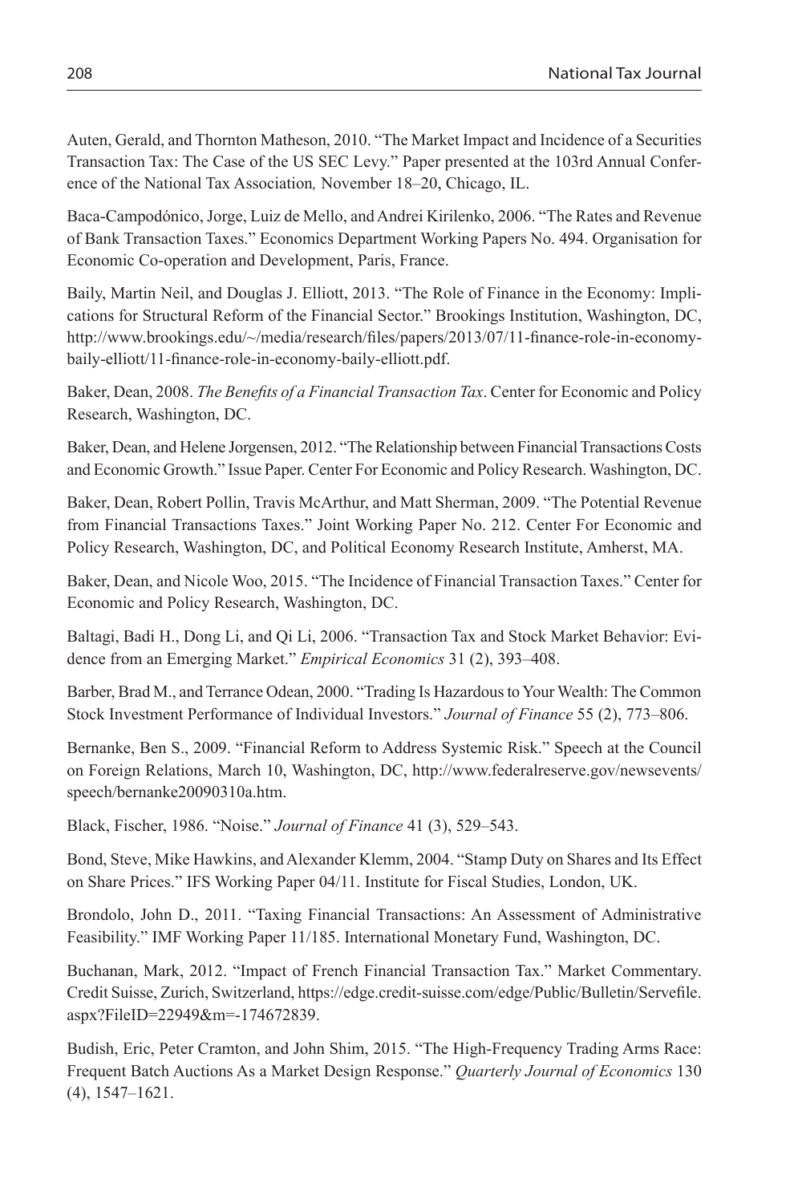Auten, Gerald, and Thornton Matheson, 2010. "The Market Impact and Incidence of a Securities Transaction Tax: The Case of the US SEC Levy." Paper presented at the 103rd Annual Conference of the National Tax Association*,* November 18–20, Chicago, IL.

Baca-Campodónico, Jorge, Luiz de Mello, and Andrei Kirilenko, 2006. "The Rates and Revenue of Bank Transaction Taxes." Economics Department Working Papers No. 494. Organisation for Economic Co-operation and Development, Paris, France.

Baily, Martin Neil, and Douglas J. Elliott, 2013. "The Role of Finance in the Economy: Implications for Structural Reform of the Financial Sector." Brookings Institution, Washington, DC, http://www.brookings.edu/~/media/research/files/papers/2013/07/11-finance-role-in-economy-baily-elliott/11-finance-role-in-economy-baily-elliott.pdf.

Baker, Dean, 2008. *The Benefits of a Financial Transaction Tax*. Center for Economic and Policy Research, Washington, DC.

Baker, Dean, and Helene Jorgensen, 2012. "The Relationship between Financial Transactions Costs and Economic Growth." Issue Paper. Center For Economic and Policy Research. Washington, DC.

Baker, Dean, Robert Pollin, Travis McArthur, and Matt Sherman, 2009. "The Potential Revenue from Financial Transactions Taxes." Joint Working Paper No. 212. Center For Economic and Policy Research, Washington, DC, and Political Economy Research Institute, Amherst, MA.

Baker, Dean, and Nicole Woo, 2015. "The Incidence of Financial Transaction Taxes." Center for Economic and Policy Research, Washington, DC.

Baltagi, Badi H., Dong Li, and Qi Li, 2006. "Transaction Tax and Stock Market Behavior: Evidence from an Emerging Market." *Empirical Economics* 31 (2), 393–408.

Barber, Brad M., and Terrance Odean, 2000. "Trading Is Hazardous to Your Wealth: The Common Stock Investment Performance of Individual Investors." *Journal of Finance* 55 (2), 773–806.

Bernanke, Ben S., 2009. "Financial Reform to Address Systemic Risk." Speech at the Council on Foreign Relations, March 10, Washington, DC, http://www.federalreserve.gov/newsevents/speech/bernanke20090310a.htm.

Black, Fischer, 1986. "Noise." *Journal of Finance* 41 (3), 529–543.

Bond, Steve, Mike Hawkins, and Alexander Klemm, 2004. "Stamp Duty on Shares and Its Effect on Share Prices." IFS Working Paper 04/11. Institute for Fiscal Studies, London, UK.

Brondolo, John D., 2011. "Taxing Financial Transactions: An Assessment of Administrative Feasibility." IMF Working Paper 11/185. International Monetary Fund, Washington, DC.

Buchanan, Mark, 2012. "Impact of French Financial Transaction Tax." Market Commentary. Credit Suisse, Zurich, Switzerland, https://edge.credit-suisse.com/edge/Public/Bulletin/Servefile.aspx?FileID=22949&m=-174672839.

Budish, Eric, Peter Cramton, and John Shim, 2015. "The High-Frequency Trading Arms Race: Frequent Batch Auctions As a Market Design Response." *Quarterly Journal of Economics* 130 (4), 1547–1621.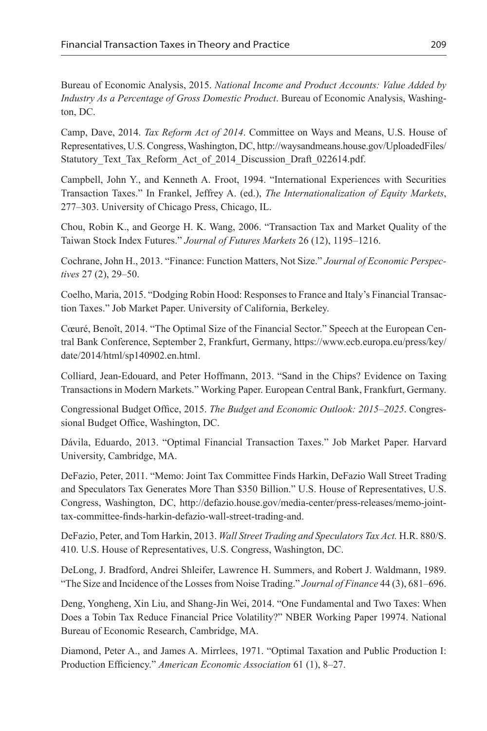Bureau of Economic Analysis, 2015. *National Income and Product Accounts: Value Added by Industry As a Percentage of Gross Domestic Product*. Bureau of Economic Analysis, Washington, DC.

Camp, Dave, 2014. *Tax Reform Act of 2014*. Committee on Ways and Means, U.S. House of Representatives, U.S. Congress, Washington, DC, http://waysandmeans.house.gov/UploadedFiles/Statutory_Text_Tax_Reform_Act_of_2014_Discussion_Draft_022614.pdf.

Campbell, John Y., and Kenneth A. Froot, 1994. "International Experiences with Securities Transaction Taxes." In Frankel, Jeffrey A. (ed.), *The Internationalization of Equity Markets*, 277–303. University of Chicago Press, Chicago, IL.

Chou, Robin K., and George H. K. Wang, 2006. "Transaction Tax and Market Quality of the Taiwan Stock Index Futures." *Journal of Futures Markets* 26 (12), 1195–1216.

Cochrane, John H., 2013. "Finance: Function Matters, Not Size." *Journal of Economic Perspectives* 27 (2), 29–50.

Coelho, Maria, 2015. "Dodging Robin Hood: Responses to France and Italy's Financial Transaction Taxes." Job Market Paper. University of California, Berkeley.

Cœuré, Benoît, 2014. "The Optimal Size of the Financial Sector." Speech at the European Central Bank Conference, September 2, Frankfurt, Germany, https://www.ecb.europa.eu/press/key/date/2014/html/sp140902.en.html.

Colliard, Jean-Edouard, and Peter Hoffmann, 2013. "Sand in the Chips? Evidence on Taxing Transactions in Modern Markets." Working Paper. European Central Bank, Frankfurt, Germany.

Congressional Budget Office, 2015. *The Budget and Economic Outlook: 2015–2025*. Congressional Budget Office, Washington, DC.

Dávila, Eduardo, 2013. "Optimal Financial Transaction Taxes." Job Market Paper. Harvard University, Cambridge, MA.

DeFazio, Peter, 2011. "Memo: Joint Tax Committee Finds Harkin, DeFazio Wall Street Trading and Speculators Tax Generates More Than $350 Billion." U.S. House of Representatives, U.S. Congress, Washington, DC, http://defazio.house.gov/media-center/press-releases/memo-joint-tax-committee-finds-harkin-defazio-wall-street-trading-and.

DeFazio, Peter, and Tom Harkin, 2013. *Wall Street Trading and Speculators Tax Act.* H.R. 880/S. 410. U.S. House of Representatives, U.S. Congress, Washington, DC.

DeLong, J. Bradford, Andrei Shleifer, Lawrence H. Summers, and Robert J. Waldmann, 1989. "The Size and Incidence of the Losses from Noise Trading." *Journal of Finance* 44 (3), 681–696.

Deng, Yongheng, Xin Liu, and Shang-Jin Wei, 2014. "One Fundamental and Two Taxes: When Does a Tobin Tax Reduce Financial Price Volatility?" NBER Working Paper 19974. National Bureau of Economic Research, Cambridge, MA.

Diamond, Peter A., and James A. Mirrlees, 1971. "Optimal Taxation and Public Production I: Production Efficiency." *American Economic Association* 61 (1), 8–27.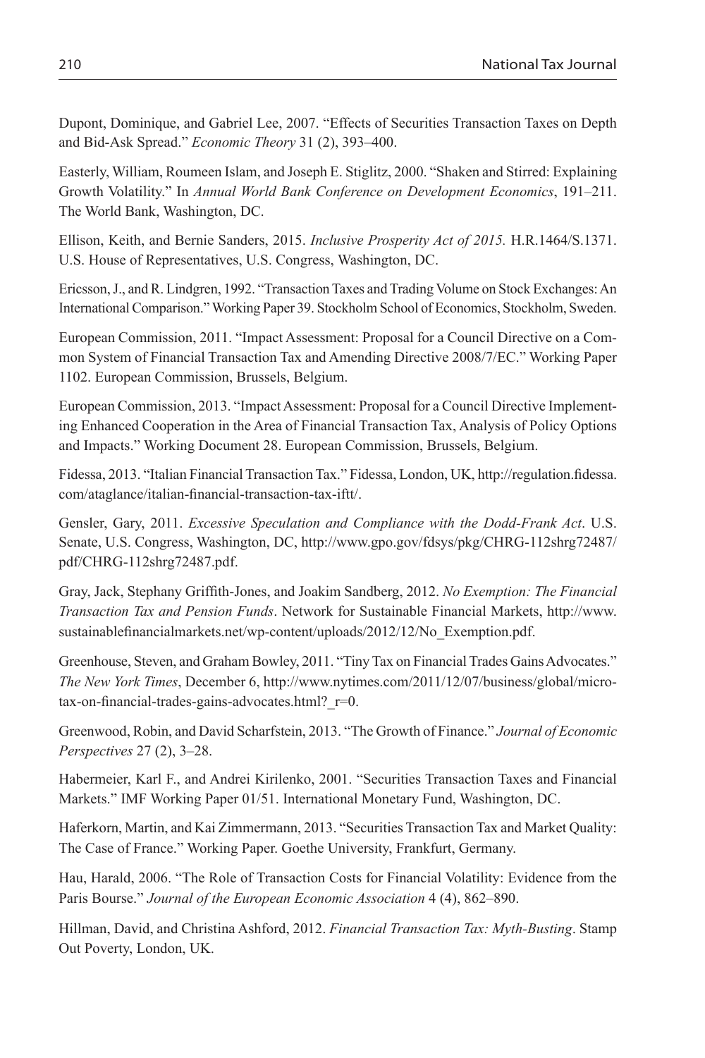Dupont, Dominique, and Gabriel Lee, 2007. "Effects of Securities Transaction Taxes on Depth and Bid-Ask Spread." *Economic Theory* 31 (2), 393–400.

Easterly, William, Roumeen Islam, and Joseph E. Stiglitz, 2000. "Shaken and Stirred: Explaining Growth Volatility." In *Annual World Bank Conference on Development Economics*, 191–211. The World Bank, Washington, DC.

Ellison, Keith, and Bernie Sanders, 2015. *Inclusive Prosperity Act of 2015.* H.R.1464/S.1371. U.S. House of Representatives, U.S. Congress, Washington, DC.

Ericsson, J., and R. Lindgren, 1992. "Transaction Taxes and Trading Volume on Stock Exchanges: An International Comparison." Working Paper 39. Stockholm School of Economics, Stockholm, Sweden.

European Commission, 2011. "Impact Assessment: Proposal for a Council Directive on a Common System of Financial Transaction Tax and Amending Directive 2008/7/EC." Working Paper 1102. European Commission, Brussels, Belgium.

European Commission, 2013. "Impact Assessment: Proposal for a Council Directive Implementing Enhanced Cooperation in the Area of Financial Transaction Tax, Analysis of Policy Options and Impacts." Working Document 28. European Commission, Brussels, Belgium.

Fidessa, 2013. "Italian Financial Transaction Tax." Fidessa, London, UK, http://regulation.fidessa.com/ataglance/italian-financial-transaction-tax-iftt/.

Gensler, Gary, 2011. *Excessive Speculation and Compliance with the Dodd-Frank Act*. U.S. Senate, U.S. Congress, Washington, DC, http://www.gpo.gov/fdsys/pkg/CHRG-112shrg72487/pdf/CHRG-112shrg72487.pdf.

Gray, Jack, Stephany Griffith-Jones, and Joakim Sandberg, 2012. *No Exemption: The Financial Transaction Tax and Pension Funds*. Network for Sustainable Financial Markets, http://www.sustainablefinancialmarkets.net/wp-content/uploads/2012/12/No_Exemption.pdf.

Greenhouse, Steven, and Graham Bowley, 2011. "Tiny Tax on Financial Trades Gains Advocates." *The New York Times*, December 6, http://www.nytimes.com/2011/12/07/business/global/micro-tax-on-financial-trades-gains-advocates.html?_r=0.

Greenwood, Robin, and David Scharfstein, 2013. "The Growth of Finance." *Journal of Economic Perspectives* 27 (2), 3–28.

Habermeier, Karl F., and Andrei Kirilenko, 2001. "Securities Transaction Taxes and Financial Markets." IMF Working Paper 01/51. International Monetary Fund, Washington, DC.

Haferkorn, Martin, and Kai Zimmermann, 2013. "Securities Transaction Tax and Market Quality: The Case of France." Working Paper. Goethe University, Frankfurt, Germany.

Hau, Harald, 2006. "The Role of Transaction Costs for Financial Volatility: Evidence from the Paris Bourse." *Journal of the European Economic Association* 4 (4), 862–890.

Hillman, David, and Christina Ashford, 2012. *Financial Transaction Tax: Myth-Busting*. Stamp Out Poverty, London, UK.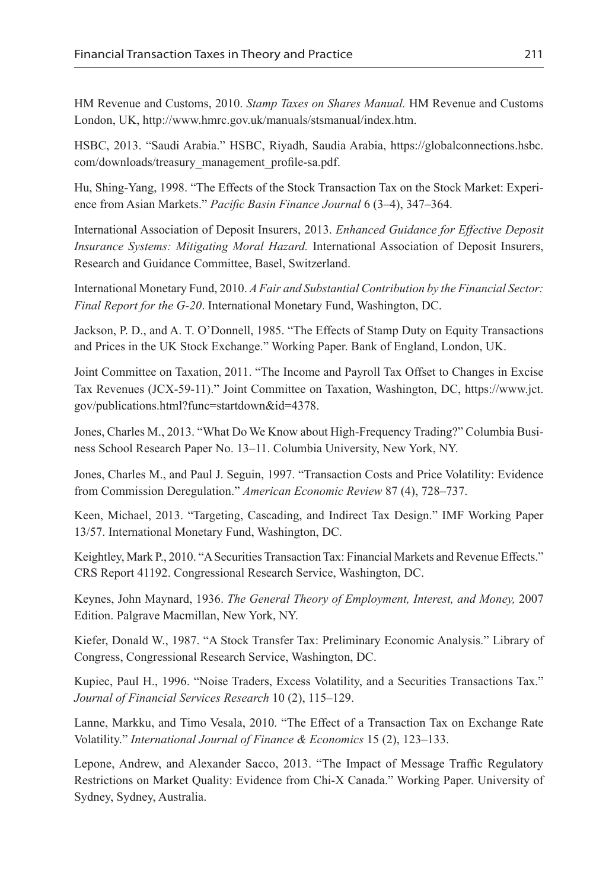HM Revenue and Customs, 2010. *Stamp Taxes on Shares Manual.* HM Revenue and Customs London, UK, http://www.hmrc.gov.uk/manuals/stsmanual/index.htm.

HSBC, 2013. "Saudi Arabia." HSBC, Riyadh, Saudia Arabia, https://globalconnections.hsbc.com/downloads/treasury_management_profile-sa.pdf.

Hu, Shing-Yang, 1998. "The Effects of the Stock Transaction Tax on the Stock Market: Experience from Asian Markets." *Pacific Basin Finance Journal* 6 (3–4), 347–364.

International Association of Deposit Insurers, 2013. *Enhanced Guidance for Effective Deposit Insurance Systems: Mitigating Moral Hazard.* International Association of Deposit Insurers, Research and Guidance Committee, Basel, Switzerland.

International Monetary Fund, 2010. *A Fair and Substantial Contribution by the Financial Sector: Final Report for the G-20*. International Monetary Fund, Washington, DC.

Jackson, P. D., and A. T. O'Donnell, 1985. "The Effects of Stamp Duty on Equity Transactions and Prices in the UK Stock Exchange." Working Paper. Bank of England, London, UK.

Joint Committee on Taxation, 2011. "The Income and Payroll Tax Offset to Changes in Excise Tax Revenues (JCX-59-11)." Joint Committee on Taxation, Washington, DC, https://www.jct.gov/publications.html?func=startdown&id=4378.

Jones, Charles M., 2013. "What Do We Know about High-Frequency Trading?" Columbia Business School Research Paper No. 13–11. Columbia University, New York, NY.

Jones, Charles M., and Paul J. Seguin, 1997. "Transaction Costs and Price Volatility: Evidence from Commission Deregulation." *American Economic Review* 87 (4), 728–737.

Keen, Michael, 2013. "Targeting, Cascading, and Indirect Tax Design." IMF Working Paper 13/57. International Monetary Fund, Washington, DC.

Keightley, Mark P., 2010. "A Securities Transaction Tax: Financial Markets and Revenue Effects." CRS Report 41192. Congressional Research Service, Washington, DC.

Keynes, John Maynard, 1936. *The General Theory of Employment, Interest, and Money,* 2007 Edition. Palgrave Macmillan, New York, NY.

Kiefer, Donald W., 1987. "A Stock Transfer Tax: Preliminary Economic Analysis." Library of Congress, Congressional Research Service, Washington, DC.

Kupiec, Paul H., 1996. "Noise Traders, Excess Volatility, and a Securities Transactions Tax." *Journal of Financial Services Research* 10 (2), 115–129.

Lanne, Markku, and Timo Vesala, 2010. "The Effect of a Transaction Tax on Exchange Rate Volatility." *International Journal of Finance & Economics* 15 (2), 123–133.

Lepone, Andrew, and Alexander Sacco, 2013. "The Impact of Message Traffic Regulatory Restrictions on Market Quality: Evidence from Chi-X Canada." Working Paper. University of Sydney, Sydney, Australia.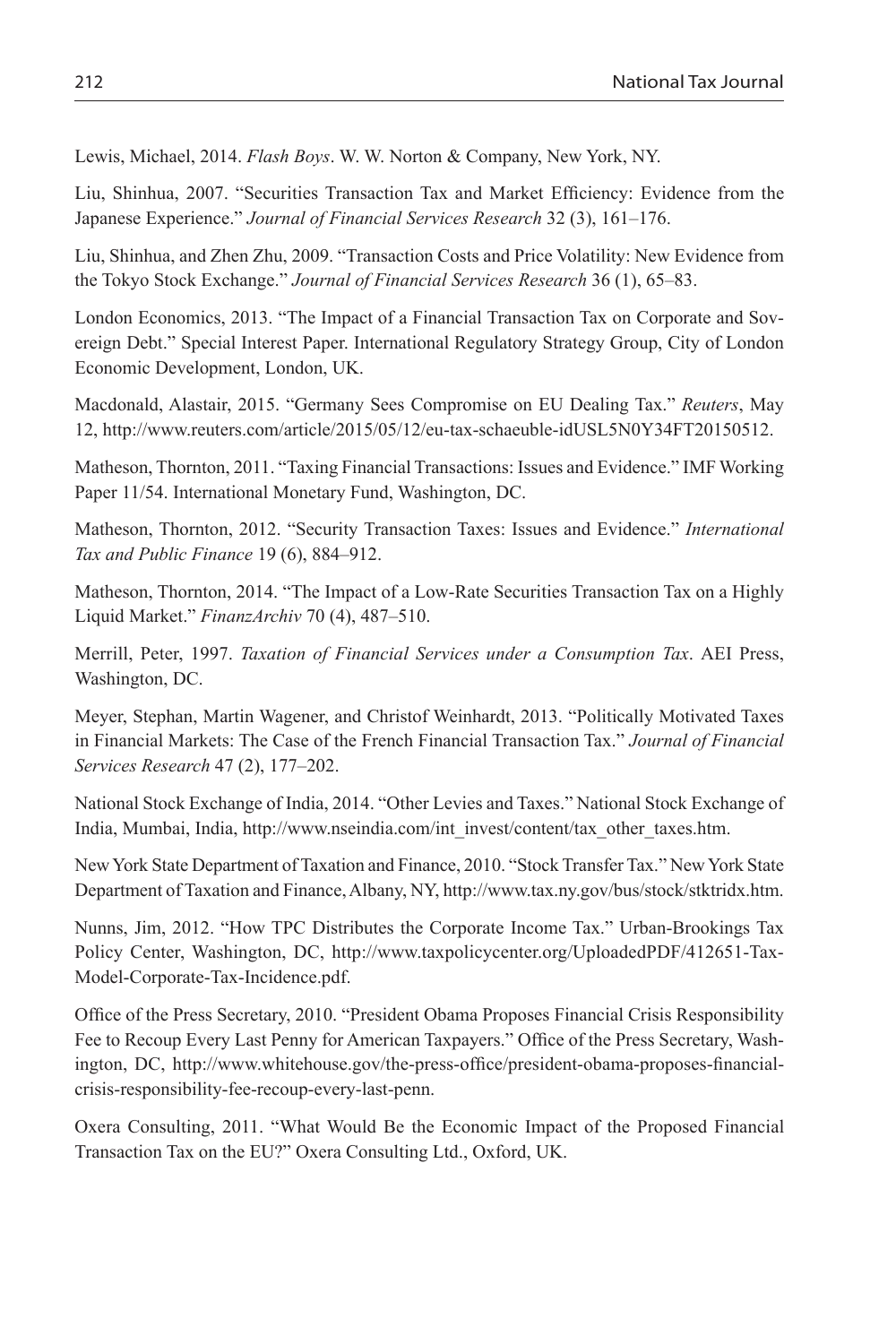Lewis, Michael, 2014. *Flash Boys*. W. W. Norton & Company, New York, NY.

Liu, Shinhua, 2007. "Securities Transaction Tax and Market Efficiency: Evidence from the Japanese Experience." *Journal of Financial Services Research* 32 (3), 161–176.

Liu, Shinhua, and Zhen Zhu, 2009. "Transaction Costs and Price Volatility: New Evidence from the Tokyo Stock Exchange." *Journal of Financial Services Research* 36 (1), 65–83.

London Economics, 2013. "The Impact of a Financial Transaction Tax on Corporate and Sovereign Debt." Special Interest Paper. International Regulatory Strategy Group, City of London Economic Development, London, UK.

Macdonald, Alastair, 2015. "Germany Sees Compromise on EU Dealing Tax." *Reuters*, May 12, http://www.reuters.com/article/2015/05/12/eu-tax-schaeuble-idUSL5N0Y34FT20150512.

Matheson, Thornton, 2011. "Taxing Financial Transactions: Issues and Evidence." IMF Working Paper 11/54. International Monetary Fund, Washington, DC.

Matheson, Thornton, 2012. "Security Transaction Taxes: Issues and Evidence." *International Tax and Public Finance* 19 (6), 884–912.

Matheson, Thornton, 2014. "The Impact of a Low-Rate Securities Transaction Tax on a Highly Liquid Market." *FinanzArchiv* 70 (4), 487–510.

Merrill, Peter, 1997. *Taxation of Financial Services under a Consumption Tax*. AEI Press, Washington, DC.

Meyer, Stephan, Martin Wagener, and Christof Weinhardt, 2013. "Politically Motivated Taxes in Financial Markets: The Case of the French Financial Transaction Tax." *Journal of Financial Services Research* 47 (2), 177–202.

National Stock Exchange of India, 2014. "Other Levies and Taxes." National Stock Exchange of India, Mumbai, India, http://www.nseindia.com/int_invest/content/tax_other_taxes.htm.

New York State Department of Taxation and Finance, 2010. "Stock Transfer Tax." New York State Department of Taxation and Finance, Albany, NY, http://www.tax.ny.gov/bus/stock/stktridx.htm.

Nunns, Jim, 2012. "How TPC Distributes the Corporate Income Tax." Urban-Brookings Tax Policy Center, Washington, DC, http://www.taxpolicycenter.org/UploadedPDF/412651-Tax-Model-Corporate-Tax-Incidence.pdf.

Office of the Press Secretary, 2010. "President Obama Proposes Financial Crisis Responsibility Fee to Recoup Every Last Penny for American Taxpayers." Office of the Press Secretary, Washington, DC, http://www.whitehouse.gov/the-press-office/president-obama-proposes-financial-crisis-responsibility-fee-recoup-every-last-penn.

Oxera Consulting, 2011. "What Would Be the Economic Impact of the Proposed Financial Transaction Tax on the EU?" Oxera Consulting Ltd., Oxford, UK.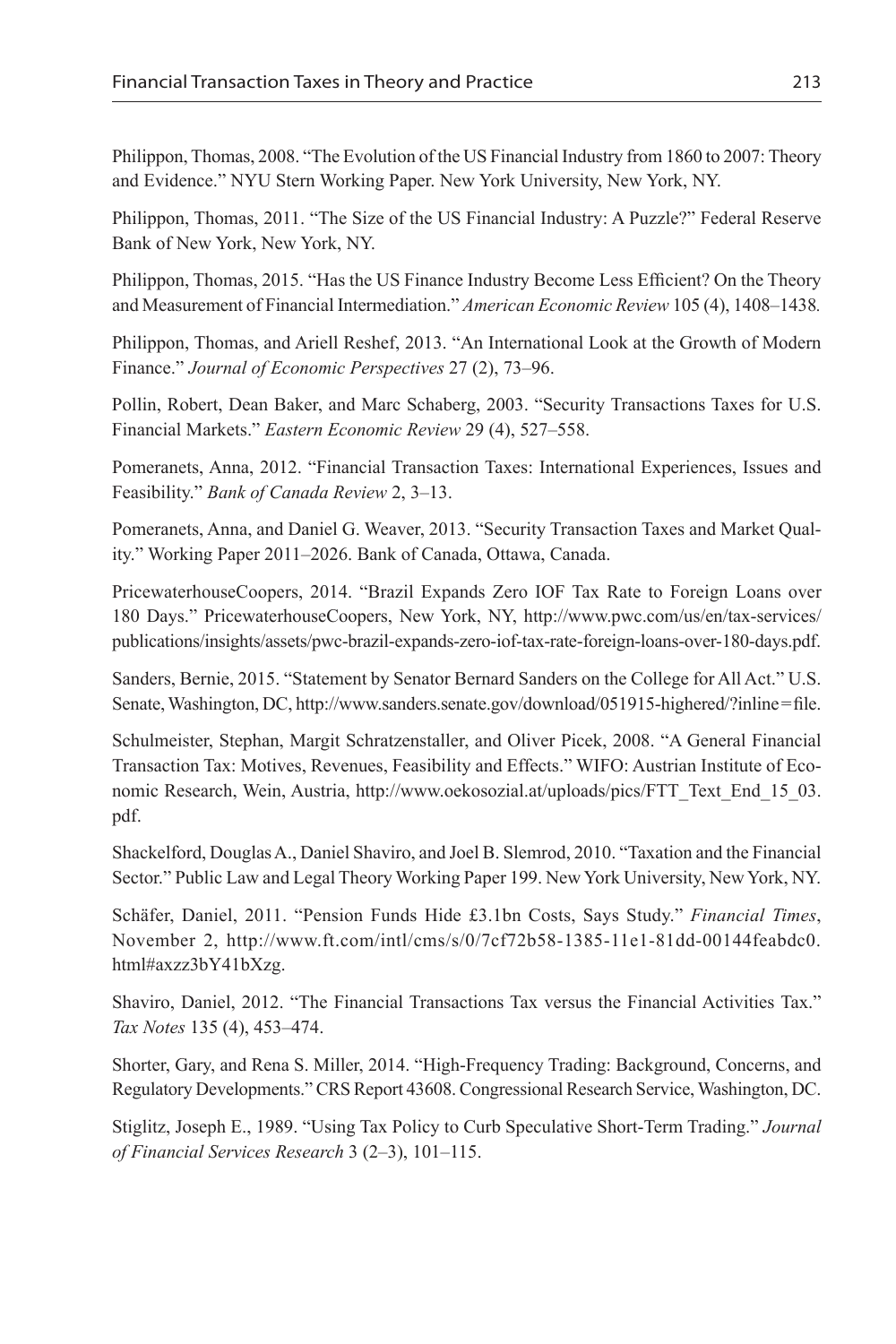Philippon, Thomas, 2008. "The Evolution of the US Financial Industry from 1860 to 2007: Theory and Evidence." NYU Stern Working Paper. New York University, New York, NY.

Philippon, Thomas, 2011. "The Size of the US Financial Industry: A Puzzle?" Federal Reserve Bank of New York, New York, NY.

Philippon, Thomas, 2015. "Has the US Finance Industry Become Less Efficient? On the Theory and Measurement of Financial Intermediation." *American Economic Review* 105 (4), 1408–1438.

Philippon, Thomas, and Ariell Reshef, 2013. "An International Look at the Growth of Modern Finance." *Journal of Economic Perspectives* 27 (2), 73–96.

Pollin, Robert, Dean Baker, and Marc Schaberg, 2003. "Security Transactions Taxes for U.S. Financial Markets." *Eastern Economic Review* 29 (4), 527–558.

Pomeranets, Anna, 2012. "Financial Transaction Taxes: International Experiences, Issues and Feasibility." *Bank of Canada Review* 2, 3–13.

Pomeranets, Anna, and Daniel G. Weaver, 2013. "Security Transaction Taxes and Market Quality." Working Paper 2011–2026. Bank of Canada, Ottawa, Canada.

PricewaterhouseCoopers, 2014. "Brazil Expands Zero IOF Tax Rate to Foreign Loans over 180 Days." PricewaterhouseCoopers, New York, NY, http://www.pwc.com/us/en/tax-services/publications/insights/assets/pwc-brazil-expands-zero-iof-tax-rate-foreign-loans-over-180-days.pdf.

Sanders, Bernie, 2015. "Statement by Senator Bernard Sanders on the College for All Act." U.S. Senate, Washington, DC, http://www.sanders.senate.gov/download/051915-highered/?inline=file.

Schulmeister, Stephan, Margit Schratzenstaller, and Oliver Picek, 2008. "A General Financial Transaction Tax: Motives, Revenues, Feasibility and Effects." WIFO: Austrian Institute of Economic Research, Wein, Austria, http://www.oekosozial.at/uploads/pics/FTT_Text_End_15_03.pdf.

Shackelford, Douglas A., Daniel Shaviro, and Joel B. Slemrod, 2010. "Taxation and the Financial Sector." Public Law and Legal Theory Working Paper 199. New York University, New York, NY.

Schäfer, Daniel, 2011. "Pension Funds Hide £3.1bn Costs, Says Study." *Financial Times*, November 2, http://www.ft.com/intl/cms/s/0/7cf72b58-1385-11e1-81dd-00144feabdc0.html#axzz3bY41bXzg.

Shaviro, Daniel, 2012. "The Financial Transactions Tax versus the Financial Activities Tax." *Tax Notes* 135 (4), 453–474.

Shorter, Gary, and Rena S. Miller, 2014. "High-Frequency Trading: Background, Concerns, and Regulatory Developments." CRS Report 43608. Congressional Research Service, Washington, DC.

Stiglitz, Joseph E., 1989. "Using Tax Policy to Curb Speculative Short-Term Trading." *Journal of Financial Services Research* 3 (2–3), 101–115.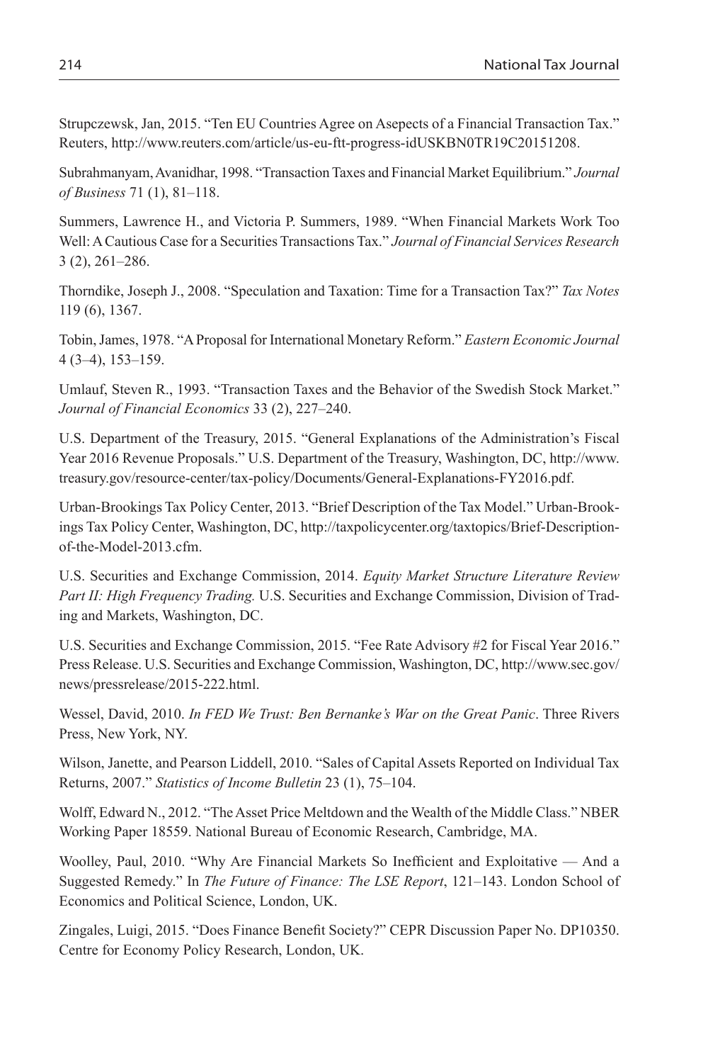Strupczewsk, Jan, 2015. "Ten EU Countries Agree on Asepects of a Financial Transaction Tax." Reuters, http://www.reuters.com/article/us-eu-ftt-progress-idUSKBN0TR19C20151208.

Subrahmanyam, Avanidhar, 1998. "Transaction Taxes and Financial Market Equilibrium." *Journal of Business* 71 (1), 81–118.

Summers, Lawrence H., and Victoria P. Summers, 1989. "When Financial Markets Work Too Well: A Cautious Case for a Securities Transactions Tax." *Journal of Financial Services Research* 3 (2), 261–286.

Thorndike, Joseph J., 2008. "Speculation and Taxation: Time for a Transaction Tax?" *Tax Notes* 119 (6), 1367.

Tobin, James, 1978. "A Proposal for International Monetary Reform." *Eastern Economic Journal* 4 (3–4), 153–159.

Umlauf, Steven R., 1993. "Transaction Taxes and the Behavior of the Swedish Stock Market." *Journal of Financial Economics* 33 (2), 227–240.

U.S. Department of the Treasury, 2015. "General Explanations of the Administration's Fiscal Year 2016 Revenue Proposals." U.S. Department of the Treasury, Washington, DC, http://www.treasury.gov/resource-center/tax-policy/Documents/General-Explanations-FY2016.pdf.

Urban-Brookings Tax Policy Center, 2013. "Brief Description of the Tax Model." Urban-Brookings Tax Policy Center, Washington, DC, http://taxpolicycenter.org/taxtopics/Brief-Description-of-the-Model-2013.cfm.

U.S. Securities and Exchange Commission, 2014. *Equity Market Structure Literature Review Part II: High Frequency Trading.* U.S. Securities and Exchange Commission, Division of Trading and Markets, Washington, DC.

U.S. Securities and Exchange Commission, 2015. "Fee Rate Advisory #2 for Fiscal Year 2016." Press Release. U.S. Securities and Exchange Commission, Washington, DC, http://www.sec.gov/news/pressrelease/2015-222.html.

Wessel, David, 2010. *In FED We Trust: Ben Bernanke's War on the Great Panic*. Three Rivers Press, New York, NY.

Wilson, Janette, and Pearson Liddell, 2010. "Sales of Capital Assets Reported on Individual Tax Returns, 2007." *Statistics of Income Bulletin* 23 (1), 75–104.

Wolff, Edward N., 2012. "The Asset Price Meltdown and the Wealth of the Middle Class." NBER Working Paper 18559. National Bureau of Economic Research, Cambridge, MA.

Woolley, Paul, 2010. "Why Are Financial Markets So Inefficient and Exploitative — And a Suggested Remedy." In *The Future of Finance: The LSE Report*, 121–143. London School of Economics and Political Science, London, UK.

Zingales, Luigi, 2015. "Does Finance Benefit Society?" CEPR Discussion Paper No. DP10350. Centre for Economy Policy Research, London, UK.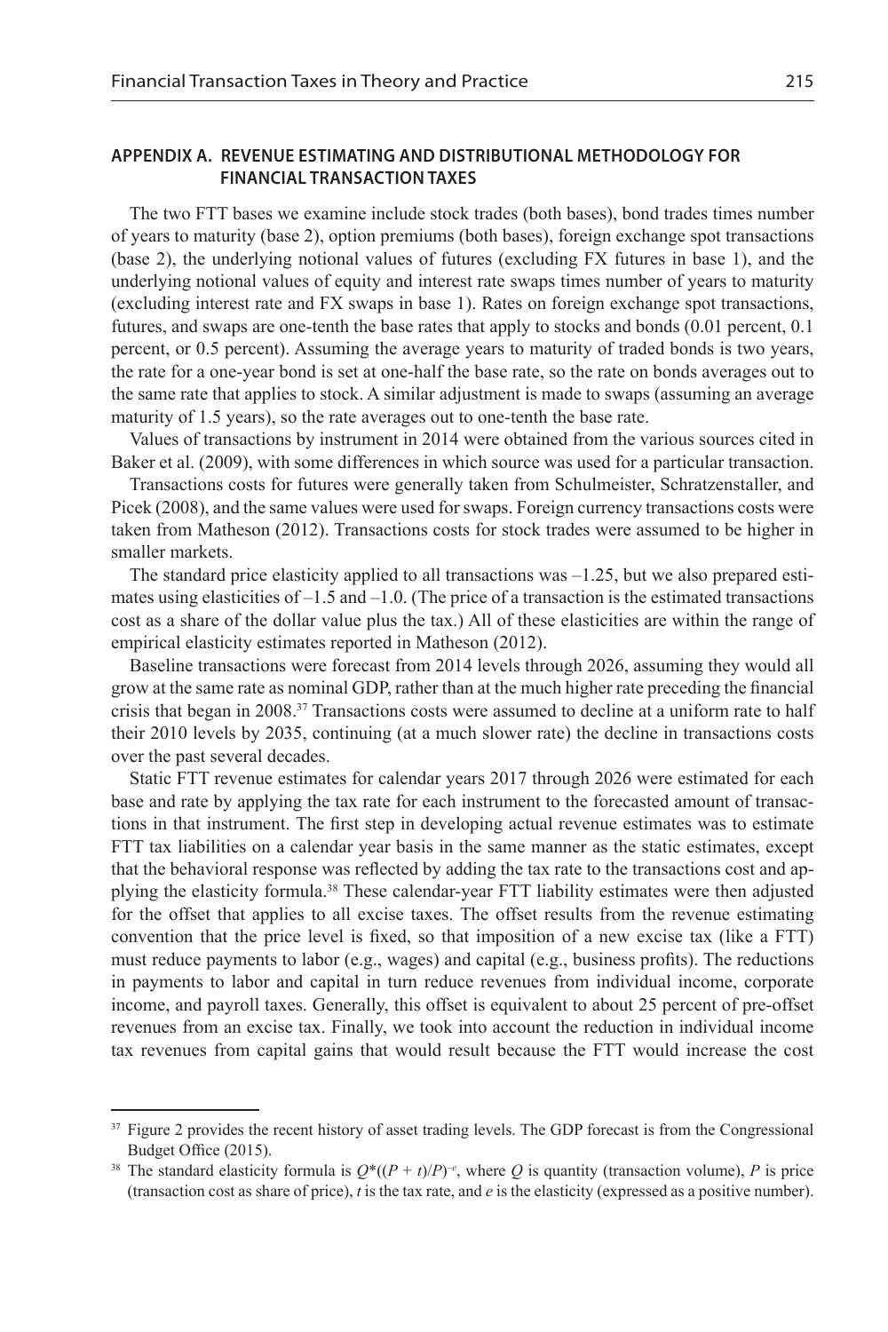## APPENDIX A. REVENUE ESTIMATING AND DISTRIBUTIONAL METHODOLOGY FOR FINANCIAL TRANSACTION TAXES

The two FTT bases we examine include stock trades (both bases), bond trades times number of years to maturity (base 2), option premiums (both bases), foreign exchange spot transactions (base 2), the underlying notional values of futures (excluding FX futures in base 1), and the underlying notional values of equity and interest rate swaps times number of years to maturity (excluding interest rate and FX swaps in base 1). Rates on foreign exchange spot transactions, futures, and swaps are one-tenth the base rates that apply to stocks and bonds (0.01 percent, 0.1 percent, or 0.5 percent). Assuming the average years to maturity of traded bonds is two years, the rate for a one-year bond is set at one-half the base rate, so the rate on bonds averages out to the same rate that applies to stock. A similar adjustment is made to swaps (assuming an average maturity of 1.5 years), so the rate averages out to one-tenth the base rate.

Values of transactions by instrument in 2014 were obtained from the various sources cited in Baker et al. (2009), with some differences in which source was used for a particular transaction.

Transactions costs for futures were generally taken from Schulmeister, Schratzenstaller, and Picek (2008), and the same values were used for swaps. Foreign currency transactions costs were taken from Matheson (2012). Transactions costs for stock trades were assumed to be higher in smaller markets.

The standard price elasticity applied to all transactions was –1.25, but we also prepared estimates using elasticities of –1.5 and –1.0. (The price of a transaction is the estimated transactions cost as a share of the dollar value plus the tax.) All of these elasticities are within the range of empirical elasticity estimates reported in Matheson (2012).

Baseline transactions were forecast from 2014 levels through 2026, assuming they would all grow at the same rate as nominal GDP, rather than at the much higher rate preceding the financial crisis that began in 2008.[37] Transactions costs were assumed to decline at a uniform rate to half their 2010 levels by 2035, continuing (at a much slower rate) the decline in transactions costs over the past several decades.

Static FTT revenue estimates for calendar years 2017 through 2026 were estimated for each base and rate by applying the tax rate for each instrument to the forecasted amount of transactions in that instrument. The first step in developing actual revenue estimates was to estimate FTT tax liabilities on a calendar year basis in the same manner as the static estimates, except that the behavioral response was reflected by adding the tax rate to the transactions cost and applying the elasticity formula.[38] These calendar-year FTT liability estimates were then adjusted for the offset that applies to all excise taxes. The offset results from the revenue estimating convention that the price level is fixed, so that imposition of a new excise tax (like a FTT) must reduce payments to labor (e.g., wages) and capital (e.g., business profits). The reductions in payments to labor and capital in turn reduce revenues from individual income, corporate income, and payroll taxes. Generally, this offset is equivalent to about 25 percent of pre-offset revenues from an excise tax. Finally, we took into account the reduction in individual income tax revenues from capital gains that would result because the FTT would increase the cost

---

[37] Figure 2 provides the recent history of asset trading levels. The GDP forecast is from the Congressional Budget Office (2015).

[38] The standard elasticity formula is $Q*((P + t)/P)^{-e}$, where $Q$ is quantity (transaction volume), $P$ is price (transaction cost as share of price), $t$ is the tax rate, and $e$ is the elasticity (expressed as a positive number).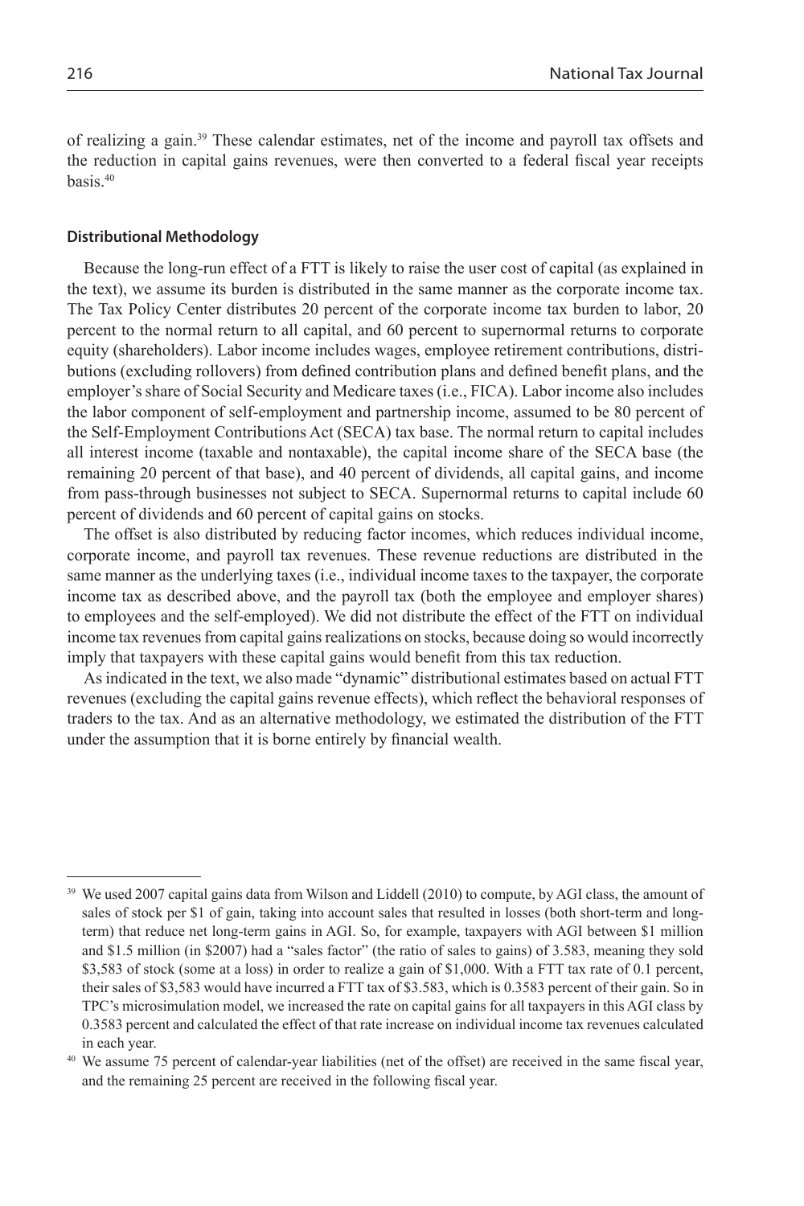of realizing a gain.[39] These calendar estimates, net of the income and payroll tax offsets and the reduction in capital gains revenues, were then converted to a federal fiscal year receipts basis.[40]

#### Distributional Methodology

Because the long-run effect of a FTT is likely to raise the user cost of capital (as explained in the text), we assume its burden is distributed in the same manner as the corporate income tax. The Tax Policy Center distributes 20 percent of the corporate income tax burden to labor, 20 percent to the normal return to all capital, and 60 percent to supernormal returns to corporate equity (shareholders). Labor income includes wages, employee retirement contributions, distributions (excluding rollovers) from defined contribution plans and defined benefit plans, and the employer's share of Social Security and Medicare taxes (i.e., FICA). Labor income also includes the labor component of self-employment and partnership income, assumed to be 80 percent of the Self-Employment Contributions Act (SECA) tax base. The normal return to capital includes all interest income (taxable and nontaxable), the capital income share of the SECA base (the remaining 20 percent of that base), and 40 percent of dividends, all capital gains, and income from pass-through businesses not subject to SECA. Supernormal returns to capital include 60 percent of dividends and 60 percent of capital gains on stocks.

The offset is also distributed by reducing factor incomes, which reduces individual income, corporate income, and payroll tax revenues. These revenue reductions are distributed in the same manner as the underlying taxes (i.e., individual income taxes to the taxpayer, the corporate income tax as described above, and the payroll tax (both the employee and employer shares) to employees and the self-employed). We did not distribute the effect of the FTT on individual income tax revenues from capital gains realizations on stocks, because doing so would incorrectly imply that taxpayers with these capital gains would benefit from this tax reduction.

As indicated in the text, we also made "dynamic" distributional estimates based on actual FTT revenues (excluding the capital gains revenue effects), which reflect the behavioral responses of traders to the tax. And as an alternative methodology, we estimated the distribution of the FTT under the assumption that it is borne entirely by financial wealth.

---

[39] We used 2007 capital gains data from Wilson and Liddell (2010) to compute, by AGI class, the amount of sales of stock per $1 of gain, taking into account sales that resulted in losses (both short-term and long-term) that reduce net long-term gains in AGI. So, for example, taxpayers with AGI between $1 million and $1.5 million (in $2007) had a "sales factor" (the ratio of sales to gains) of 3.583, meaning they sold $3,583 of stock (some at a loss) in order to realize a gain of $1,000. With a FTT tax rate of 0.1 percent, their sales of $3,583 would have incurred a FTT tax of $3.583, which is 0.3583 percent of their gain. So in TPC's microsimulation model, we increased the rate on capital gains for all taxpayers in this AGI class by 0.3583 percent and calculated the effect of that rate increase on individual income tax revenues calculated in each year.

[40] We assume 75 percent of calendar-year liabilities (net of the offset) are received in the same fiscal year, and the remaining 25 percent are received in the following fiscal year.